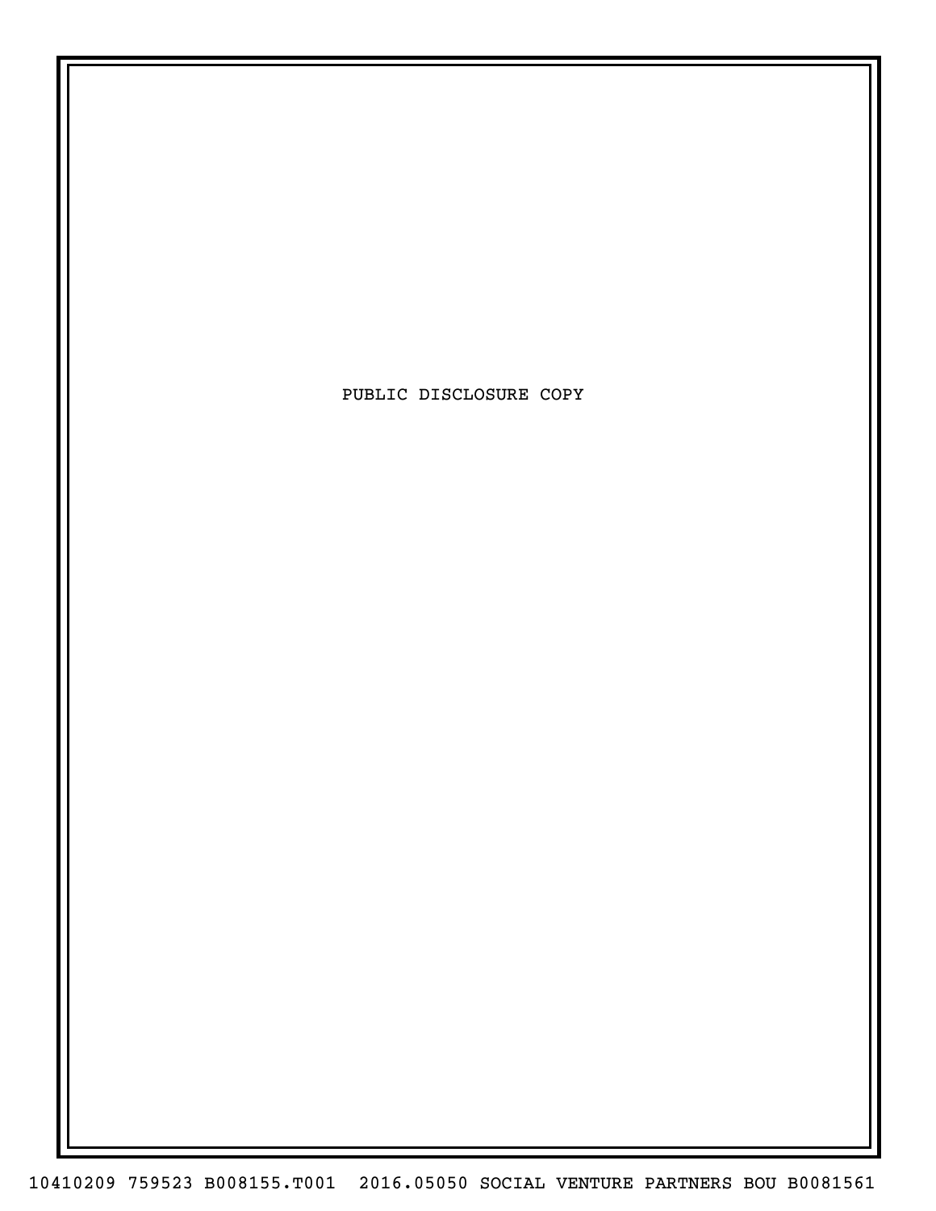PUBLIC DISCLOSURE COPY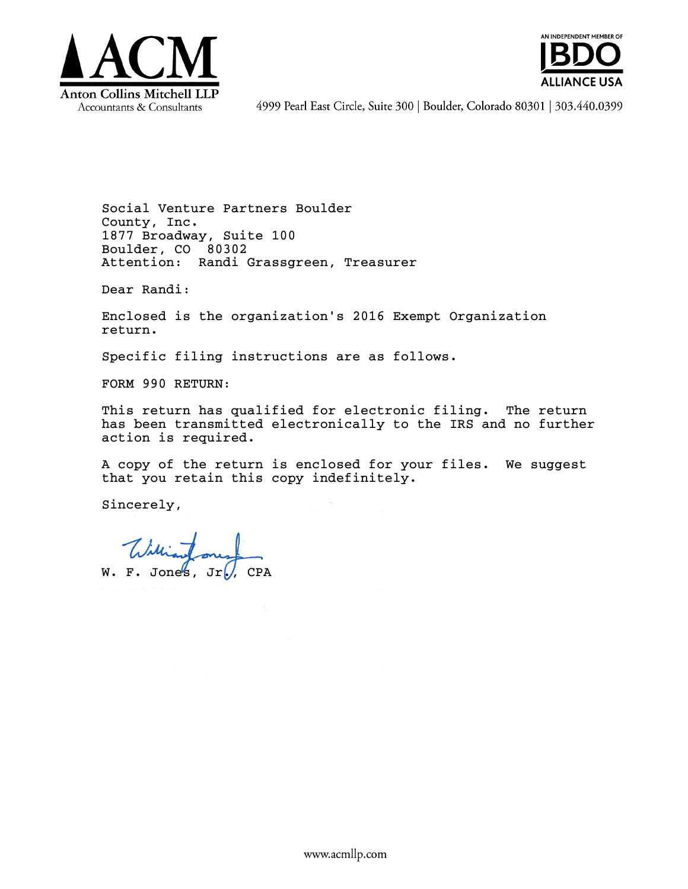**ACM**
Anton Collins Mitchell LLP
Accountants & Consultants

AN INDEPENDENT MEMBER OF BDO ALLIANCE USA

4999 Pearl East Circle, Suite 300 | Boulder, Colorado 80301 | 303.440.0399

Social Venture Partners Boulder County, Inc.
1877 Broadway, Suite 100
Boulder, CO 80302
Attention: Randi Grassgreen, Treasurer

Dear Randi:

Enclosed is the organization's 2016 Exempt Organization return.

Specific filing instructions are as follows.

FORM 990 RETURN:

This return has qualified for electronic filing. The return has been transmitted electronically to the IRS and no further action is required.

A copy of the return is enclosed for your files. We suggest that you retain this copy indefinitely.

Sincerely,

W. F. Jones, Jr., CPA

www.acmllp.com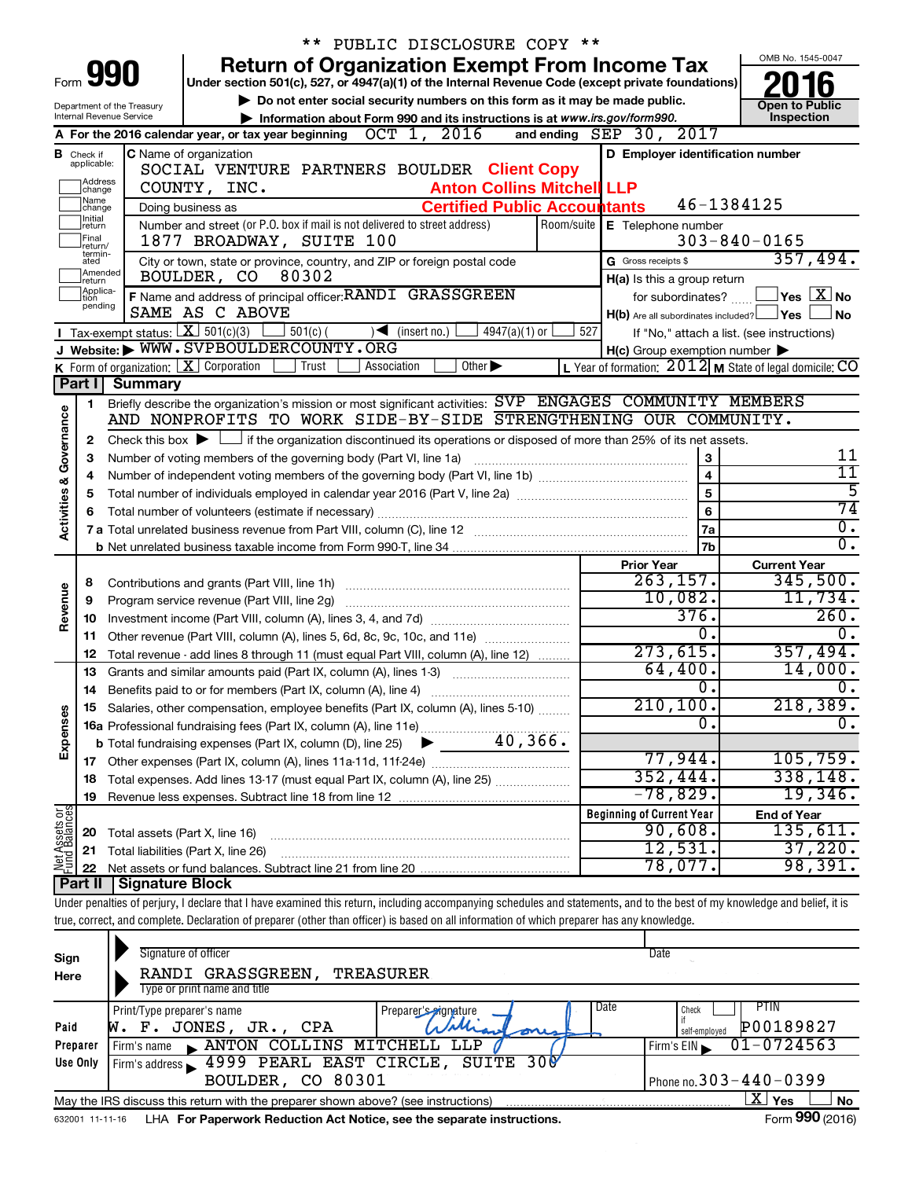\*\* PUBLIC DISCLOSURE COPY \*\*

# Form 990 — Return of Organization Exempt From Income Tax

Under section 501(c), 527, or 4947(a)(1) of the Internal Revenue Code (except private foundations)

▶ Do not enter social security numbers on this form as it may be made public.

▶ Information about Form 990 and its instructions is at www.irs.gov/form990.

OMB No. 1545-0047 — **2016** — Open to Public Inspection

Department of the Treasury, Internal Revenue Service

**A** For the 2016 calendar year, or tax year beginning OCT 1, 2016 and ending SEP 30, 2017

**B** Check if applicable: Address change / Name change / Initial return / Final return/terminated / Amended return / Application pending

**C** Name of organization: SOCIAL VENTURE PARTNERS BOULDER COUNTY, INC.

Client Copy — Anton Collins Mitchell LLP — Certified Public Accountants

Doing business as

Number and street (or P.O. box if mail is not delivered to street address): 1877 BROADWAY, SUITE 100 — Room/suite

City or town, state or province, country, and ZIP or foreign postal code: BOULDER, CO 80302

**D** Employer identification number: 46-1384125

**E** Telephone number: 303-840-0165

**G** Gross receipts $ 357,494.

**F** Name and address of principal officer: RANDI GRASSGREEN, SAME AS C ABOVE

**H(a)** Is this a group return for subordinates? ☐ Yes ☒ No

**H(b)** Are all subordinates included? ☐ Yes ☐ No — If "No," attach a list. (see instructions)

**H(c)** Group exemption number ▶

**I** Tax-exempt status: ☒ 501(c)(3) ☐ 501(c) ( ) ◀ (insert no.) ☐ 4947(a)(1) or ☐ 527

**J** Website: ▶ WWW.SVPBOULDERCOUNTY.ORG

**K** Form of organization: ☒ Corporation ☐ Trust ☐ Association ☐ Other ▶

**L** Year of formation: 2012 **M** State of legal domicile: CO

## Part I Summary

**Activities & Governance**

1. Briefly describe the organization's mission or most significant activities: SVP ENGAGES COMMUNITY MEMBERS AND NONPROFITS TO WORK SIDE-BY-SIDE STRENGTHENING OUR COMMUNITY.
2. Check this box ▶ ☐ if the organization discontinued its operations or disposed of more than 25% of its net assets.

| Line | Description | | Value |
|---|---|---|---|
| 3 | Number of voting members of the governing body (Part VI, line 1a) | 3 | 11 |
| 4 | Number of independent voting members of the governing body (Part VI, line 1b) | 4 | 11 |
| 5 | Total number of individuals employed in calendar year 2016 (Part V, line 2a) | 5 | 5 |
| 6 | Total number of volunteers (estimate if necessary) | 6 | 74 |
| 7a | Total unrelated business revenue from Part VIII, column (C), line 12 | 7a | 0. |
| 7b | Net unrelated business taxable income from Form 990-T, line 34 | 7b | 0. |

| Line | Description | Prior Year | Current Year |
|---|---|---|---|
| **Revenue** | | | |
| 8 | Contributions and grants (Part VIII, line 1h) | 263,157. | 345,500. |
| 9 | Program service revenue (Part VIII, line 2g) | 10,082. | 11,734. |
| 10 | Investment income (Part VIII, column (A), lines 3, 4, and 7d) | 376. | 260. |
| 11 | Other revenue (Part VIII, column (A), lines 5, 6d, 8c, 9c, 10c, and 11e) | 0. | 0. |
| 12 | Total revenue - add lines 8 through 11 (must equal Part VIII, column (A), line 12) | 273,615. | 357,494. |
| **Expenses** | | | |
| 13 | Grants and similar amounts paid (Part IX, column (A), lines 1-3) | 64,400. | 14,000. |
| 14 | Benefits paid to or for members (Part IX, column (A), line 4) | 0. | 0. |
| 15 | Salaries, other compensation, employee benefits (Part IX, column (A), lines 5-10) | 210,100. | 218,389. |
| 16a | Professional fundraising fees (Part IX, column (A), line 11e) | 0. | 0. |
| b | Total fundraising expenses (Part IX, column (D), line 25) ▶ 40,366. | | |
| 17 | Other expenses (Part IX, column (A), lines 11a-11d, 11f-24e) | 77,944. | 105,759. |
| 18 | Total expenses. Add lines 13-17 (must equal Part IX, column (A), line 25) | 352,444. | 338,148. |
| 19 | Revenue less expenses. Subtract line 18 from line 12 | -78,829. | 19,346. |

| Line | Net Assets or Fund Balances | Beginning of Current Year | End of Year |
|---|---|---|---|
| 20 | Total assets (Part X, line 16) | 90,608. | 135,611. |
| 21 | Total liabilities (Part X, line 26) | 12,531. | 37,220. |
| 22 | Net assets or fund balances. Subtract line 21 from line 20 | 78,077. | 98,391. |

## Part II Signature Block

Under penalties of perjury, I declare that I have examined this return, including accompanying schedules and statements, and to the best of my knowledge and belief, it is true, correct, and complete. Declaration of preparer (other than officer) is based on all information of which preparer has any knowledge.

**Sign Here**

Signature of officer — Date

RANDI GRASSGREEN, TREASURER

Type or print name and title

**Paid Preparer Use Only**

| Print/Type preparer's name | Preparer's signature | Date | Check ☐ if self-employed | PTIN |
|---|---|---|---|---|
| W. F. JONES, JR., CPA | William Jones | | | P00189827 |

Firm's name ▶ ANTON COLLINS MITCHELL LLP — Firm's EIN ▶ 01-0724563

Firm's address ▶ 4999 PEARL EAST CIRCLE, SUITE 300, BOULDER, CO 80301 — Phone no. 303-440-0399

May the IRS discuss this return with the preparer shown above? (see instructions) ☒ Yes ☐ No

632001 11-11-16 LHA For Paperwork Reduction Act Notice, see the separate instructions. Form **990** (2016)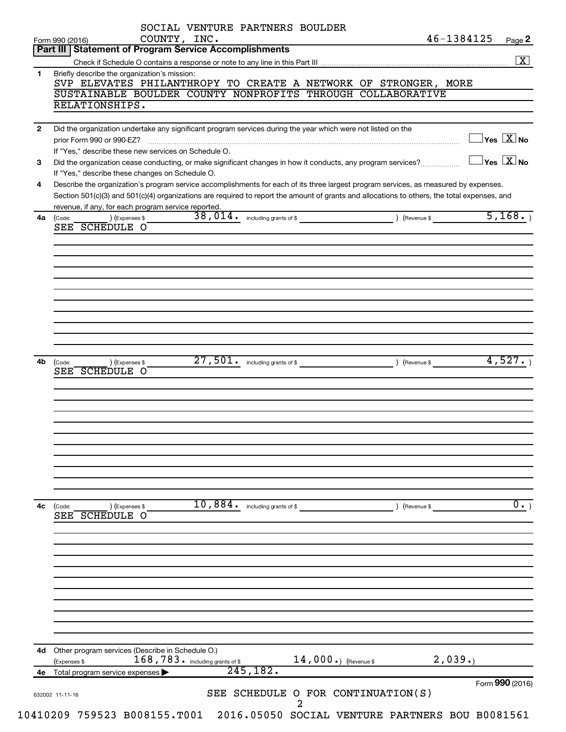SOCIAL VENTURE PARTNERS BOULDER COUNTY, INC. 46-1384125

Form 990 (2016) Page **2**

## Part III | Statement of Program Service Accomplishments

Check if Schedule O contains a response or note to any line in this Part III .......... [X]

**1** Briefly describe the organization's mission:

SVP ELEVATES PHILANTHROPY TO CREATE A NETWORK OF STRONGER, MORE SUSTAINABLE BOULDER COUNTY NONPROFITS THROUGH COLLABORATIVE RELATIONSHIPS.

**2** Did the organization undertake any significant program services during the year which were not listed on the prior Form 990 or 990-EZ? .......... [ ] Yes [X] No

If "Yes," describe these new services on Schedule O.

**3** Did the organization cease conducting, or make significant changes in how it conducts, any program services? .......... [ ] Yes [X] No

If "Yes," describe these changes on Schedule O.

**4** Describe the organization's program service accomplishments for each of its three largest program services, as measured by expenses. Section 501(c)(3) and 501(c)(4) organizations are required to report the amount of grants and allocations to others, the total expenses, and revenue, if any, for each program service reported.

**4a** (Code: ) (Expenses $ 38,014. including grants of $ ) (Revenue $ 5,168. )

SEE SCHEDULE O

**4b** (Code: ) (Expenses $ 27,501. including grants of $ ) (Revenue $ 4,527. )

SEE SCHEDULE O

**4c** (Code: ) (Expenses $ 10,884. including grants of $ ) (Revenue $ 0. )

SEE SCHEDULE O

**4d** Other program services (Describe in Schedule O.)

(Expenses $ 168,783. including grants of $ 14,000.) (Revenue $ 2,039.)

**4e** Total program service expenses ▶ 245,182.

Form **990** (2016)

SEE SCHEDULE O FOR CONTINUATION(S)

632002 11-11-16

10410209 759523 B008155.T001 2016.05050 SOCIAL VENTURE PARTNERS BOU B0081561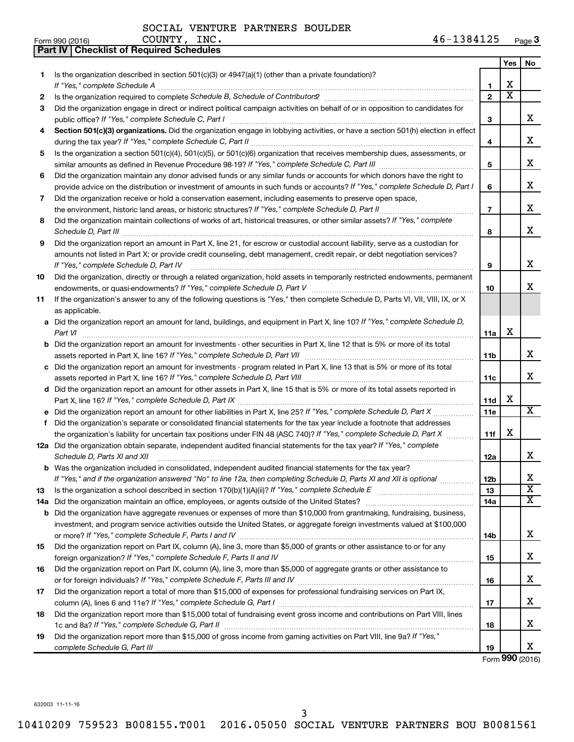SOCIAL VENTURE PARTNERS BOULDER COUNTY, INC.

Form 990 (2016) 46-1384125

## Part IV Checklist of Required Schedules

| | | | Yes | No |
|---|---|---|---|---|
| **1** | Is the organization described in section 501(c)(3) or 4947(a)(1) (other than a private foundation)? *If "Yes," complete Schedule A* | 1 | X | |
| **2** | Is the organization required to complete *Schedule B, Schedule of Contributors*? | 2 | X | |
| **3** | Did the organization engage in direct or indirect political campaign activities on behalf of or in opposition to candidates for public office? *If "Yes," complete Schedule C, Part I* | 3 | | X |
| **4** | **Section 501(c)(3) organizations.** Did the organization engage in lobbying activities, or have a section 501(h) election in effect during the tax year? *If "Yes," complete Schedule C, Part II* | 4 | | X |
| **5** | Is the organization a section 501(c)(4), 501(c)(5), or 501(c)(6) organization that receives membership dues, assessments, or similar amounts as defined in Revenue Procedure 98-19? *If "Yes," complete Schedule C, Part III* | 5 | | X |
| **6** | Did the organization maintain any donor advised funds or any similar funds or accounts for which donors have the right to provide advice on the distribution or investment of amounts in such funds or accounts? *If "Yes," complete Schedule D, Part I* | 6 | | X |
| **7** | Did the organization receive or hold a conservation easement, including easements to preserve open space, the environment, historic land areas, or historic structures? *If "Yes," complete Schedule D, Part II* | 7 | | X |
| **8** | Did the organization maintain collections of works of art, historical treasures, or other similar assets? *If "Yes," complete Schedule D, Part III* | 8 | | X |
| **9** | Did the organization report an amount in Part X, line 21, for escrow or custodial account liability, serve as a custodian for amounts not listed in Part X; or provide credit counseling, debt management, credit repair, or debt negotiation services? *If "Yes," complete Schedule D, Part IV* | 9 | | X |
| **10** | Did the organization, directly or through a related organization, hold assets in temporarily restricted endowments, permanent endowments, or quasi-endowments? *If "Yes," complete Schedule D, Part V* | 10 | | X |
| **11** | If the organization's answer to any of the following questions is "Yes," then complete Schedule D, Parts VI, VII, VIII, IX, or X as applicable. | | | |
| **a** | Did the organization report an amount for land, buildings, and equipment in Part X, line 10? *If "Yes," complete Schedule D, Part VI* | 11a | X | |
| **b** | Did the organization report an amount for investments - other securities in Part X, line 12 that is 5% or more of its total assets reported in Part X, line 16? *If "Yes," complete Schedule D, Part VII* | 11b | | X |
| **c** | Did the organization report an amount for investments - program related in Part X, line 13 that is 5% or more of its total assets reported in Part X, line 16? *If "Yes," complete Schedule D, Part VIII* | 11c | | X |
| **d** | Did the organization report an amount for other assets in Part X, line 15 that is 5% or more of its total assets reported in Part X, line 16? *If "Yes," complete Schedule D, Part IX* | 11d | X | |
| **e** | Did the organization report an amount for other liabilities in Part X, line 25? *If "Yes," complete Schedule D, Part X* | 11e | | X |
| **f** | Did the organization's separate or consolidated financial statements for the tax year include a footnote that addresses the organization's liability for uncertain tax positions under FIN 48 (ASC 740)? *If "Yes," complete Schedule D, Part X* | 11f | X | |
| **12a** | Did the organization obtain separate, independent audited financial statements for the tax year? *If "Yes," complete Schedule D, Parts XI and XII* | 12a | | X |
| **b** | Was the organization included in consolidated, independent audited financial statements for the tax year? *If "Yes," and if the organization answered "No" to line 12a, then completing Schedule D, Parts XI and XII is optional* | 12b | | X |
| **13** | Is the organization a school described in section 170(b)(1)(A)(ii)? *If "Yes," complete Schedule E* | 13 | | X |
| **14a** | Did the organization maintain an office, employees, or agents outside of the United States? | 14a | | X |
| **b** | Did the organization have aggregate revenues or expenses of more than $10,000 from grantmaking, fundraising, business, investment, and program service activities outside the United States, or aggregate foreign investments valued at $100,000 or more? *If "Yes," complete Schedule F, Parts I and IV* | 14b | | X |
| **15** | Did the organization report on Part IX, column (A), line 3, more than $5,000 of grants or other assistance to or for any foreign organization? *If "Yes," complete Schedule F, Parts II and IV* | 15 | | X |
| **16** | Did the organization report on Part IX, column (A), line 3, more than $5,000 of aggregate grants or other assistance to or for foreign individuals? *If "Yes," complete Schedule F, Parts III and IV* | 16 | | X |
| **17** | Did the organization report a total of more than $15,000 of expenses for professional fundraising services on Part IX, column (A), lines 6 and 11e? *If "Yes," complete Schedule G, Part I* | 17 | | X |
| **18** | Did the organization report more than $15,000 total of fundraising event gross income and contributions on Part VIII, lines 1c and 8a? *If "Yes," complete Schedule G, Part II* | 18 | | X |
| **19** | Did the organization report more than $15,000 of gross income from gaming activities on Part VIII, line 9a? *If "Yes," complete Schedule G, Part III* | 19 | | X |

Form **990** (2016)

632003 11-11-16

10410209 759523 B008155.T001 2016.05050 SOCIAL VENTURE PARTNERS BOU B0081561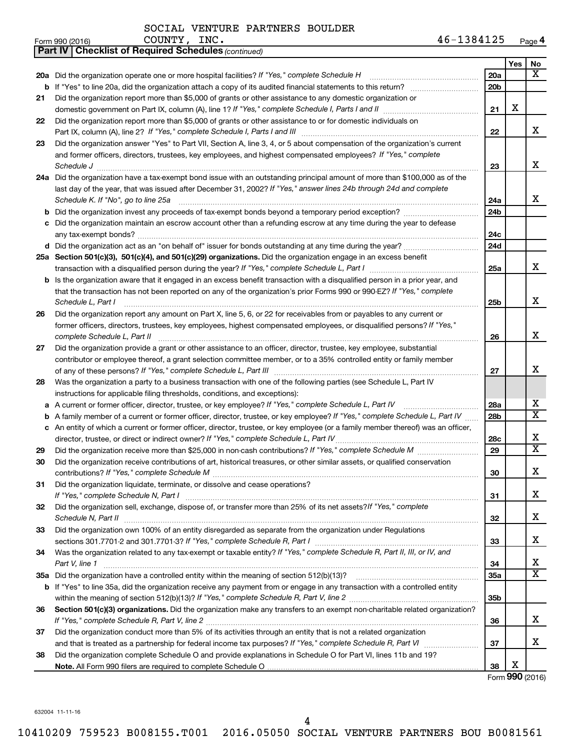SOCIAL VENTURE PARTNERS BOULDER COUNTY, INC. 46-1384125

Form 990 (2016)

**Part IV | Checklist of Required Schedules** *(continued)*

| | | | Yes | No |
|---|---|---|---|---|
| **20a** | Did the organization operate one or more hospital facilities? *If "Yes," complete Schedule H* | 20a | | X |
| **b** | If "Yes" to line 20a, did the organization attach a copy of its audited financial statements to this return? | 20b | | |
| **21** | Did the organization report more than $5,000 of grants or other assistance to any domestic organization or domestic government on Part IX, column (A), line 1? *If "Yes," complete Schedule I, Parts I and II* | 21 | X | |
| **22** | Did the organization report more than $5,000 of grants or other assistance to or for domestic individuals on Part IX, column (A), line 2? *If "Yes," complete Schedule I, Parts I and III* | 22 | | X |
| **23** | Did the organization answer "Yes" to Part VII, Section A, line 3, 4, or 5 about compensation of the organization's current and former officers, directors, trustees, key employees, and highest compensated employees? *If "Yes," complete Schedule J* | 23 | | X |
| **24a** | Did the organization have a tax-exempt bond issue with an outstanding principal amount of more than $100,000 as of the last day of the year, that was issued after December 31, 2002? *If "Yes," answer lines 24b through 24d and complete Schedule K. If "No", go to line 25a* | 24a | | X |
| **b** | Did the organization invest any proceeds of tax-exempt bonds beyond a temporary period exception? | 24b | | |
| **c** | Did the organization maintain an escrow account other than a refunding escrow at any time during the year to defease any tax-exempt bonds? | 24c | | |
| **d** | Did the organization act as an "on behalf of" issuer for bonds outstanding at any time during the year? | 24d | | |
| **25a** | **Section 501(c)(3), 501(c)(4), and 501(c)(29) organizations.** Did the organization engage in an excess benefit transaction with a disqualified person during the year? *If "Yes," complete Schedule L, Part I* | 25a | | X |
| **b** | Is the organization aware that it engaged in an excess benefit transaction with a disqualified person in a prior year, and that the transaction has not been reported on any of the organization's prior Forms 990 or 990-EZ? *If "Yes," complete Schedule L, Part I* | 25b | | X |
| **26** | Did the organization report any amount on Part X, line 5, 6, or 22 for receivables from or payables to any current or former officers, directors, trustees, key employees, highest compensated employees, or disqualified persons? *If "Yes," complete Schedule L, Part II* | 26 | | X |
| **27** | Did the organization provide a grant or other assistance to an officer, director, trustee, key employee, substantial contributor or employee thereof, a grant selection committee member, or to a 35% controlled entity or family member of any of these persons? *If "Yes," complete Schedule L, Part III* | 27 | | X |
| **28** | Was the organization a party to a business transaction with one of the following parties (see Schedule L, Part IV instructions for applicable filing thresholds, conditions, and exceptions): | | | |
| **a** | A current or former officer, director, trustee, or key employee? *If "Yes," complete Schedule L, Part IV* | 28a | | X |
| **b** | A family member of a current or former officer, director, trustee, or key employee? *If "Yes," complete Schedule L, Part IV* | 28b | | X |
| **c** | An entity of which a current or former officer, director, trustee, or key employee (or a family member thereof) was an officer, director, trustee, or direct or indirect owner? *If "Yes," complete Schedule L, Part IV* | 28c | | X |
| **29** | Did the organization receive more than $25,000 in non-cash contributions? *If "Yes," complete Schedule M* | 29 | | X |
| **30** | Did the organization receive contributions of art, historical treasures, or other similar assets, or qualified conservation contributions? *If "Yes," complete Schedule M* | 30 | | X |
| **31** | Did the organization liquidate, terminate, or dissolve and cease operations? *If "Yes," complete Schedule N, Part I* | 31 | | X |
| **32** | Did the organization sell, exchange, dispose of, or transfer more than 25% of its net assets? *If "Yes," complete Schedule N, Part II* | 32 | | X |
| **33** | Did the organization own 100% of an entity disregarded as separate from the organization under Regulations sections 301.7701-2 and 301.7701-3? *If "Yes," complete Schedule R, Part I* | 33 | | X |
| **34** | Was the organization related to any tax-exempt or taxable entity? *If "Yes," complete Schedule R, Part II, III, or IV, and Part V, line 1* | 34 | | X |
| **35a** | Did the organization have a controlled entity within the meaning of section 512(b)(13)? | 35a | | X |
| **b** | If "Yes" to line 35a, did the organization receive any payment from or engage in any transaction with a controlled entity within the meaning of section 512(b)(13)? *If "Yes," complete Schedule R, Part V, line 2* | 35b | | |
| **36** | **Section 501(c)(3) organizations.** Did the organization make any transfers to an exempt non-charitable related organization? *If "Yes," complete Schedule R, Part V, line 2* | 36 | | X |
| **37** | Did the organization conduct more than 5% of its activities through an entity that is not a related organization and that is treated as a partnership for federal income tax purposes? *If "Yes," complete Schedule R, Part VI* | 37 | | X |
| **38** | Did the organization complete Schedule O and provide explanations in Schedule O for Part VI, lines 11b and 19? **Note.** All Form 990 filers are required to complete Schedule O | 38 | X | |

Form **990** (2016)

632004 11-11-16

10410209 759523 B008155.T001 2016.05050 SOCIAL VENTURE PARTNERS BOU B0081561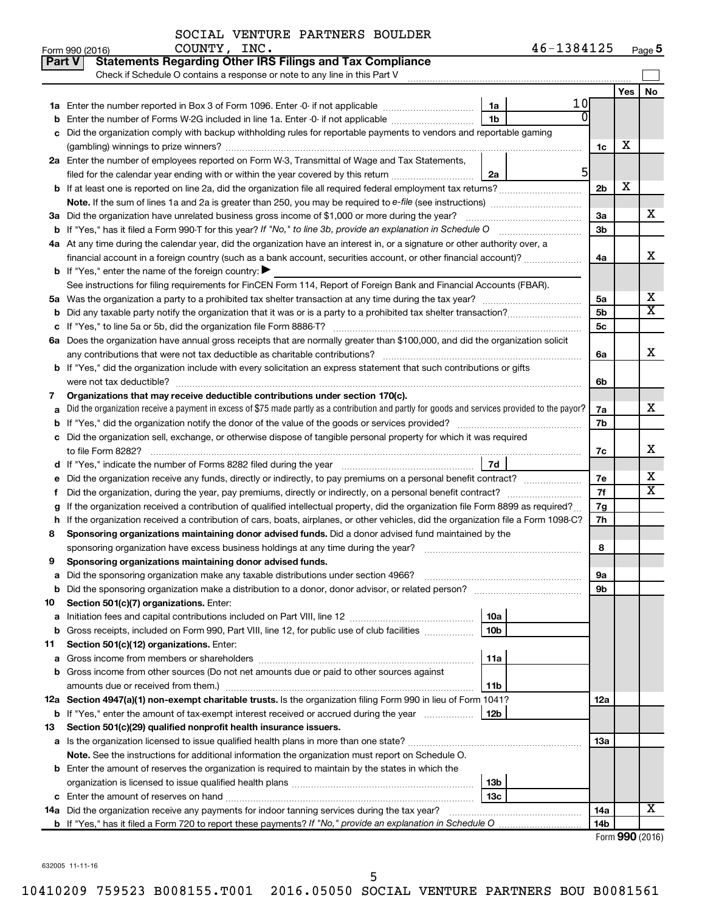SOCIAL VENTURE PARTNERS BOULDER COUNTY, INC. 46-1384125

Form 990 (2016) Page 5

## Part V Statements Regarding Other IRS Filings and Tax Compliance

Check if Schedule O contains a response or note to any line in this Part V

| | | | | | Yes | No |
|---|---|---|---|---|---|---|
| 1a | Enter the number reported in Box 3 of Form 1096. Enter -0- if not applicable | 1a | 10 | | | |
| b | Enter the number of Forms W-2G included in line 1a. Enter -0- if not applicable | 1b | 0 | | | |
| c | Did the organization comply with backup withholding rules for reportable payments to vendors and reportable gaming (gambling) winnings to prize winners? | | | 1c | X | |
| 2a | Enter the number of employees reported on Form W-3, Transmittal of Wage and Tax Statements, filed for the calendar year ending with or within the year covered by this return | 2a | 5 | | | |
| b | If at least one is reported on line 2a, did the organization file all required federal employment tax returns? | | | 2b | X | |
| | **Note.** If the sum of lines 1a and 2a is greater than 250, you may be required to *e-file* (see instructions) | | | | | |
| 3a | Did the organization have unrelated business gross income of $1,000 or more during the year? | | | 3a | | X |
| b | If "Yes," has it filed a Form 990-T for this year? *If "No," to line 3b, provide an explanation in Schedule O* | | | 3b | | |
| 4a | At any time during the calendar year, did the organization have an interest in, or a signature or other authority over, a financial account in a foreign country (such as a bank account, securities account, or other financial account)? | | | 4a | | X |
| b | If "Yes," enter the name of the foreign country: ▶ | | | | | |
| | See instructions for filing requirements for FinCEN Form 114, Report of Foreign Bank and Financial Accounts (FBAR). | | | | | |
| 5a | Was the organization a party to a prohibited tax shelter transaction at any time during the tax year? | | | 5a | | X |
| b | Did any taxable party notify the organization that it was or is a party to a prohibited tax shelter transaction? | | | 5b | | X |
| c | If "Yes," to line 5a or 5b, did the organization file Form 8886-T? | | | 5c | | |
| 6a | Does the organization have annual gross receipts that are normally greater than $100,000, and did the organization solicit any contributions that were not tax deductible as charitable contributions? | | | 6a | | X |
| b | If "Yes," did the organization include with every solicitation an express statement that such contributions or gifts were not tax deductible? | | | 6b | | |
| 7 | **Organizations that may receive deductible contributions under section 170(c).** | | | | | |
| a | Did the organization receive a payment in excess of $75 made partly as a contribution and partly for goods and services provided to the payor? | | | 7a | | X |
| b | If "Yes," did the organization notify the donor of the value of the goods or services provided? | | | 7b | | |
| c | Did the organization sell, exchange, or otherwise dispose of tangible personal property for which it was required to file Form 8282? | | | 7c | | X |
| d | If "Yes," indicate the number of Forms 8282 filed during the year | 7d | | | | |
| e | Did the organization receive any funds, directly or indirectly, to pay premiums on a personal benefit contract? | | | 7e | | X |
| f | Did the organization, during the year, pay premiums, directly or indirectly, on a personal benefit contract? | | | 7f | | X |
| g | If the organization received a contribution of qualified intellectual property, did the organization file Form 8899 as required? | | | 7g | | |
| h | If the organization received a contribution of cars, boats, airplanes, or other vehicles, did the organization file a Form 1098-C? | | | 7h | | |
| 8 | **Sponsoring organizations maintaining donor advised funds.** Did a donor advised fund maintained by the sponsoring organization have excess business holdings at any time during the year? | | | 8 | | |
| 9 | **Sponsoring organizations maintaining donor advised funds.** | | | | | |
| a | Did the sponsoring organization make any taxable distributions under section 4966? | | | 9a | | |
| b | Did the sponsoring organization make a distribution to a donor, donor advisor, or related person? | | | 9b | | |
| 10 | **Section 501(c)(7) organizations.** Enter: | | | | | |
| a | Initiation fees and capital contributions included on Part VIII, line 12 | 10a | | | | |
| b | Gross receipts, included on Form 990, Part VIII, line 12, for public use of club facilities | 10b | | | | |
| 11 | **Section 501(c)(12) organizations.** Enter: | | | | | |
| a | Gross income from members or shareholders | 11a | | | | |
| b | Gross income from other sources (Do not net amounts due or paid to other sources against amounts due or received from them.) | 11b | | | | |
| 12a | **Section 4947(a)(1) non-exempt charitable trusts.** Is the organization filing Form 990 in lieu of Form 1041? | | | 12a | | |
| b | If "Yes," enter the amount of tax-exempt interest received or accrued during the year | 12b | | | | |
| 13 | **Section 501(c)(29) qualified nonprofit health insurance issuers.** | | | | | |
| a | Is the organization licensed to issue qualified health plans in more than one state? | | | 13a | | |
| | **Note.** See the instructions for additional information the organization must report on Schedule O. | | | | | |
| b | Enter the amount of reserves the organization is required to maintain by the states in which the organization is licensed to issue qualified health plans | 13b | | | | |
| c | Enter the amount of reserves on hand | 13c | | | | |
| 14a | Did the organization receive any payments for indoor tanning services during the tax year? | | | 14a | | X |
| b | If "Yes," has it filed a Form 720 to report these payments? *If "No," provide an explanation in Schedule O* | | | 14b | | |

Form **990** (2016)

632005 11-11-16

10410209 759523 B008155.T001 2016.05050 SOCIAL VENTURE PARTNERS BOU B0081561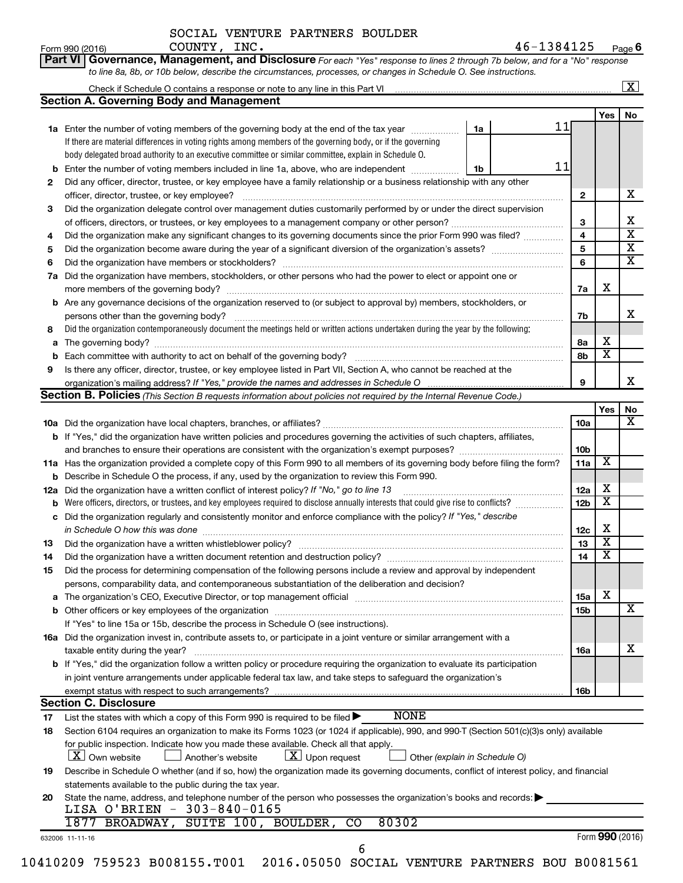SOCIAL VENTURE PARTNERS BOULDER COUNTY, INC. 46-1384125

Form 990 (2016) Page **6**

**Part VI Governance, Management, and Disclosure** *For each "Yes" response to lines 2 through 7b below, and for a "No" response to line 8a, 8b, or 10b below, describe the circumstances, processes, or changes in Schedule O. See instructions.*

Check if Schedule O contains a response or note to any line in this Part VI ..... [X]

## Section A. Governing Body and Management

| | | | | | Yes | No |
|---|---|---|---|---|---|---|
| **1a** | Enter the number of voting members of the governing body at the end of the tax year. If there are material differences in voting rights among members of the governing body, or if the governing body delegated broad authority to an executive committee or similar committee, explain in Schedule O. | 1a | 11 | | | |
| **b** | Enter the number of voting members included in line 1a, above, who are independent | 1b | 11 | | | |
| **2** | Did any officer, director, trustee, or key employee have a family relationship or a business relationship with any other officer, director, trustee, or key employee? | | | 2 | | X |
| **3** | Did the organization delegate control over management duties customarily performed by or under the direct supervision of officers, directors, or trustees, or key employees to a management company or other person? | | | 3 | | X |
| **4** | Did the organization make any significant changes to its governing documents since the prior Form 990 was filed? | | | 4 | | X |
| **5** | Did the organization become aware during the year of a significant diversion of the organization's assets? | | | 5 | | X |
| **6** | Did the organization have members or stockholders? | | | 6 | | X |
| **7a** | Did the organization have members, stockholders, or other persons who had the power to elect or appoint one or more members of the governing body? | | | 7a | X | |
| **b** | Are any governance decisions of the organization reserved to (or subject to approval by) members, stockholders, or persons other than the governing body? | | | 7b | | X |
| **8** | Did the organization contemporaneously document the meetings held or written actions undertaken during the year by the following: | | | | | |
| **a** | The governing body? | | | 8a | X | |
| **b** | Each committee with authority to act on behalf of the governing body? | | | 8b | X | |
| **9** | Is there any officer, director, trustee, or key employee listed in Part VII, Section A, who cannot be reached at the organization's mailing address? *If "Yes," provide the names and addresses in Schedule O* | | | 9 | | X |

## Section B. Policies *(This Section B requests information about policies not required by the Internal Revenue Code.)*

| | | | Yes | No |
|---|---|---|---|---|
| **10a** | Did the organization have local chapters, branches, or affiliates? | 10a | | X |
| **b** | If "Yes," did the organization have written policies and procedures governing the activities of such chapters, affiliates, and branches to ensure their operations are consistent with the organization's exempt purposes? | 10b | | |
| **11a** | Has the organization provided a complete copy of this Form 990 to all members of its governing body before filing the form? | 11a | X | |
| **b** | Describe in Schedule O the process, if any, used by the organization to review this Form 990. | | | |
| **12a** | Did the organization have a written conflict of interest policy? *If "No," go to line 13* | 12a | X | |
| **b** | Were officers, directors, or trustees, and key employees required to disclose annually interests that could give rise to conflicts? | 12b | X | |
| **c** | Did the organization regularly and consistently monitor and enforce compliance with the policy? *If "Yes," describe in Schedule O how this was done* | 12c | X | |
| **13** | Did the organization have a written whistleblower policy? | 13 | X | |
| **14** | Did the organization have a written document retention and destruction policy? | 14 | X | |
| **15** | Did the process for determining compensation of the following persons include a review and approval by independent persons, comparability data, and contemporaneous substantiation of the deliberation and decision? | | | |
| **a** | The organization's CEO, Executive Director, or top management official | 15a | X | |
| **b** | Other officers or key employees of the organization | 15b | | X |
| | If "Yes" to line 15a or 15b, describe the process in Schedule O (see instructions). | | | |
| **16a** | Did the organization invest in, contribute assets to, or participate in a joint venture or similar arrangement with a taxable entity during the year? | 16a | | X |
| **b** | If "Yes," did the organization follow a written policy or procedure requiring the organization to evaluate its participation in joint venture arrangements under applicable federal tax law, and take steps to safeguard the organization's exempt status with respect to such arrangements? | 16b | | |

## Section C. Disclosure

**17** List the states with which a copy of this Form 990 is required to be filed ▶ NONE

**18** Section 6104 requires an organization to make its Forms 1023 (or 1024 if applicable), 990, and 990-T (Section 501(c)(3)s only) available for public inspection. Indicate how you made these available. Check all that apply.

[X] Own website [ ] Another's website [X] Upon request [ ] Other *(explain in Schedule O)*

**19** Describe in Schedule O whether (and if so, how) the organization made its governing documents, conflict of interest policy, and financial statements available to the public during the tax year.

**20** State the name, address, and telephone number of the person who possesses the organization's books and records: ▶

LISA O'BRIEN - 303-840-0165
1877 BROADWAY, SUITE 100, BOULDER, CO 80302

632006 11-11-16 Form **990** (2016)

10410209 759523 B008155.T001 2016.05050 SOCIAL VENTURE PARTNERS BOU B0081561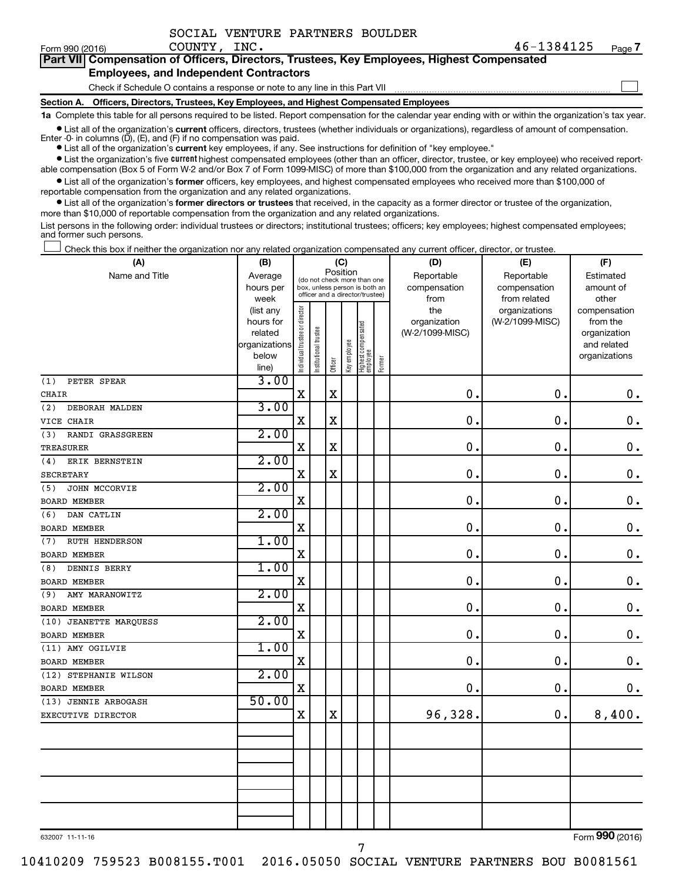SOCIAL VENTURE PARTNERS BOULDER COUNTY, INC. 46-1384125

Form 990 (2016) Page 7

**Part VII Compensation of Officers, Directors, Trustees, Key Employees, Highest Compensated Employees, and Independent Contractors**

Check if Schedule O contains a response or note to any line in this Part VII

**Section A. Officers, Directors, Trustees, Key Employees, and Highest Compensated Employees**

**1a** Complete this table for all persons required to be listed. Report compensation for the calendar year ending with or within the organization's tax year.

- List all of the organization's **current** officers, directors, trustees (whether individuals or organizations), regardless of amount of compensation. Enter -0- in columns (D), (E), and (F) if no compensation was paid.
- List all of the organization's **current** key employees, if any. See instructions for definition of "key employee."
- List the organization's five **current** highest compensated employees (other than an officer, director, trustee, or key employee) who received reportable compensation (Box 5 of Form W-2 and/or Box 7 of Form 1099-MISC) of more than $100,000 from the organization and any related organizations.
- List all of the organization's **former** officers, key employees, and highest compensated employees who received more than $100,000 of reportable compensation from the organization and any related organizations.
- List all of the organization's **former directors or trustees** that received, in the capacity as a former director or trustee of the organization, more than $10,000 of reportable compensation from the organization and any related organizations.

List persons in the following order: individual trustees or directors; institutional trustees; officers; key employees; highest compensated employees; and former such persons.

Check this box if neither the organization nor any related organization compensated any current officer, director, or trustee.

| (A) Name and Title | (B) Average hours per week (list any hours for related organizations below line) | (C) Position: Individual trustee or director | Institutional trustee | Officer | Key employee | Highest compensated employee | Former | (D) Reportable compensation from the organization (W-2/1099-MISC) | (E) Reportable compensation from related organizations (W-2/1099-MISC) | (F) Estimated amount of other compensation from the organization and related organizations |
|---|---|---|---|---|---|---|---|---|---|---|
| (1) PETER SPEAR<br>CHAIR | 3.00 | X | | X | | | | 0. | 0. | 0. |
| (2) DEBORAH MALDEN<br>VICE CHAIR | 3.00 | X | | X | | | | 0. | 0. | 0. |
| (3) RANDI GRASSGREEN<br>TREASURER | 2.00 | X | | X | | | | 0. | 0. | 0. |
| (4) ERIK BERNSTEIN<br>SECRETARY | 2.00 | X | | X | | | | 0. | 0. | 0. |
| (5) JOHN MCCORVIE<br>BOARD MEMBER | 2.00 | X | | | | | | 0. | 0. | 0. |
| (6) DAN CATLIN<br>BOARD MEMBER | 2.00 | X | | | | | | 0. | 0. | 0. |
| (7) RUTH HENDERSON<br>BOARD MEMBER | 1.00 | X | | | | | | 0. | 0. | 0. |
| (8) DENNIS BERRY<br>BOARD MEMBER | 1.00 | X | | | | | | 0. | 0. | 0. |
| (9) AMY MARANOWITZ<br>BOARD MEMBER | 2.00 | X | | | | | | 0. | 0. | 0. |
| (10) JEANETTE MARQUESS<br>BOARD MEMBER | 2.00 | X | | | | | | 0. | 0. | 0. |
| (11) AMY OGILVIE<br>BOARD MEMBER | 1.00 | X | | | | | | 0. | 0. | 0. |
| (12) STEPHANIE WILSON<br>BOARD MEMBER | 2.00 | X | | | | | | 0. | 0. | 0. |
| (13) JENNIE ARBOGASH<br>EXECUTIVE DIRECTOR | 50.00 | X | | X | | | | 96,328. | 0. | 8,400. |
| | | | | | | | | | | |
| | | | | | | | | | | |
| | | | | | | | | | | |
| | | | | | | | | | | |

632007 11-11-16

Form 990 (2016)

10410209 759523 B008155.T001 2016.05050 SOCIAL VENTURE PARTNERS BOU B0081561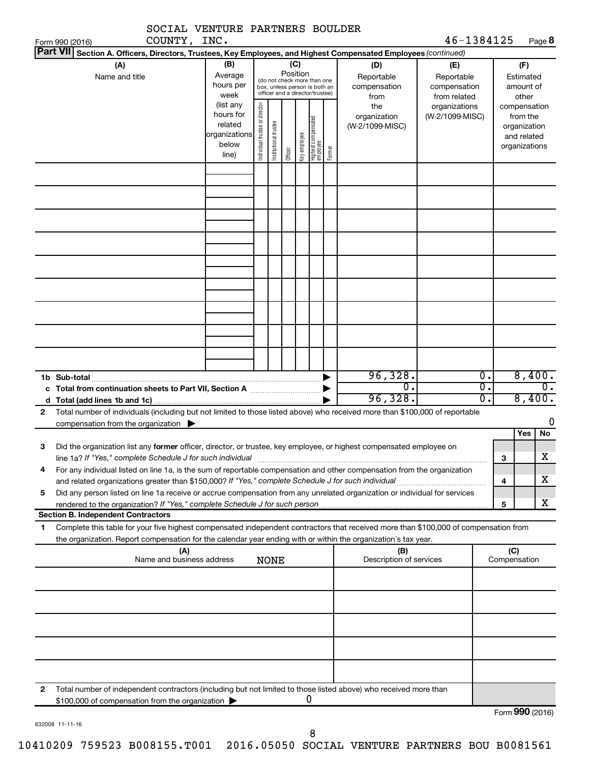SOCIAL VENTURE PARTNERS BOULDER COUNTY, INC. 46-1384125

Form 990 (2016) Page 8

**Part VII Section A. Officers, Directors, Trustees, Key Employees, and Highest Compensated Employees** *(continued)*

| (A) Name and title | (B) Average hours per week (list any hours for related organizations below line) | (C) Position (do not check more than one box, unless person is both an officer and a director/trustee): Individual trustee or director | Institutional trustee | Officer | Key employee | Highest compensated employee | Former | (D) Reportable compensation from the organization (W-2/1099-MISC) | (E) Reportable compensation from related organizations (W-2/1099-MISC) | (F) Estimated amount of other compensation from the organization and related organizations |
|---|---|---|---|---|---|---|---|---|---|---|
| | | | | | | | | | | |
| | | | | | | | | | | |
| | | | | | | | | | | |
| | | | | | | | | | | |
| | | | | | | | | | | |
| | | | | | | | | | | |
| | | | | | | | | | | |
| | | | | | | | | | | |
| | | | | | | | | | | |
| **1b Sub-total** | | | | | | | | 96,328. | 0. | 8,400. |
| **c Total from continuation sheets to Part VII, Section A** | | | | | | | | 0. | 0. | 0. |
| **d Total (add lines 1b and 1c)** | | | | | | | | 96,328. | 0. | 8,400. |

**2** Total number of individuals (including but not limited to those listed above) who received more than $100,000 of reportable compensation from the organization ▶ 0

| | | | Yes | No |
|---|---|---|---|---|
| **3** | Did the organization list any **former** officer, director, or trustee, key employee, or highest compensated employee on line 1a? *If "Yes," complete Schedule J for such individual* | 3 | | X |
| **4** | For any individual listed on line 1a, is the sum of reportable compensation and other compensation from the organization and related organizations greater than $150,000? *If "Yes," complete Schedule J for such individual* | 4 | | X |
| **5** | Did any person listed on line 1a receive or accrue compensation from any unrelated organization or individual for services rendered to the organization? *If "Yes," complete Schedule J for such person* | 5 | | X |

**Section B. Independent Contractors**

**1** Complete this table for your five highest compensated independent contractors that received more than $100,000 of compensation from the organization. Report compensation for the calendar year ending with or within the organization's tax year.

| (A) Name and business address NONE | (B) Description of services | (C) Compensation |
|---|---|---|
| | | |
| | | |
| | | |
| | | |
| | | |

**2** Total number of independent contractors (including but not limited to those listed above) who received more than $100,000 of compensation from the organization ▶ 0

Form **990** (2016)

632008 11-11-16

10410209 759523 B008155.T001 2016.05050 SOCIAL VENTURE PARTNERS BOU B0081561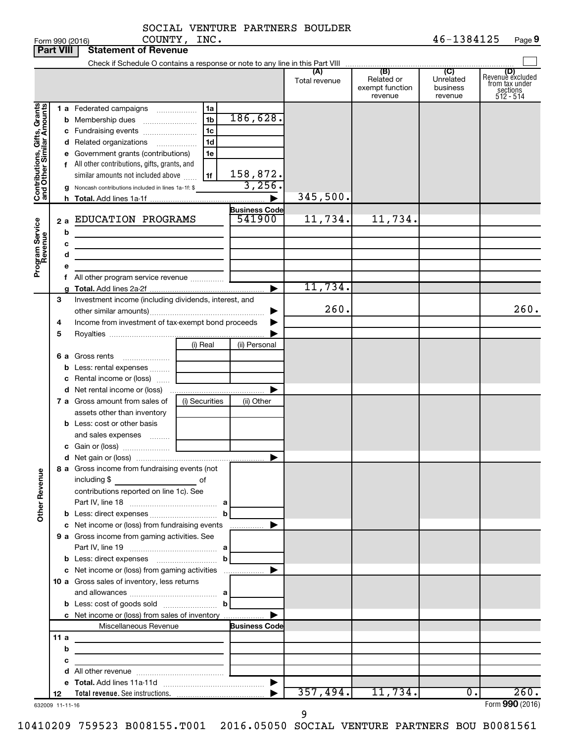SOCIAL VENTURE PARTNERS BOULDER COUNTY, INC. 46-1384125

Form 990 (2016) Page **9**

## Part VIII Statement of Revenue

Check if Schedule O contains a response or note to any line in this Part VIII ☐

| | | | | (A) Total revenue | (B) Related or exempt function revenue | (C) Unrelated business revenue | (D) Revenue excluded from tax under sections 512 - 514 |
|---|---|---|---|---|---|---|---|
| **Contributions, Gifts, Grants and Other Similar Amounts** | 1 a Federated campaigns | 1a | | | | | |
| | b Membership dues | 1b | 186,628. | | | | |
| | c Fundraising events | 1c | | | | | |
| | d Related organizations | 1d | | | | | |
| | e Government grants (contributions) | 1e | | | | | |
| | f All other contributions, gifts, grants, and similar amounts not included above | 1f | 158,872. | | | | |
| | g Noncash contributions included in lines 1a-1f: $ | | 3,256. | | | | |
| | h **Total.** Add lines 1a-1f | | ▶ | 345,500. | | | |
| **Program Service Revenue** | | | **Business Code** | | | | |
| | 2 a EDUCATION PROGRAMS | | 541900 | 11,734. | 11,734. | | |
| | b | | | | | | |
| | c | | | | | | |
| | d | | | | | | |
| | e | | | | | | |
| | f All other program service revenue | | | | | | |
| | g **Total.** Add lines 2a-2f | | ▶ | 11,734. | | | |
| **Other Revenue** | 3 Investment income (including dividends, interest, and other similar amounts) | | ▶ | 260. | | | 260. |
| | 4 Income from investment of tax-exempt bond proceeds | | ▶ | | | | |
| | 5 Royalties | | ▶ | | | | |
| | | (i) Real | (ii) Personal | | | | |
| | 6 a Gross rents | | | | | | |
| | b Less: rental expenses | | | | | | |
| | c Rental income or (loss) | | | | | | |
| | d Net rental income or (loss) | | ▶ | | | | |
| | 7 a Gross amount from sales of assets other than inventory | (i) Securities | (ii) Other | | | | |
| | b Less: cost or other basis and sales expenses | | | | | | |
| | c Gain or (loss) | | | | | | |
| | d Net gain or (loss) | | ▶ | | | | |
| | 8 a Gross income from fundraising events (not including $ ______ of contributions reported on line 1c). See Part IV, line 18 | a | | | | | |
| | b Less: direct expenses | b | | | | | |
| | c Net income or (loss) from fundraising events | | ▶ | | | | |
| | 9 a Gross income from gaming activities. See Part IV, line 19 | a | | | | | |
| | b Less: direct expenses | b | | | | | |
| | c Net income or (loss) from gaming activities | | ▶ | | | | |
| | 10 a Gross sales of inventory, less returns and allowances | a | | | | | |
| | b Less: cost of goods sold | b | | | | | |
| | c Net income or (loss) from sales of inventory | | ▶ | | | | |
| | Miscellaneous Revenue | | **Business Code** | | | | |
| | 11 a | | | | | | |
| | b | | | | | | |
| | c | | | | | | |
| | d All other revenue | | | | | | |
| | e **Total.** Add lines 11a-11d | | ▶ | | | | |
| | 12 **Total revenue.** See instructions. | | ▶ | 357,494. | 11,734. | 0. | 260. |

632009 11-11-16 Form **990** (2016)

10410209 759523 B008155.T001 2016.05050 SOCIAL VENTURE PARTNERS BOU B0081561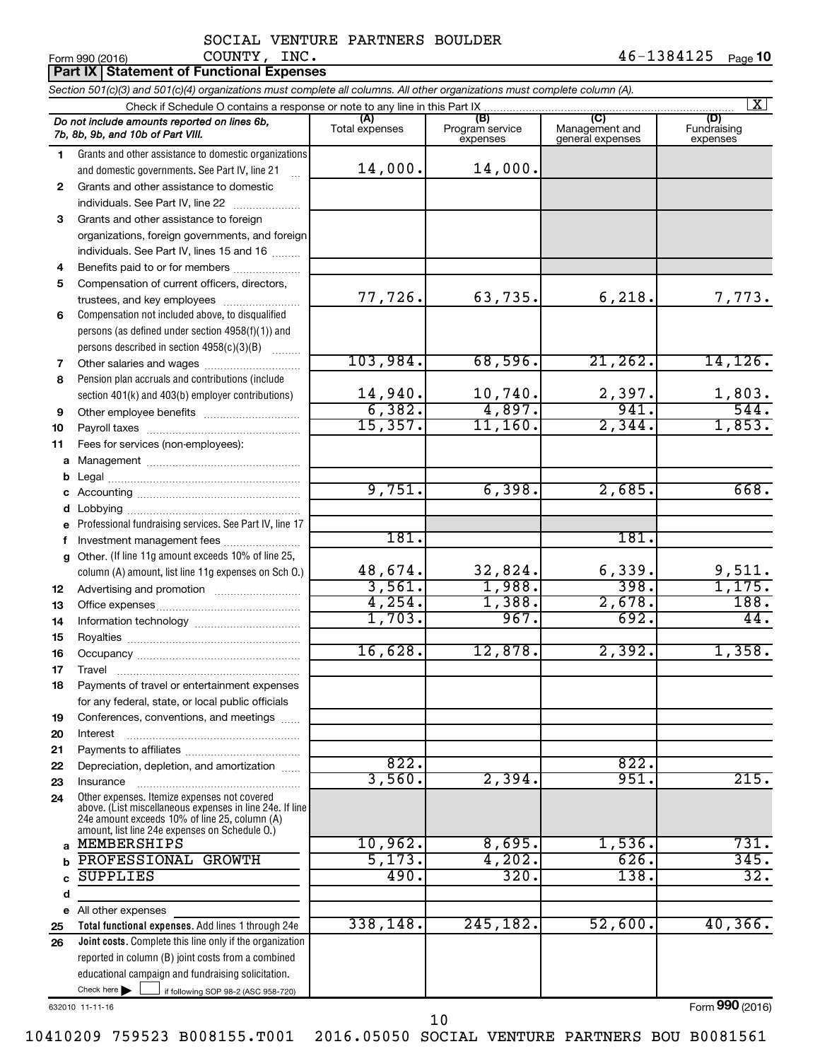SOCIAL VENTURE PARTNERS BOULDER COUNTY, INC.

Form 990 (2016) 46-1384125 Page **10**

## Part IX Statement of Functional Expenses

*Section 501(c)(3) and 501(c)(4) organizations must complete all columns. All other organizations must complete column (A).*

Check if Schedule O contains a response or note to any line in this Part IX .......... [X]

| *Do not include amounts reported on lines 6b, 7b, 8b, 9b, and 10b of Part VIII.* | (A) Total expenses | (B) Program service expenses | (C) Management and general expenses | (D) Fundraising expenses |
|---|---|---|---|---|
| **1** Grants and other assistance to domestic organizations and domestic governments. See Part IV, line 21 | 14,000. | 14,000. | | |
| **2** Grants and other assistance to domestic individuals. See Part IV, line 22 | | | | |
| **3** Grants and other assistance to foreign organizations, foreign governments, and foreign individuals. See Part IV, lines 15 and 16 | | | | |
| **4** Benefits paid to or for members | | | | |
| **5** Compensation of current officers, directors, trustees, and key employees | 77,726. | 63,735. | 6,218. | 7,773. |
| **6** Compensation not included above, to disqualified persons (as defined under section 4958(f)(1)) and persons described in section 4958(c)(3)(B) | | | | |
| **7** Other salaries and wages | 103,984. | 68,596. | 21,262. | 14,126. |
| **8** Pension plan accruals and contributions (include section 401(k) and 403(b) employer contributions) | 14,940. | 10,740. | 2,397. | 1,803. |
| **9** Other employee benefits | 6,382. | 4,897. | 941. | 544. |
| **10** Payroll taxes | 15,357. | 11,160. | 2,344. | 1,853. |
| **11** Fees for services (non-employees): | | | | |
| **a** Management | | | | |
| **b** Legal | | | | |
| **c** Accounting | 9,751. | 6,398. | 2,685. | 668. |
| **d** Lobbying | | | | |
| **e** Professional fundraising services. See Part IV, line 17 | | | | |
| **f** Investment management fees | 181. | | 181. | |
| **g** Other. (If line 11g amount exceeds 10% of line 25, column (A) amount, list line 11g expenses on Sch O.) | 48,674. | 32,824. | 6,339. | 9,511. |
| **12** Advertising and promotion | 3,561. | 1,988. | 398. | 1,175. |
| **13** Office expenses | 4,254. | 1,388. | 2,678. | 188. |
| **14** Information technology | 1,703. | 967. | 692. | 44. |
| **15** Royalties | | | | |
| **16** Occupancy | 16,628. | 12,878. | 2,392. | 1,358. |
| **17** Travel | | | | |
| **18** Payments of travel or entertainment expenses for any federal, state, or local public officials | | | | |
| **19** Conferences, conventions, and meetings | | | | |
| **20** Interest | | | | |
| **21** Payments to affiliates | | | | |
| **22** Depreciation, depletion, and amortization | 822. | | 822. | |
| **23** Insurance | 3,560. | 2,394. | 951. | 215. |
| **24** Other expenses. Itemize expenses not covered above. (List miscellaneous expenses in line 24e. If line 24e amount exceeds 10% of line 25, column (A) amount, list line 24e expenses on Schedule O.) | | | | |
| **a** MEMBERSHIPS | 10,962. | 8,695. | 1,536. | 731. |
| **b** PROFESSIONAL GROWTH | 5,173. | 4,202. | 626. | 345. |
| **c** SUPPLIES | 490. | 320. | 138. | 32. |
| **d** | | | | |
| **e** All other expenses | | | | |
| **25** **Total functional expenses.** Add lines 1 through 24e | 338,148. | 245,182. | 52,600. | 40,366. |
| **26** **Joint costs.** Complete this line only if the organization reported in column (B) joint costs from a combined educational campaign and fundraising solicitation. Check here [ ] if following SOP 98-2 (ASC 958-720) | | | | |

632010 11-11-16

Form **990** (2016)

10410209 759523 B008155.T001 2016.05050 SOCIAL VENTURE PARTNERS BOU B0081561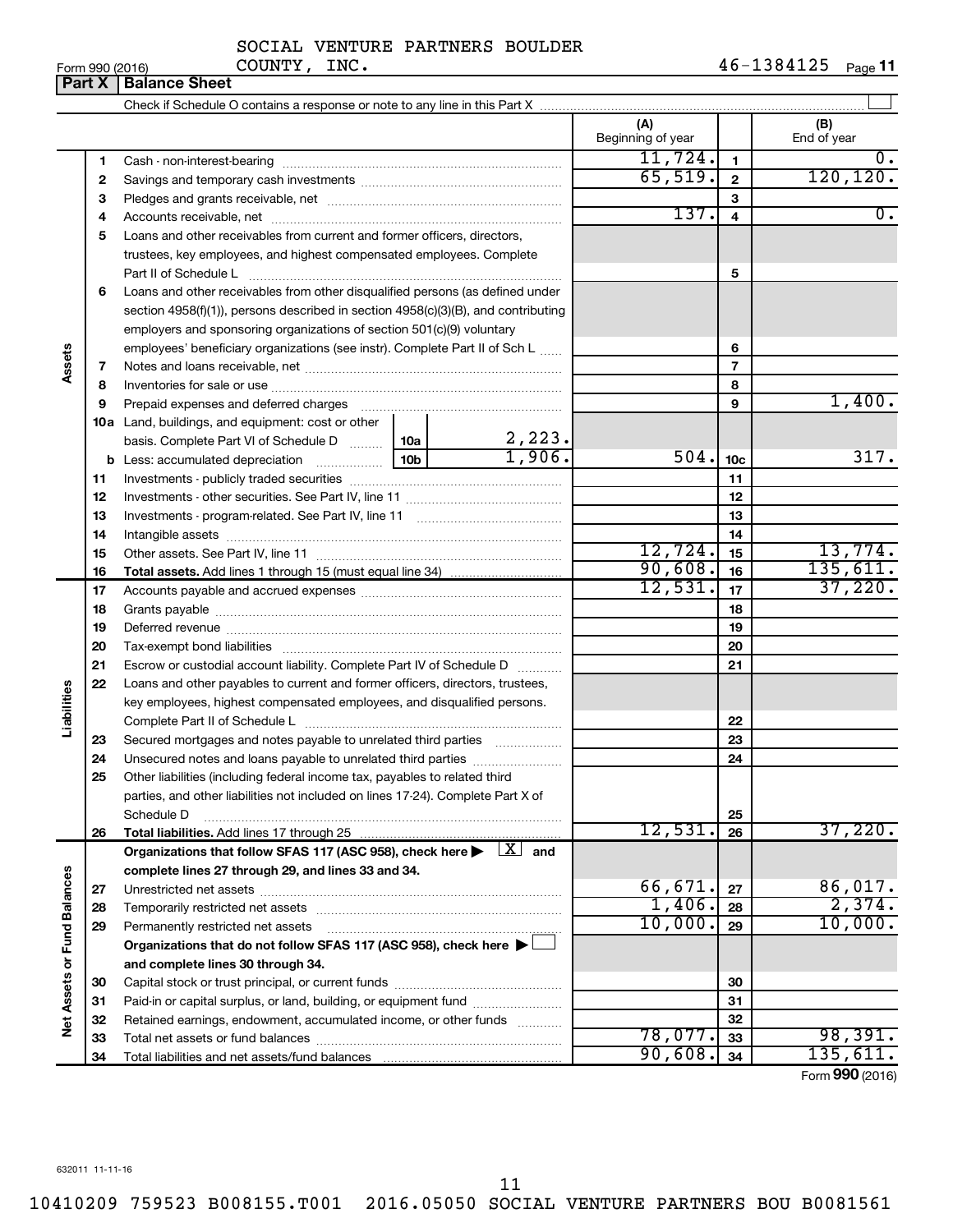SOCIAL VENTURE PARTNERS BOULDER COUNTY, INC. 46-1384125

**Part X | Balance Sheet**

Check if Schedule O contains a response or note to any line in this Part X ☐

| | | | | (A) Beginning of year | | (B) End of year |
|---|---|---|---|---|---|---|
| Assets | 1 | Cash - non-interest-bearing | | 11,724. | 1 | 0. |
| | 2 | Savings and temporary cash investments | | 65,519. | 2 | 120,120. |
| | 3 | Pledges and grants receivable, net | | | 3 | |
| | 4 | Accounts receivable, net | | 137. | 4 | 0. |
| | 5 | Loans and other receivables from current and former officers, directors, trustees, key employees, and highest compensated employees. Complete Part II of Schedule L | | | 5 | |
| | 6 | Loans and other receivables from other disqualified persons (as defined under section 4958(f)(1)), persons described in section 4958(c)(3)(B), and contributing employers and sponsoring organizations of section 501(c)(9) voluntary employees' beneficiary organizations (see instr). Complete Part II of Sch L | | | 6 | |
| | 7 | Notes and loans receivable, net | | | 7 | |
| | 8 | Inventories for sale or use | | | 8 | |
| | 9 | Prepaid expenses and deferred charges | | | 9 | 1,400. |
| | 10a | Land, buildings, and equipment: cost or other basis. Complete Part VI of Schedule D | 10a 2,223. | | | |
| | b | Less: accumulated depreciation | 10b 1,906. | 504. | 10c | 317. |
| | 11 | Investments - publicly traded securities | | | 11 | |
| | 12 | Investments - other securities. See Part IV, line 11 | | | 12 | |
| | 13 | Investments - program-related. See Part IV, line 11 | | | 13 | |
| | 14 | Intangible assets | | | 14 | |
| | 15 | Other assets. See Part IV, line 11 | | 12,724. | 15 | 13,774. |
| | 16 | **Total assets.** Add lines 1 through 15 (must equal line 34) | | 90,608. | 16 | 135,611. |
| Liabilities | 17 | Accounts payable and accrued expenses | | 12,531. | 17 | 37,220. |
| | 18 | Grants payable | | | 18 | |
| | 19 | Deferred revenue | | | 19 | |
| | 20 | Tax-exempt bond liabilities | | | 20 | |
| | 21 | Escrow or custodial account liability. Complete Part IV of Schedule D | | | 21 | |
| | 22 | Loans and other payables to current and former officers, directors, trustees, key employees, highest compensated employees, and disqualified persons. Complete Part II of Schedule L | | | 22 | |
| | 23 | Secured mortgages and notes payable to unrelated third parties | | | 23 | |
| | 24 | Unsecured notes and loans payable to unrelated third parties | | | 24 | |
| | 25 | Other liabilities (including federal income tax, payables to related third parties, and other liabilities not included on lines 17-24). Complete Part X of Schedule D | | | 25 | |
| | 26 | **Total liabilities.** Add lines 17 through 25 | | 12,531. | 26 | 37,220. |
| Net Assets or Fund Balances | | **Organizations that follow SFAS 117 (ASC 958), check here ▶ ☒ and complete lines 27 through 29, and lines 33 and 34.** | | | | |
| | 27 | Unrestricted net assets | | 66,671. | 27 | 86,017. |
| | 28 | Temporarily restricted net assets | | 1,406. | 28 | 2,374. |
| | 29 | Permanently restricted net assets | | 10,000. | 29 | 10,000. |
| | | **Organizations that do not follow SFAS 117 (ASC 958), check here ▶ ☐ and complete lines 30 through 34.** | | | | |
| | 30 | Capital stock or trust principal, or current funds | | | 30 | |
| | 31 | Paid-in or capital surplus, or land, building, or equipment fund | | | 31 | |
| | 32 | Retained earnings, endowment, accumulated income, or other funds | | | 32 | |
| | 33 | Total net assets or fund balances | | 78,077. | 33 | 98,391. |
| | 34 | Total liabilities and net assets/fund balances | | 90,608. | 34 | 135,611. |

Form **990** (2016)

632011 11-11-16

10410209 759523 B008155.T001 2016.05050 SOCIAL VENTURE PARTNERS BOU B0081561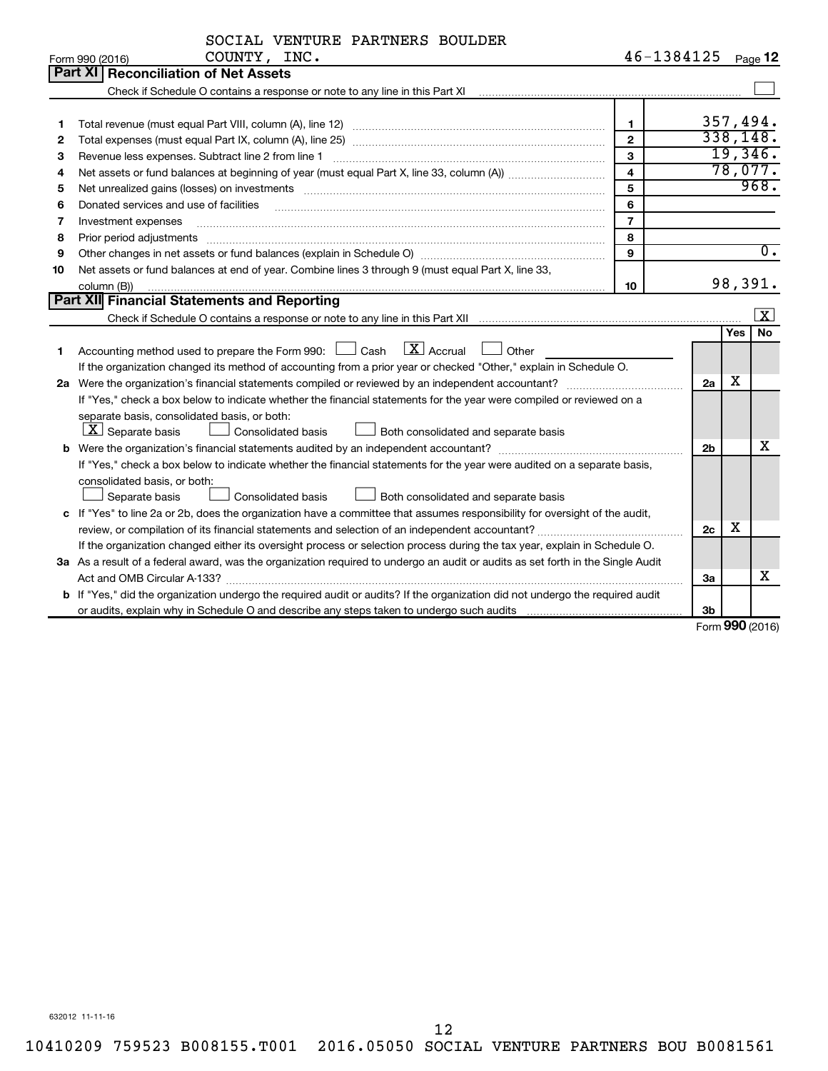SOCIAL VENTURE PARTNERS BOULDER COUNTY, INC.

Form 990 (2016) 46-1384125 Page 12

## Part XI Reconciliation of Net Assets

Check if Schedule O contains a response or note to any line in this Part XI ☐

| | | | |
|---|---|---|---|
| 1 | Total revenue (must equal Part VIII, column (A), line 12) | 1 | 357,494. |
| 2 | Total expenses (must equal Part IX, column (A), line 25) | 2 | 338,148. |
| 3 | Revenue less expenses. Subtract line 2 from line 1 | 3 | 19,346. |
| 4 | Net assets or fund balances at beginning of year (must equal Part X, line 33, column (A)) | 4 | 78,077. |
| 5 | Net unrealized gains (losses) on investments | 5 | 968. |
| 6 | Donated services and use of facilities | 6 | |
| 7 | Investment expenses | 7 | |
| 8 | Prior period adjustments | 8 | |
| 9 | Other changes in net assets or fund balances (explain in Schedule O) | 9 | 0. |
| 10 | Net assets or fund balances at end of year. Combine lines 3 through 9 (must equal Part X, line 33, column (B)) | 10 | 98,391. |

## Part XII Financial Statements and Reporting

Check if Schedule O contains a response or note to any line in this Part XII ☒

| | | | Yes | No |
|---|---|---|---|---|
| 1 | Accounting method used to prepare the Form 990: ☐ Cash ☒ Accrual ☐ Other<br>If the organization changed its method of accounting from a prior year or checked "Other," explain in Schedule O. | | | |
| 2a | Were the organization's financial statements compiled or reviewed by an independent accountant?<br>If "Yes," check a box below to indicate whether the financial statements for the year were compiled or reviewed on a separate basis, consolidated basis, or both:<br>☒ Separate basis ☐ Consolidated basis ☐ Both consolidated and separate basis | 2a | X | |
| b | Were the organization's financial statements audited by an independent accountant?<br>If "Yes," check a box below to indicate whether the financial statements for the year were audited on a separate basis, consolidated basis, or both:<br>☐ Separate basis ☐ Consolidated basis ☐ Both consolidated and separate basis | 2b | | X |
| c | If "Yes" to line 2a or 2b, does the organization have a committee that assumes responsibility for oversight of the audit, review, or compilation of its financial statements and selection of an independent accountant?<br>If the organization changed either its oversight process or selection process during the tax year, explain in Schedule O. | 2c | X | |
| 3a | As a result of a federal award, was the organization required to undergo an audit or audits as set forth in the Single Audit Act and OMB Circular A-133? | 3a | | X |
| b | If "Yes," did the organization undergo the required audit or audits? If the organization did not undergo the required audit or audits, explain why in Schedule O and describe any steps taken to undergo such audits | 3b | | |

Form 990 (2016)

632012 11-11-16

10410209 759523 B008155.T001 2016.05050 SOCIAL VENTURE PARTNERS BOU B0081561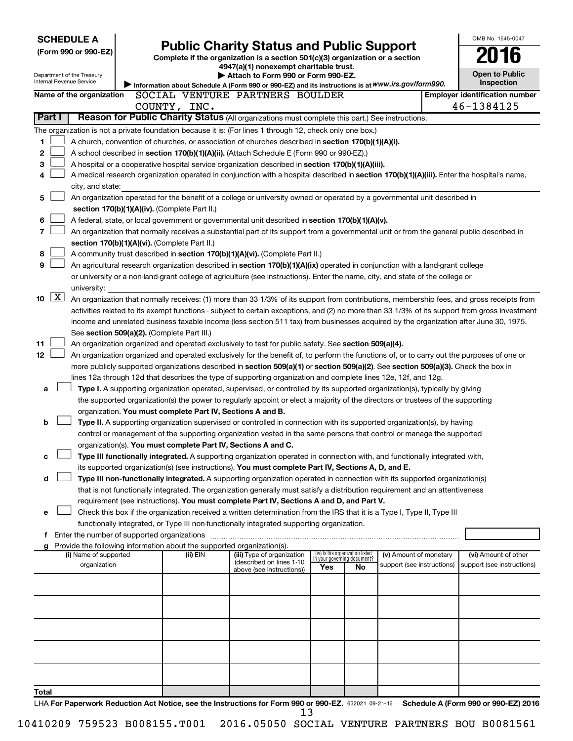**SCHEDULE A**
**(Form 990 or 990-EZ)**

Department of the Treasury
Internal Revenue Service

# Public Charity Status and Public Support

**Complete if the organization is a section 501(c)(3) organization or a section 4947(a)(1) nonexempt charitable trust.**
**▶ Attach to Form 990 or Form 990-EZ.**
▶ Information about Schedule A (Form 990 or 990-EZ) and its instructions is at *www.irs.gov/form990.*

OMB No. 1545-0047
**2016**
**Open to Public Inspection**

**Name of the organization** SOCIAL VENTURE PARTNERS BOULDER COUNTY, INC.

**Employer identification number** 46-1384125

**Part I** **Reason for Public Charity Status** (All organizations must complete this part.) See instructions.

The organization is not a private foundation because it is: (For lines 1 through 12, check only one box.)

1 ☐ A church, convention of churches, or association of churches described in **section 170(b)(1)(A)(i).**

2 ☐ A school described in **section 170(b)(1)(A)(ii).** (Attach Schedule E (Form 990 or 990-EZ).)

3 ☐ A hospital or a cooperative hospital service organization described in **section 170(b)(1)(A)(iii).**

4 ☐ A medical research organization operated in conjunction with a hospital described in **section 170(b)(1)(A)(iii).** Enter the hospital's name, city, and state:

5 ☐ An organization operated for the benefit of a college or university owned or operated by a governmental unit described in **section 170(b)(1)(A)(iv).** (Complete Part II.)

6 ☐ A federal, state, or local government or governmental unit described in **section 170(b)(1)(A)(v).**

7 ☐ An organization that normally receives a substantial part of its support from a governmental unit or from the general public described in **section 170(b)(1)(A)(vi).** (Complete Part II.)

8 ☐ A community trust described in **section 170(b)(1)(A)(vi).** (Complete Part II.)

9 ☐ An agricultural research organization described in **section 170(b)(1)(A)(ix)** operated in conjunction with a land-grant college or university or a non-land-grant college of agriculture (see instructions). Enter the name, city, and state of the college or university:

10 ☒ An organization that normally receives: (1) more than 33 1/3% of its support from contributions, membership fees, and gross receipts from activities related to its exempt functions - subject to certain exceptions, and (2) no more than 33 1/3% of its support from gross investment income and unrelated business taxable income (less section 511 tax) from businesses acquired by the organization after June 30, 1975. See **section 509(a)(2).** (Complete Part III.)

11 ☐ An organization organized and operated exclusively to test for public safety. See **section 509(a)(4).**

12 ☐ An organization organized and operated exclusively for the benefit of, to perform the functions of, or to carry out the purposes of one or more publicly supported organizations described in **section 509(a)(1)** or **section 509(a)(2)**. See **section 509(a)(3).** Check the box in lines 12a through 12d that describes the type of supporting organization and complete lines 12e, 12f, and 12g.

a ☐ **Type I.** A supporting organization operated, supervised, or controlled by its supported organization(s), typically by giving the supported organization(s) the power to regularly appoint or elect a majority of the directors or trustees of the supporting organization. **You must complete Part IV, Sections A and B.**

b ☐ **Type II.** A supporting organization supervised or controlled in connection with its supported organization(s), by having control or management of the supporting organization vested in the same persons that control or manage the supported organization(s). **You must complete Part IV, Sections A and C.**

c ☐ **Type III functionally integrated.** A supporting organization operated in connection with, and functionally integrated with, its supported organization(s) (see instructions). **You must complete Part IV, Sections A, D, and E.**

d ☐ **Type III non-functionally integrated.** A supporting organization operated in connection with its supported organization(s) that is not functionally integrated. The organization generally must satisfy a distribution requirement and an attentiveness requirement (see instructions). **You must complete Part IV, Sections A and D, and Part V.**

e ☐ Check this box if the organization received a written determination from the IRS that it is a Type I, Type II, Type III functionally integrated, or Type III non-functionally integrated supporting organization.

f Enter the number of supported organizations

g Provide the following information about the supported organization(s).

| (i) Name of supported organization | (ii) EIN | (iii) Type of organization (described on lines 1-10 above (see instructions)) | (iv) Is the organization listed in your governing document? Yes | No | (v) Amount of monetary support (see instructions) | (vi) Amount of other support (see instructions) |
|---|---|---|---|---|---|---|
| | | | | | | |
| | | | | | | |
| | | | | | | |
| | | | | | | |
| | | | | | | |
| **Total** | | | | | | |

LHA **For Paperwork Reduction Act Notice, see the Instructions for Form 990 or 990-EZ.** 632021 09-21-16 **Schedule A (Form 990 or 990-EZ) 2016**

10410209 759523 B008155.T001 2016.05050 SOCIAL VENTURE PARTNERS BOU B0081561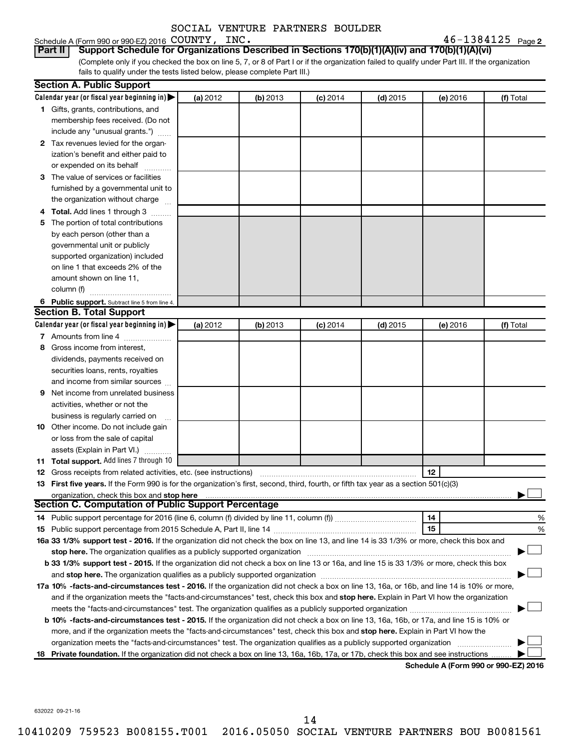SOCIAL VENTURE PARTNERS BOULDER

Schedule A (Form 990 or 990-EZ) 2016 COUNTY, INC. 46-1384125 Page 2

**Part II** **Support Schedule for Organizations Described in Sections 170(b)(1)(A)(iv) and 170(b)(1)(A)(vi)**

(Complete only if you checked the box on line 5, 7, or 8 of Part I or if the organization failed to qualify under Part III. If the organization fails to qualify under the tests listed below, please complete Part III.)

**Section A. Public Support**

| Calendar year (or fiscal year beginning in) | (a) 2012 | (b) 2013 | (c) 2014 | (d) 2015 | (e) 2016 | (f) Total |
|---|---|---|---|---|---|---|
| **1** Gifts, grants, contributions, and membership fees received. (Do not include any "unusual grants.") | | | | | | |
| **2** Tax revenues levied for the organization's benefit and either paid to or expended on its behalf | | | | | | |
| **3** The value of services or facilities furnished by a governmental unit to the organization without charge | | | | | | |
| **4** **Total.** Add lines 1 through 3 | | | | | | |
| **5** The portion of total contributions by each person (other than a governmental unit or publicly supported organization) included on line 1 that exceeds 2% of the amount shown on line 11, column (f) | | | | | | |
| **6** **Public support.** Subtract line 5 from line 4. | | | | | | |

**Section B. Total Support**

| Calendar year (or fiscal year beginning in) | (a) 2012 | (b) 2013 | (c) 2014 | (d) 2015 | (e) 2016 | (f) Total |
|---|---|---|---|---|---|---|
| **7** Amounts from line 4 | | | | | | |
| **8** Gross income from interest, dividends, payments received on securities loans, rents, royalties and income from similar sources | | | | | | |
| **9** Net income from unrelated business activities, whether or not the business is regularly carried on | | | | | | |
| **10** Other income. Do not include gain or loss from the sale of capital assets (Explain in Part VI.) | | | | | | |
| **11** **Total support.** Add lines 7 through 10 | | | | | | |

**12** Gross receipts from related activities, etc. (see instructions) **12**

**13** **First five years.** If the Form 990 is for the organization's first, second, third, fourth, or fifth tax year as a section 501(c)(3) organization, check this box and **stop here** ☐

**Section C. Computation of Public Support Percentage**

**14** Public support percentage for 2016 (line 6, column (f) divided by line 11, column (f)) **14** %

**15** Public support percentage from 2015 Schedule A, Part II, line 14 **15** %

**16a 33 1/3% support test - 2016.** If the organization did not check the box on line 13, and line 14 is 33 1/3% or more, check this box and **stop here.** The organization qualifies as a publicly supported organization ☐

**b 33 1/3% support test - 2015.** If the organization did not check a box on line 13 or 16a, and line 15 is 33 1/3% or more, check this box and **stop here.** The organization qualifies as a publicly supported organization ☐

**17a 10% -facts-and-circumstances test - 2016.** If the organization did not check a box on line 13, 16a, or 16b, and line 14 is 10% or more, and if the organization meets the "facts-and-circumstances" test, check this box and **stop here.** Explain in Part VI how the organization meets the "facts-and-circumstances" test. The organization qualifies as a publicly supported organization ☐

**b 10% -facts-and-circumstances test - 2015.** If the organization did not check a box on line 13, 16a, 16b, or 17a, and line 15 is 10% or more, and if the organization meets the "facts-and-circumstances" test, check this box and **stop here.** Explain in Part VI how the organization meets the "facts-and-circumstances" test. The organization qualifies as a publicly supported organization ☐

**18** **Private foundation.** If the organization did not check a box on line 13, 16a, 16b, 17a, or 17b, check this box and see instructions ☐

**Schedule A (Form 990 or 990-EZ) 2016**

632022 09-21-16

10410209 759523 B008155.T001 2016.05050 SOCIAL VENTURE PARTNERS BOU B0081561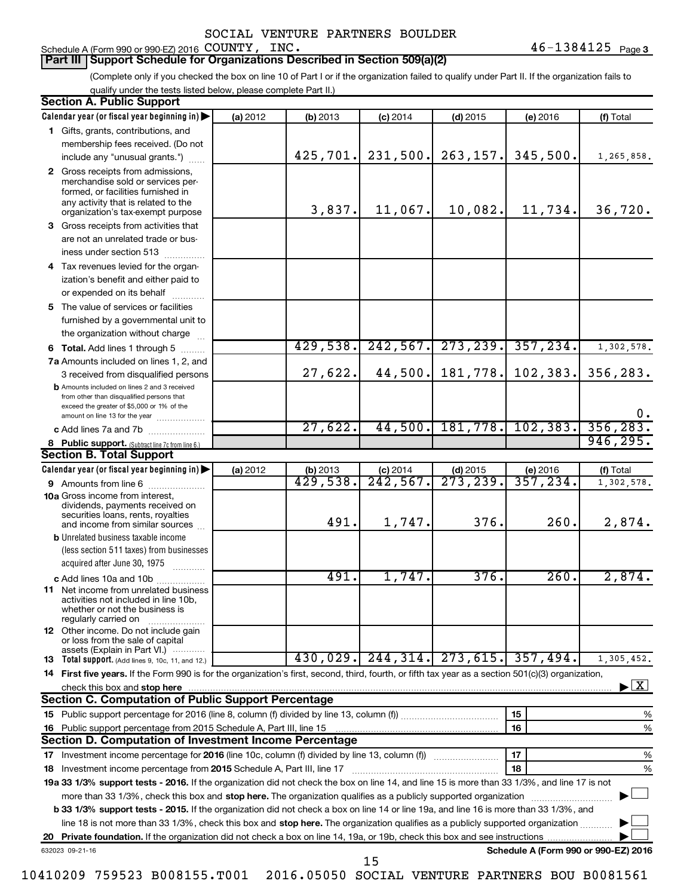SOCIAL VENTURE PARTNERS BOULDER

Schedule A (Form 990 or 990-EZ) 2016 COUNTY, INC. 46-1384125 Page 3

## Part III Support Schedule for Organizations Described in Section 509(a)(2)

(Complete only if you checked the box on line 10 of Part I or if the organization failed to qualify under Part II. If the organization fails to qualify under the tests listed below, please complete Part II.)

### Section A. Public Support

| Calendar year (or fiscal year beginning in) | (a) 2012 | (b) 2013 | (c) 2014 | (d) 2015 | (e) 2016 | (f) Total |
|---|---|---|---|---|---|---|
| 1 Gifts, grants, contributions, and membership fees received. (Do not include any "unusual grants.") | | 425,701. | 231,500. | 263,157. | 345,500. | 1,265,858. |
| 2 Gross receipts from admissions, merchandise sold or services performed, or facilities furnished in any activity that is related to the organization's tax-exempt purpose | | 3,837. | 11,067. | 10,082. | 11,734. | 36,720. |
| 3 Gross receipts from activities that are not an unrelated trade or business under section 513 | | | | | | |
| 4 Tax revenues levied for the organization's benefit and either paid to or expended on its behalf | | | | | | |
| 5 The value of services or facilities furnished by a governmental unit to the organization without charge | | | | | | |
| 6 Total. Add lines 1 through 5 | | 429,538. | 242,567. | 273,239. | 357,234. | 1,302,578. |
| 7a Amounts included on lines 1, 2, and 3 received from disqualified persons | | 27,622. | 44,500. | 181,778. | 102,383. | 356,283. |
| b Amounts included on lines 2 and 3 received from other than disqualified persons that exceed the greater of $5,000 or 1% of the amount on line 13 for the year | | | | | | 0. |
| c Add lines 7a and 7b | | 27,622. | 44,500. | 181,778. | 102,383. | 356,283. |
| 8 Public support. (Subtract line 7c from line 6.) | | | | | | 946,295. |

### Section B. Total Support

| Calendar year (or fiscal year beginning in) | (a) 2012 | (b) 2013 | (c) 2014 | (d) 2015 | (e) 2016 | (f) Total |
|---|---|---|---|---|---|---|
| 9 Amounts from line 6 | | 429,538. | 242,567. | 273,239. | 357,234. | 1,302,578. |
| 10a Gross income from interest, dividends, payments received on securities loans, rents, royalties and income from similar sources | | 491. | 1,747. | 376. | 260. | 2,874. |
| b Unrelated business taxable income (less section 511 taxes) from businesses acquired after June 30, 1975 | | | | | | |
| c Add lines 10a and 10b | | 491. | 1,747. | 376. | 260. | 2,874. |
| 11 Net income from unrelated business activities not included in line 10b, whether or not the business is regularly carried on | | | | | | |
| 12 Other income. Do not include gain or loss from the sale of capital assets (Explain in Part VI.) | | | | | | |
| 13 Total support. (Add lines 9, 10c, 11, and 12.) | | 430,029. | 244,314. | 273,615. | 357,494. | 1,305,452. |

14 First five years. If the Form 990 is for the organization's first, second, third, fourth, or fifth tax year as a section 501(c)(3) organization, check this box and stop here ☒

### Section C. Computation of Public Support Percentage

| | | | |
|---|---|---|---|
| 15 | Public support percentage for 2016 (line 8, column (f) divided by line 13, column (f)) | 15 | % |
| 16 | Public support percentage from 2015 Schedule A, Part III, line 15 | 16 | % |

### Section D. Computation of Investment Income Percentage

| | | | |
|---|---|---|---|
| 17 | Investment income percentage for 2016 (line 10c, column (f) divided by line 13, column (f)) | 17 | % |
| 18 | Investment income percentage from 2015 Schedule A, Part III, line 17 | 18 | % |

19a 33 1/3% support tests - 2016. If the organization did not check the box on line 14, and line 15 is more than 33 1/3%, and line 17 is not more than 33 1/3%, check this box and stop here. The organization qualifies as a publicly supported organization ☐

b 33 1/3% support tests - 2015. If the organization did not check a box on line 14 or line 19a, and line 16 is more than 33 1/3%, and line 18 is not more than 33 1/3%, check this box and stop here. The organization qualifies as a publicly supported organization ☐

20 Private foundation. If the organization did not check a box on line 14, 19a, or 19b, check this box and see instructions ☐

632023 09-21-16 Schedule A (Form 990 or 990-EZ) 2016

10410209 759523 B008155.T001 2016.05050 SOCIAL VENTURE PARTNERS BOU B0081561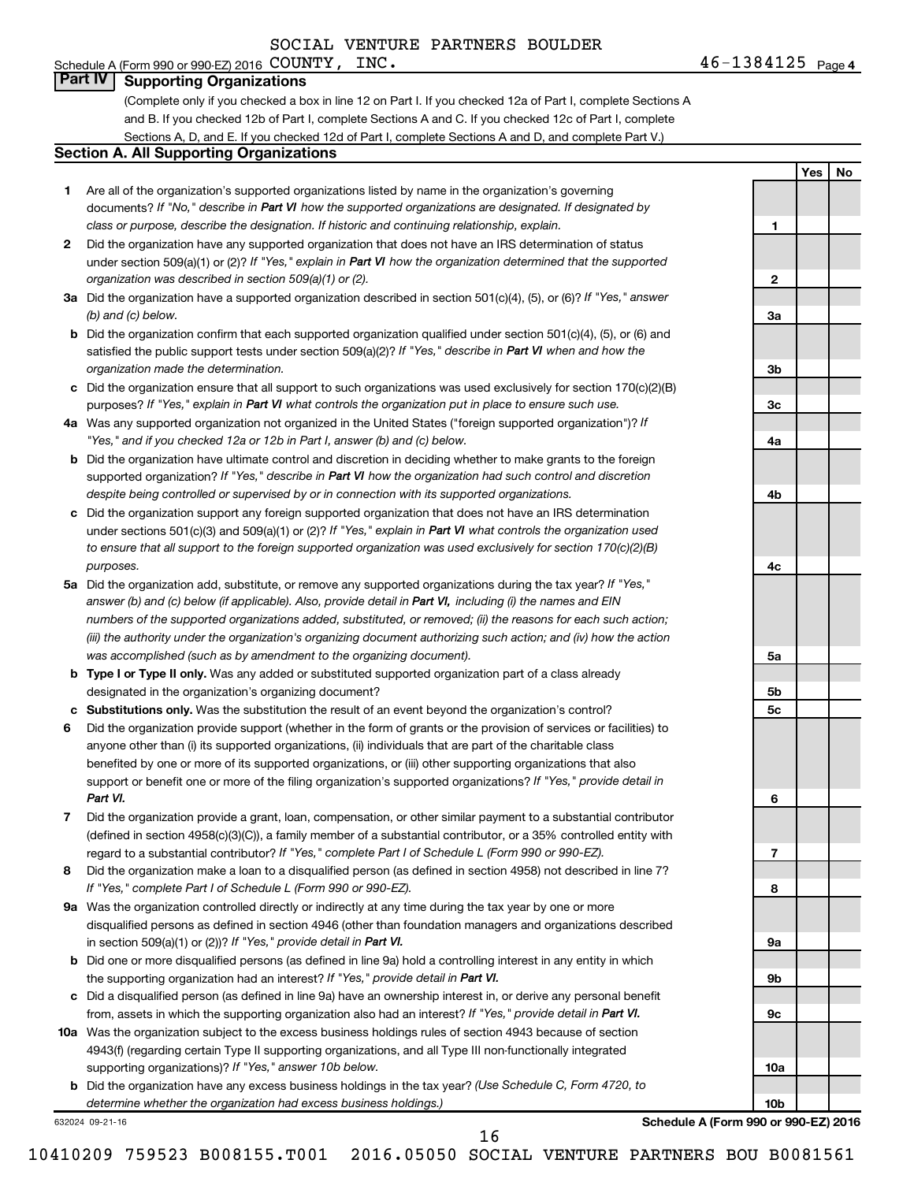SOCIAL VENTURE PARTNERS BOULDER

Schedule A (Form 990 or 990-EZ) 2016 COUNTY, INC. 46-1384125 Page 4

## Part IV Supporting Organizations

(Complete only if you checked a box in line 12 on Part I. If you checked 12a of Part I, complete Sections A and B. If you checked 12b of Part I, complete Sections A and C. If you checked 12c of Part I, complete Sections A, D, and E. If you checked 12d of Part I, complete Sections A and D, and complete Part V.)

### Section A. All Supporting Organizations

| | | Line | Yes | No |
|---|---|---|---|---|
| 1 | Are all of the organization's supported organizations listed by name in the organization's governing documents? *If "No," describe in* ***Part VI*** *how the supported organizations are designated. If designated by class or purpose, describe the designation. If historic and continuing relationship, explain.* | 1 | | |
| 2 | Did the organization have any supported organization that does not have an IRS determination of status under section 509(a)(1) or (2)? *If "Yes," explain in* ***Part VI*** *how the organization determined that the supported organization was described in section 509(a)(1) or (2).* | 2 | | |
| 3a | Did the organization have a supported organization described in section 501(c)(4), (5), or (6)? *If "Yes," answer (b) and (c) below.* | 3a | | |
| b | Did the organization confirm that each supported organization qualified under section 501(c)(4), (5), or (6) and satisfied the public support tests under section 509(a)(2)? *If "Yes," describe in* ***Part VI*** *when and how the organization made the determination.* | 3b | | |
| c | Did the organization ensure that all support to such organizations was used exclusively for section 170(c)(2)(B) purposes? *If "Yes," explain in* ***Part VI*** *what controls the organization put in place to ensure such use.* | 3c | | |
| 4a | Was any supported organization not organized in the United States ("foreign supported organization")? *If "Yes," and if you checked 12a or 12b in Part I, answer (b) and (c) below.* | 4a | | |
| b | Did the organization have ultimate control and discretion in deciding whether to make grants to the foreign supported organization? *If "Yes," describe in* ***Part VI*** *how the organization had such control and discretion despite being controlled or supervised by or in connection with its supported organizations.* | 4b | | |
| c | Did the organization support any foreign supported organization that does not have an IRS determination under sections 501(c)(3) and 509(a)(1) or (2)? *If "Yes," explain in* ***Part VI*** *what controls the organization used to ensure that all support to the foreign supported organization was used exclusively for section 170(c)(2)(B) purposes.* | 4c | | |
| 5a | Did the organization add, substitute, or remove any supported organizations during the tax year? *If "Yes," answer (b) and (c) below (if applicable). Also, provide detail in* ***Part VI,*** *including (i) the names and EIN numbers of the supported organizations added, substituted, or removed; (ii) the reasons for each such action; (iii) the authority under the organization's organizing document authorizing such action; and (iv) how the action was accomplished (such as by amendment to the organizing document).* | 5a | | |
| b | **Type I or Type II only.** Was any added or substituted supported organization part of a class already designated in the organization's organizing document? | 5b | | |
| c | **Substitutions only.** Was the substitution the result of an event beyond the organization's control? | 5c | | |
| 6 | Did the organization provide support (whether in the form of grants or the provision of services or facilities) to anyone other than (i) its supported organizations, (ii) individuals that are part of the charitable class benefited by one or more of its supported organizations, or (iii) other supporting organizations that also support or benefit one or more of the filing organization's supported organizations? *If "Yes," provide detail in* ***Part VI.*** | 6 | | |
| 7 | Did the organization provide a grant, loan, compensation, or other similar payment to a substantial contributor (defined in section 4958(c)(3)(C)), a family member of a substantial contributor, or a 35% controlled entity with regard to a substantial contributor? *If "Yes," complete Part I of Schedule L (Form 990 or 990-EZ).* | 7 | | |
| 8 | Did the organization make a loan to a disqualified person (as defined in section 4958) not described in line 7? *If "Yes," complete Part I of Schedule L (Form 990 or 990-EZ).* | 8 | | |
| 9a | Was the organization controlled directly or indirectly at any time during the tax year by one or more disqualified persons as defined in section 4946 (other than foundation managers and organizations described in section 509(a)(1) or (2))? *If "Yes," provide detail in* ***Part VI.*** | 9a | | |
| b | Did one or more disqualified persons (as defined in line 9a) hold a controlling interest in any entity in which the supporting organization had an interest? *If "Yes," provide detail in* ***Part VI.*** | 9b | | |
| c | Did a disqualified person (as defined in line 9a) have an ownership interest in, or derive any personal benefit from, assets in which the supporting organization also had an interest? *If "Yes," provide detail in* ***Part VI.*** | 9c | | |
| 10a | Was the organization subject to the excess business holdings rules of section 4943 because of section 4943(f) (regarding certain Type II supporting organizations, and all Type III non-functionally integrated supporting organizations)? *If "Yes," answer 10b below.* | 10a | | |
| b | Did the organization have any excess business holdings in the tax year? *(Use Schedule C, Form 4720, to determine whether the organization had excess business holdings.)* | 10b | | |

632024 09-21-16

**Schedule A (Form 990 or 990-EZ) 2016**

10410209 759523 B008155.T001 2016.05050 SOCIAL VENTURE PARTNERS BOU B0081561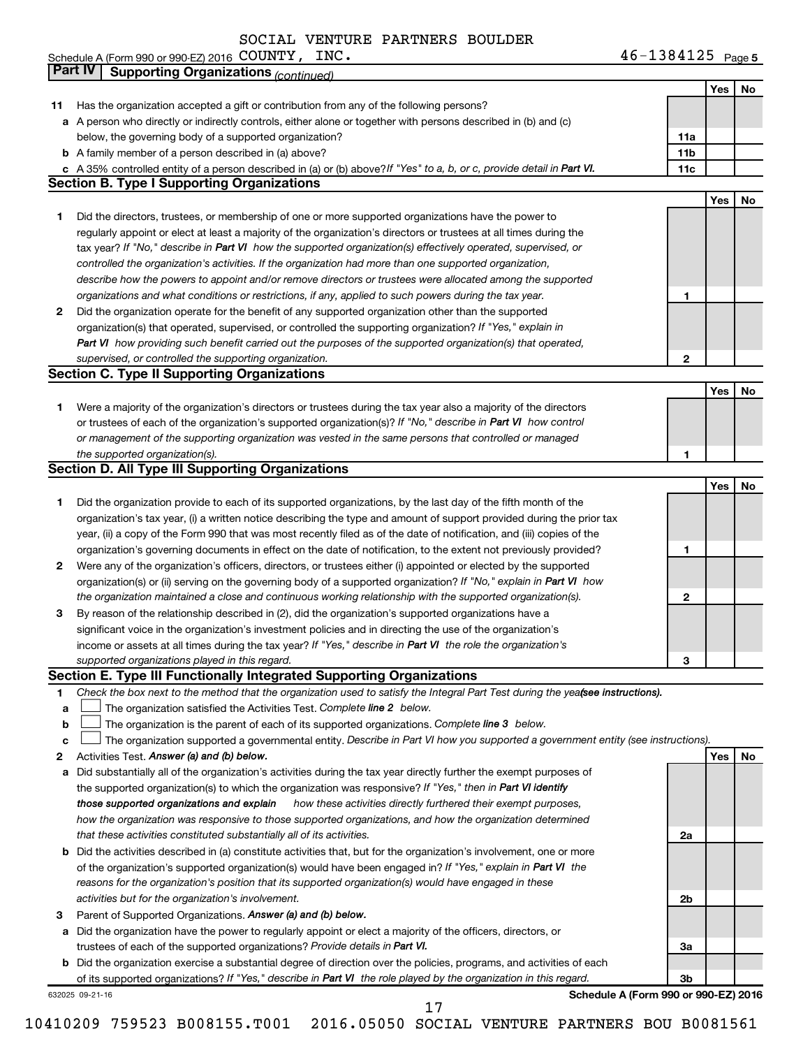SOCIAL VENTURE PARTNERS BOULDER

Schedule A (Form 990 or 990-EZ) 2016 COUNTY, INC. 46-1384125 Page 5

## Part IV Supporting Organizations *(continued)*

| | | | Yes | No |
|---|---|---|---|---|
| **11** | Has the organization accepted a gift or contribution from any of the following persons? | | | |
| **a** | A person who directly or indirectly controls, either alone or together with persons described in (b) and (c) below, the governing body of a supported organization? | 11a | | |
| **b** | A family member of a person described in (a) above? | 11b | | |
| **c** | A 35% controlled entity of a person described in (a) or (b) above? *If "Yes" to a, b, or c, provide detail in* ***Part VI.*** | 11c | | |

### Section B. Type I Supporting Organizations

| | | | Yes | No |
|---|---|---|---|---|
| **1** | Did the directors, trustees, or membership of one or more supported organizations have the power to regularly appoint or elect at least a majority of the organization's directors or trustees at all times during the tax year? *If "No," describe in* ***Part VI*** *how the supported organization(s) effectively operated, supervised, or controlled the organization's activities. If the organization had more than one supported organization, describe how the powers to appoint and/or remove directors or trustees were allocated among the supported organizations and what conditions or restrictions, if any, applied to such powers during the tax year.* | 1 | | |
| **2** | Did the organization operate for the benefit of any supported organization other than the supported organization(s) that operated, supervised, or controlled the supporting organization? *If "Yes," explain in* ***Part VI*** *how providing such benefit carried out the purposes of the supported organization(s) that operated, supervised, or controlled the supporting organization.* | 2 | | |

### Section C. Type II Supporting Organizations

| | | | Yes | No |
|---|---|---|---|---|
| **1** | Were a majority of the organization's directors or trustees during the tax year also a majority of the directors or trustees of each of the organization's supported organization(s)? *If "No," describe in* ***Part VI*** *how control or management of the supporting organization was vested in the same persons that controlled or managed the supported organization(s).* | 1 | | |

### Section D. All Type III Supporting Organizations

| | | | Yes | No |
|---|---|---|---|---|
| **1** | Did the organization provide to each of its supported organizations, by the last day of the fifth month of the organization's tax year, (i) a written notice describing the type and amount of support provided during the prior tax year, (ii) a copy of the Form 990 that was most recently filed as of the date of notification, and (iii) copies of the organization's governing documents in effect on the date of notification, to the extent not previously provided? | 1 | | |
| **2** | Were any of the organization's officers, directors, or trustees either (i) appointed or elected by the supported organization(s) or (ii) serving on the governing body of a supported organization? *If "No," explain in* ***Part VI*** *how the organization maintained a close and continuous working relationship with the supported organization(s).* | 2 | | |
| **3** | By reason of the relationship described in (2), did the organization's supported organizations have a significant voice in the organization's investment policies and in directing the use of the organization's income or assets at all times during the tax year? *If "Yes," describe in* ***Part VI*** *the role the organization's supported organizations played in this regard.* | 3 | | |

### Section E. Type III Functionally Integrated Supporting Organizations

**1** *Check the box next to the method that the organization used to satisfy the Integral Part Test during the year* ***(see instructions).***

**a** ☐ The organization satisfied the Activities Test. *Complete* ***line 2*** *below.*

**b** ☐ The organization is the parent of each of its supported organizations. *Complete* ***line 3*** *below.*

**c** ☐ The organization supported a governmental entity. *Describe in Part VI how you supported a government entity (see instructions).*

| | | | Yes | No |
|---|---|---|---|---|
| **2** | Activities Test. ***Answer (a) and (b) below.*** | | | |
| **a** | Did substantially all of the organization's activities during the tax year directly further the exempt purposes of the supported organization(s) to which the organization was responsive? *If "Yes," then in* ***Part VI identify those supported organizations and explain*** *how these activities directly furthered their exempt purposes, how the organization was responsive to those supported organizations, and how the organization determined that these activities constituted substantially all of its activities.* | 2a | | |
| **b** | Did the activities described in (a) constitute activities that, but for the organization's involvement, one or more of the organization's supported organization(s) would have been engaged in? *If "Yes," explain in* ***Part VI*** *the reasons for the organization's position that its supported organization(s) would have engaged in these activities but for the organization's involvement.* | 2b | | |
| **3** | Parent of Supported Organizations. ***Answer (a) and (b) below.*** | | | |
| **a** | Did the organization have the power to regularly appoint or elect a majority of the officers, directors, or trustees of each of the supported organizations? *Provide details in* ***Part VI.*** | 3a | | |
| **b** | Did the organization exercise a substantial degree of direction over the policies, programs, and activities of each of its supported organizations? *If "Yes," describe in* ***Part VI*** *the role played by the organization in this regard.* | 3b | | |

632025 09-21-16 **Schedule A (Form 990 or 990-EZ) 2016**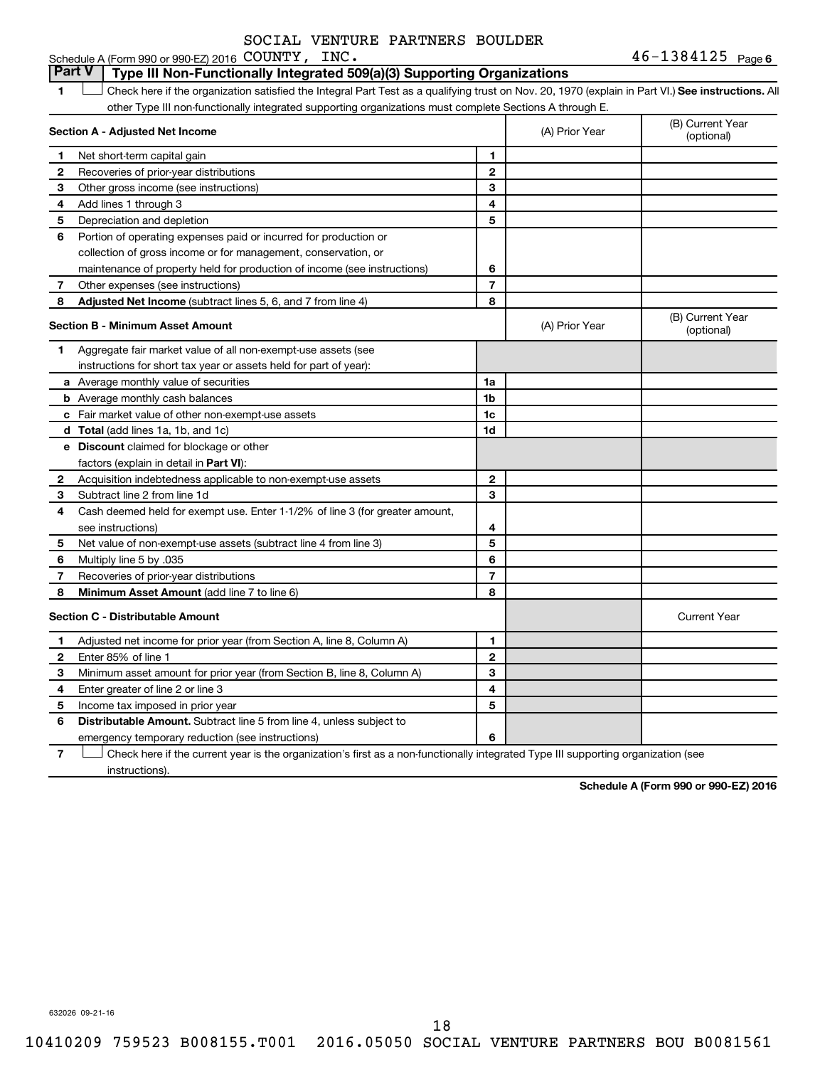SOCIAL VENTURE PARTNERS BOULDER

Schedule A (Form 990 or 990-EZ) 2016 COUNTY, INC. 46-1384125 Page 6

## Part V Type III Non-Functionally Integrated 509(a)(3) Supporting Organizations

1 ☐ Check here if the organization satisfied the Integral Part Test as a qualifying trust on Nov. 20, 1970 (explain in Part VI.) **See instructions.** All other Type III non-functionally integrated supporting organizations must complete Sections A through E.

| **Section A - Adjusted Net Income** | | (A) Prior Year | (B) Current Year (optional) |
|---|---|---|---|
| **1** Net short-term capital gain | 1 | | |
| **2** Recoveries of prior-year distributions | 2 | | |
| **3** Other gross income (see instructions) | 3 | | |
| **4** Add lines 1 through 3 | 4 | | |
| **5** Depreciation and depletion | 5 | | |
| **6** Portion of operating expenses paid or incurred for production or collection of gross income or for management, conservation, or maintenance of property held for production of income (see instructions) | 6 | | |
| **7** Other expenses (see instructions) | 7 | | |
| **8** **Adjusted Net Income** (subtract lines 5, 6, and 7 from line 4) | 8 | | |

| **Section B - Minimum Asset Amount** | | (A) Prior Year | (B) Current Year (optional) |
|---|---|---|---|
| **1** Aggregate fair market value of all non-exempt-use assets (see instructions for short tax year or assets held for part of year): | | | |
| **a** Average monthly value of securities | 1a | | |
| **b** Average monthly cash balances | 1b | | |
| **c** Fair market value of other non-exempt-use assets | 1c | | |
| **d** **Total** (add lines 1a, 1b, and 1c) | 1d | | |
| **e** **Discount** claimed for blockage or other factors (explain in detail in **Part VI**): | | | |
| **2** Acquisition indebtedness applicable to non-exempt-use assets | 2 | | |
| **3** Subtract line 2 from line 1d | 3 | | |
| **4** Cash deemed held for exempt use. Enter 1-1/2% of line 3 (for greater amount, see instructions) | 4 | | |
| **5** Net value of non-exempt-use assets (subtract line 4 from line 3) | 5 | | |
| **6** Multiply line 5 by .035 | 6 | | |
| **7** Recoveries of prior-year distributions | 7 | | |
| **8** **Minimum Asset Amount** (add line 7 to line 6) | 8 | | |

| **Section C - Distributable Amount** | | | Current Year |
|---|---|---|---|
| **1** Adjusted net income for prior year (from Section A, line 8, Column A) | 1 | | |
| **2** Enter 85% of line 1 | 2 | | |
| **3** Minimum asset amount for prior year (from Section B, line 8, Column A) | 3 | | |
| **4** Enter greater of line 2 or line 3 | 4 | | |
| **5** Income tax imposed in prior year | 5 | | |
| **6** **Distributable Amount.** Subtract line 5 from line 4, unless subject to emergency temporary reduction (see instructions) | 6 | | |

7 ☐ Check here if the current year is the organization's first as a non-functionally integrated Type III supporting organization (see instructions).

**Schedule A (Form 990 or 990-EZ) 2016**

632026 09-21-16

18

10410209 759523 B008155.T001 2016.05050 SOCIAL VENTURE PARTNERS BOU B0081561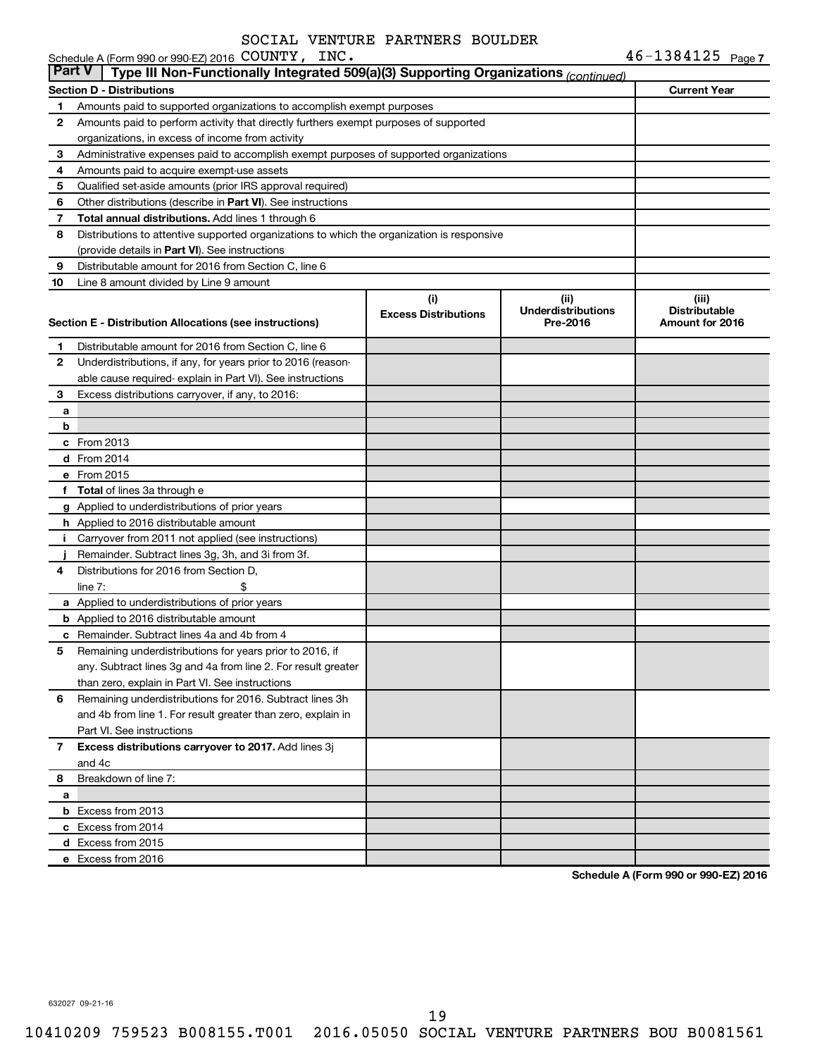SOCIAL VENTURE PARTNERS BOULDER

Schedule A (Form 990 or 990-EZ) 2016 COUNTY, INC. 46-1384125 Page 7

## Part V | Type III Non-Functionally Integrated 509(a)(3) Supporting Organizations *(continued)*

| Section D - Distributions | | Current Year |
|---|---|---|
| 1 | Amounts paid to supported organizations to accomplish exempt purposes | |
| 2 | Amounts paid to perform activity that directly furthers exempt purposes of supported organizations, in excess of income from activity | |
| 3 | Administrative expenses paid to accomplish exempt purposes of supported organizations | |
| 4 | Amounts paid to acquire exempt-use assets | |
| 5 | Qualified set-aside amounts (prior IRS approval required) | |
| 6 | Other distributions (describe in **Part VI**). See instructions | |
| 7 | **Total annual distributions.** Add lines 1 through 6 | |
| 8 | Distributions to attentive supported organizations to which the organization is responsive (provide details in **Part VI**). See instructions | |
| 9 | Distributable amount for 2016 from Section C, line 6 | |
| 10 | Line 8 amount divided by Line 9 amount | |

| Section E - Distribution Allocations (see instructions) | (i) Excess Distributions | (ii) Underdistributions Pre-2016 | (iii) Distributable Amount for 2016 |
|---|---|---|---|
| 1 Distributable amount for 2016 from Section C, line 6 | | | |
| 2 Underdistributions, if any, for years prior to 2016 (reasonable cause required- explain in Part VI). See instructions | | | |
| 3 Excess distributions carryover, if any, to 2016: | | | |
| a | | | |
| b | | | |
| c From 2013 | | | |
| d From 2014 | | | |
| e From 2015 | | | |
| f **Total** of lines 3a through e | | | |
| g Applied to underdistributions of prior years | | | |
| h Applied to 2016 distributable amount | | | |
| i Carryover from 2011 not applied (see instructions) | | | |
| j Remainder. Subtract lines 3g, 3h, and 3i from 3f. | | | |
| 4 Distributions for 2016 from Section D, line 7: $ | | | |
| a Applied to underdistributions of prior years | | | |
| b Applied to 2016 distributable amount | | | |
| c Remainder. Subtract lines 4a and 4b from 4 | | | |
| 5 Remaining underdistributions for years prior to 2016, if any. Subtract lines 3g and 4a from line 2. For result greater than zero, explain in Part VI. See instructions | | | |
| 6 Remaining underdistributions for 2016. Subtract lines 3h and 4b from line 1. For result greater than zero, explain in Part VI. See instructions | | | |
| 7 **Excess distributions carryover to 2017.** Add lines 3j and 4c | | | |
| 8 Breakdown of line 7: | | | |
| a | | | |
| b Excess from 2013 | | | |
| c Excess from 2014 | | | |
| d Excess from 2015 | | | |
| e Excess from 2016 | | | |

**Schedule A (Form 990 or 990-EZ) 2016**

632027 09-21-16

10410209 759523 B008155.T001 2016.05050 SOCIAL VENTURE PARTNERS BOU B0081561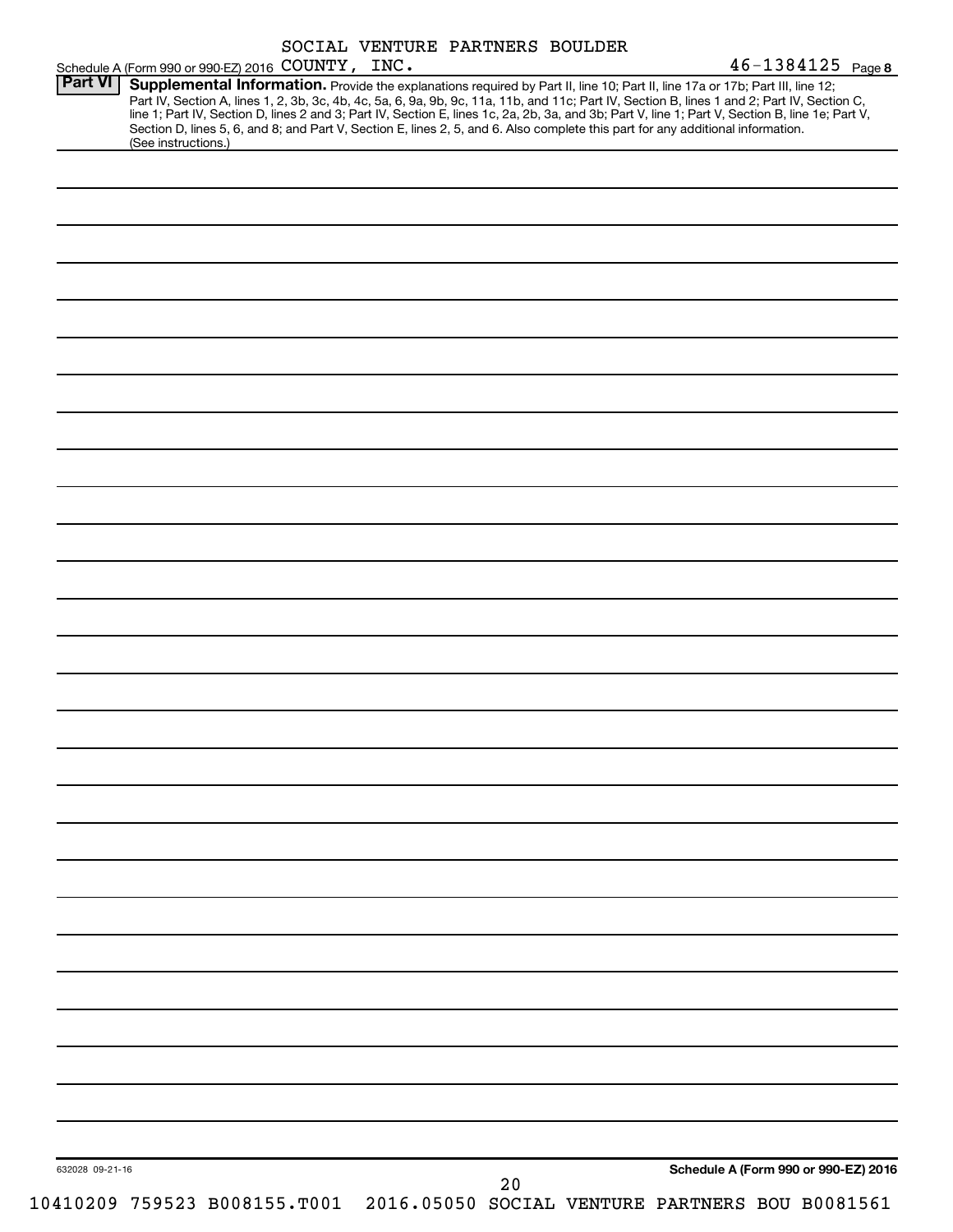SOCIAL VENTURE PARTNERS BOULDER

Schedule A (Form 990 or 990-EZ) 2016 COUNTY, INC. 46-1384125 Page **8**

**Part VI** **Supplemental Information.** Provide the explanations required by Part II, line 10; Part II, line 17a or 17b; Part III, line 12; Part IV, Section A, lines 1, 2, 3b, 3c, 4b, 4c, 5a, 6, 9a, 9b, 9c, 11a, 11b, and 11c; Part IV, Section B, lines 1 and 2; Part IV, Section C, line 1; Part IV, Section D, lines 2 and 3; Part IV, Section E, lines 1c, 2a, 2b, 3a, and 3b; Part V, line 1; Part V, Section B, line 1e; Part V, Section D, lines 5, 6, and 8; and Part V, Section E, lines 2, 5, and 6. Also complete this part for any additional information. (See instructions.)

632028 09-21-16

**Schedule A (Form 990 or 990-EZ) 2016**

10410209 759523 B008155.T001 2016.05050 SOCIAL VENTURE PARTNERS BOU B0081561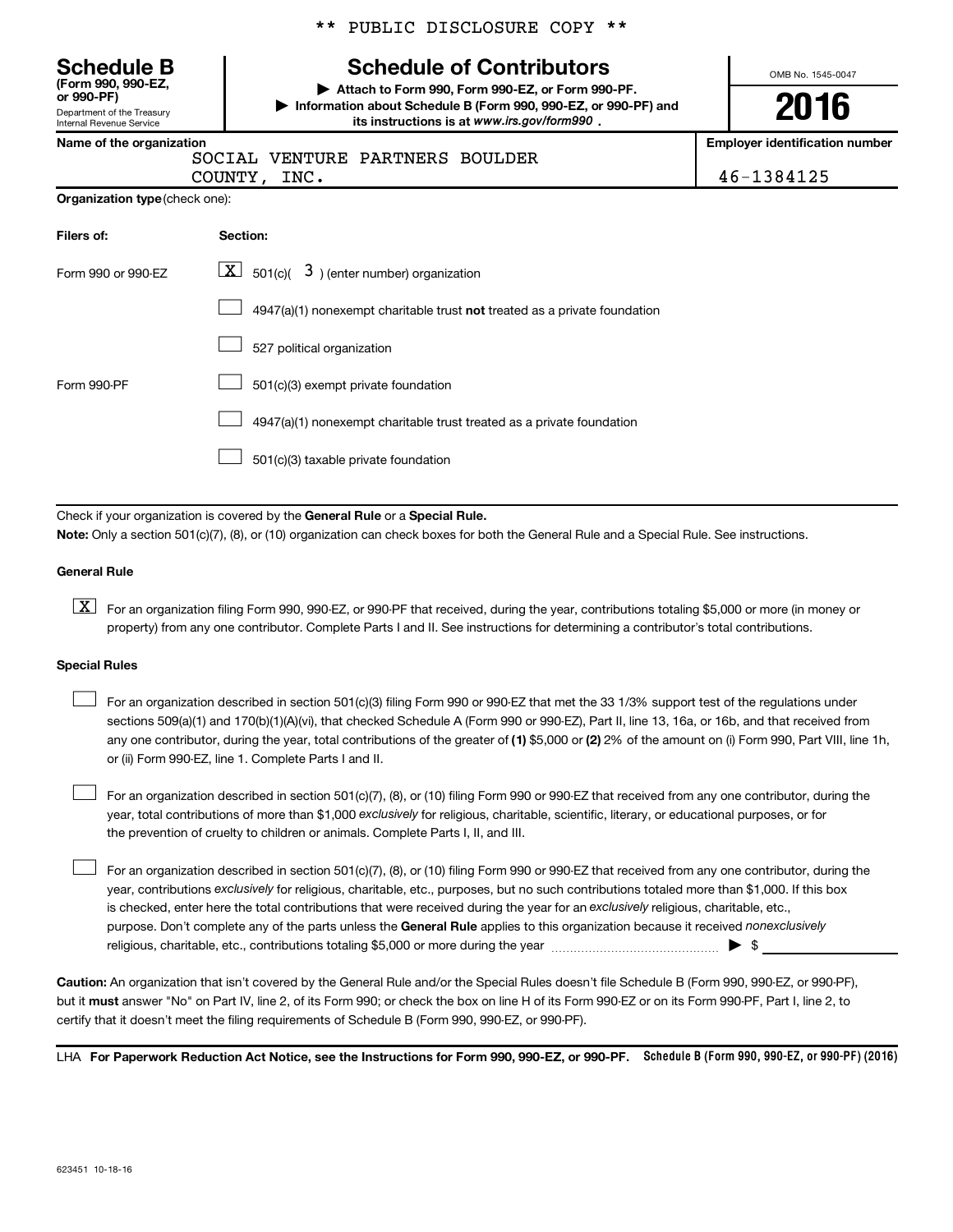** PUBLIC DISCLOSURE COPY **

**Schedule B**
**(Form 990, 990-EZ, or 990-PF)**
Department of the Treasury
Internal Revenue Service

# Schedule of Contributors

▶ **Attach to Form 990, Form 990-EZ, or Form 990-PF.**
▶ **Information about Schedule B (Form 990, 990-EZ, or 990-PF) and its instructions is at** ***www.irs.gov/form990*** **.**

OMB No. 1545-0047

**2016**

**Name of the organization**
SOCIAL VENTURE PARTNERS BOULDER COUNTY, INC.

**Employer identification number**
46-1384125

**Organization type** (check one):

| Filers of: | Section: |
|---|---|
| Form 990 or 990-EZ | [X] 501(c)( 3 ) (enter number) organization |
| | [ ] 4947(a)(1) nonexempt charitable trust **not** treated as a private foundation |
| | [ ] 527 political organization |
| Form 990-PF | [ ] 501(c)(3) exempt private foundation |
| | [ ] 4947(a)(1) nonexempt charitable trust treated as a private foundation |
| | [ ] 501(c)(3) taxable private foundation |

Check if your organization is covered by the **General Rule** or a **Special Rule.**

**Note:** Only a section 501(c)(7), (8), or (10) organization can check boxes for both the General Rule and a Special Rule. See instructions.

**General Rule**

[X] For an organization filing Form 990, 990-EZ, or 990-PF that received, during the year, contributions totaling $5,000 or more (in money or property) from any one contributor. Complete Parts I and II. See instructions for determining a contributor's total contributions.

**Special Rules**

[ ] For an organization described in section 501(c)(3) filing Form 990 or 990-EZ that met the 33 1/3% support test of the regulations under sections 509(a)(1) and 170(b)(1)(A)(vi), that checked Schedule A (Form 990 or 990-EZ), Part II, line 13, 16a, or 16b, and that received from any one contributor, during the year, total contributions of the greater of **(1)** $5,000 or **(2)** 2% of the amount on (i) Form 990, Part VIII, line 1h, or (ii) Form 990-EZ, line 1. Complete Parts I and II.

[ ] For an organization described in section 501(c)(7), (8), or (10) filing Form 990 or 990-EZ that received from any one contributor, during the year, total contributions of more than $1,000 *exclusively* for religious, charitable, scientific, literary, or educational purposes, or for the prevention of cruelty to children or animals. Complete Parts I, II, and III.

[ ] For an organization described in section 501(c)(7), (8), or (10) filing Form 990 or 990-EZ that received from any one contributor, during the year, contributions *exclusively* for religious, charitable, etc., purposes, but no such contributions totaled more than $1,000. If this box is checked, enter here the total contributions that were received during the year for an *exclusively* religious, charitable, etc., purpose. Don't complete any of the parts unless the **General Rule** applies to this organization because it received *nonexclusively* religious, charitable, etc., contributions totaling $5,000 or more during the year ▶ $ \_\_\_\_\_\_\_\_\_\_

**Caution:** An organization that isn't covered by the General Rule and/or the Special Rules doesn't file Schedule B (Form 990, 990-EZ, or 990-PF), but it **must** answer "No" on Part IV, line 2, of its Form 990; or check the box on line H of its Form 990-EZ or on its Form 990-PF, Part I, line 2, to certify that it doesn't meet the filing requirements of Schedule B (Form 990, 990-EZ, or 990-PF).

LHA **For Paperwork Reduction Act Notice, see the Instructions for Form 990, 990-EZ, or 990-PF.** **Schedule B (Form 990, 990-EZ, or 990-PF) (2016)**

623451 10-18-16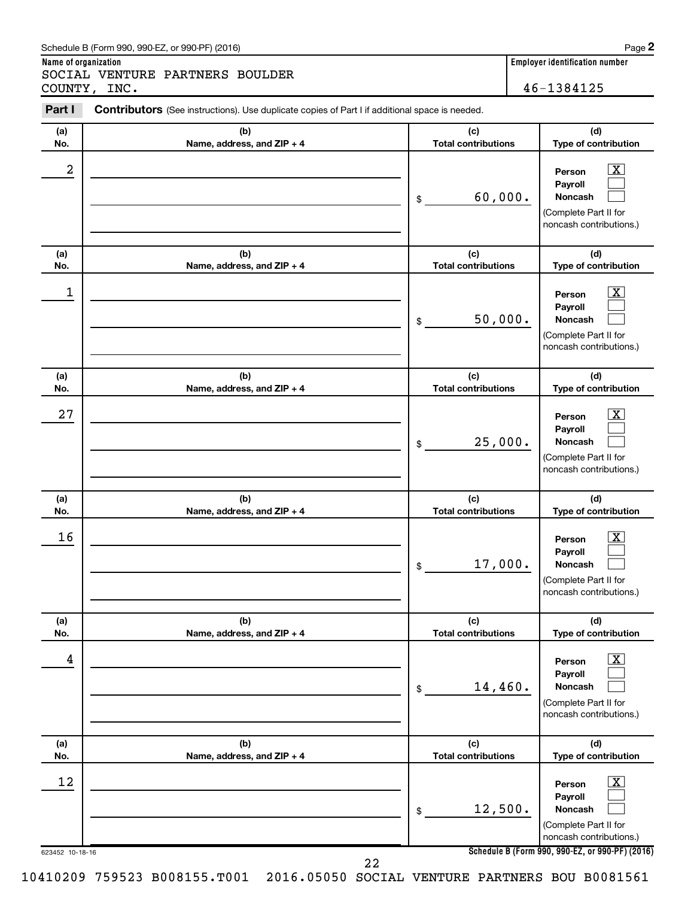Schedule B (Form 990, 990-EZ, or 990-PF) (2016)

**Name of organization**

SOCIAL VENTURE PARTNERS BOULDER COUNTY, INC.

**Employer identification number**

46-1384125

**Part I** **Contributors** (See instructions). Use duplicate copies of Part I if additional space is needed.

| (a) No. | (b) Name, address, and ZIP + 4 | (c) Total contributions | (d) Type of contribution |
|---|---|---|---|
| 2 | | $ 60,000. | Person [X] Payroll [ ] Noncash [ ] (Complete Part II for noncash contributions.) |
| 1 | | $ 50,000. | Person [X] Payroll [ ] Noncash [ ] (Complete Part II for noncash contributions.) |
| 27 | | $ 25,000. | Person [X] Payroll [ ] Noncash [ ] (Complete Part II for noncash contributions.) |
| 16 | | $ 17,000. | Person [X] Payroll [ ] Noncash [ ] (Complete Part II for noncash contributions.) |
| 4 | | $ 14,460. | Person [X] Payroll [ ] Noncash [ ] (Complete Part II for noncash contributions.) |
| 12 | | $ 12,500. | Person [X] Payroll [ ] Noncash [ ] (Complete Part II for noncash contributions.) |

623452 10-18-16

**Schedule B (Form 990, 990-EZ, or 990-PF) (2016)**

10410209 759523 B008155.T001 2016.05050 SOCIAL VENTURE PARTNERS BOU B0081561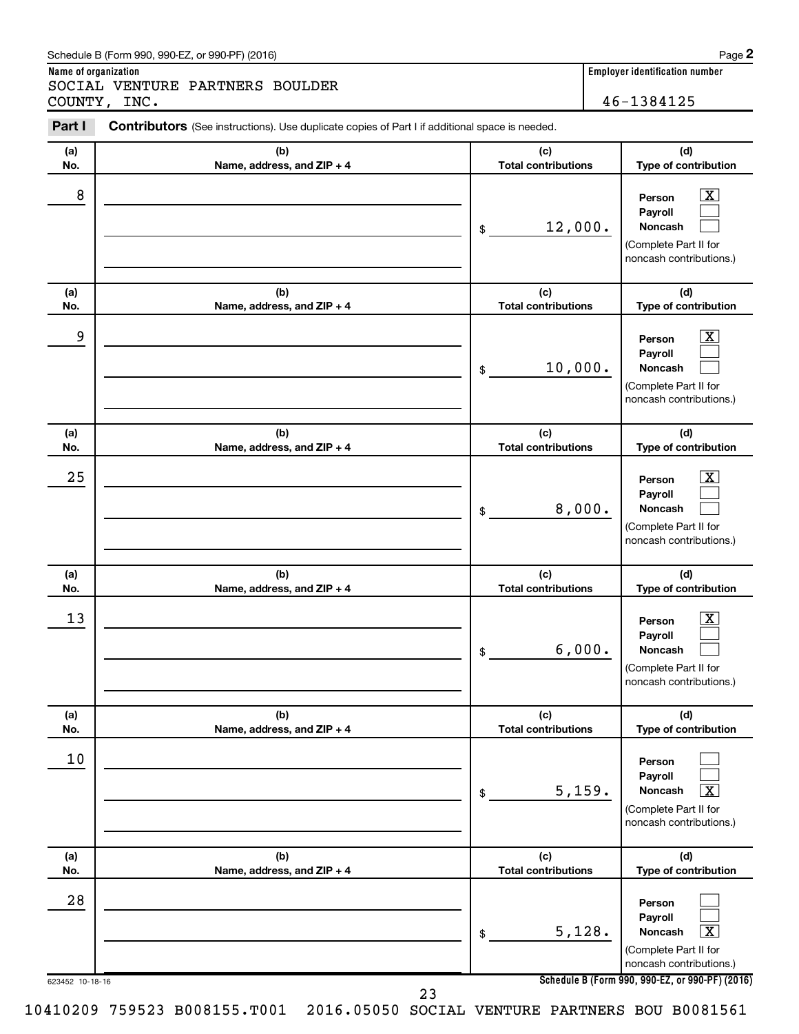Schedule B (Form 990, 990-EZ, or 990-PF) (2016)

**Name of organization**
SOCIAL VENTURE PARTNERS BOULDER COUNTY, INC.

**Employer identification number**
46-1384125

**Part I** **Contributors** (See instructions). Use duplicate copies of Part I if additional space is needed.

| (a) No. | (b) Name, address, and ZIP + 4 | (c) Total contributions | (d) Type of contribution |
|---|---|---|---|
| 8 | | $ 12,000. | Person [X] Payroll [ ] Noncash [ ] (Complete Part II for noncash contributions.) |
| 9 | | $ 10,000. | Person [X] Payroll [ ] Noncash [ ] (Complete Part II for noncash contributions.) |
| 25 | | $ 8,000. | Person [X] Payroll [ ] Noncash [ ] (Complete Part II for noncash contributions.) |
| 13 | | $ 6,000. | Person [X] Payroll [ ] Noncash [ ] (Complete Part II for noncash contributions.) |
| 10 | | $ 5,159. | Person [ ] Payroll [ ] Noncash [X] (Complete Part II for noncash contributions.) |
| 28 | | $ 5,128. | Person [ ] Payroll [ ] Noncash [X] (Complete Part II for noncash contributions.) |

623452 10-18-16

**Schedule B (Form 990, 990-EZ, or 990-PF) (2016)**

10410209 759523 B008155.T001 2016.05050 SOCIAL VENTURE PARTNERS BOU B0081561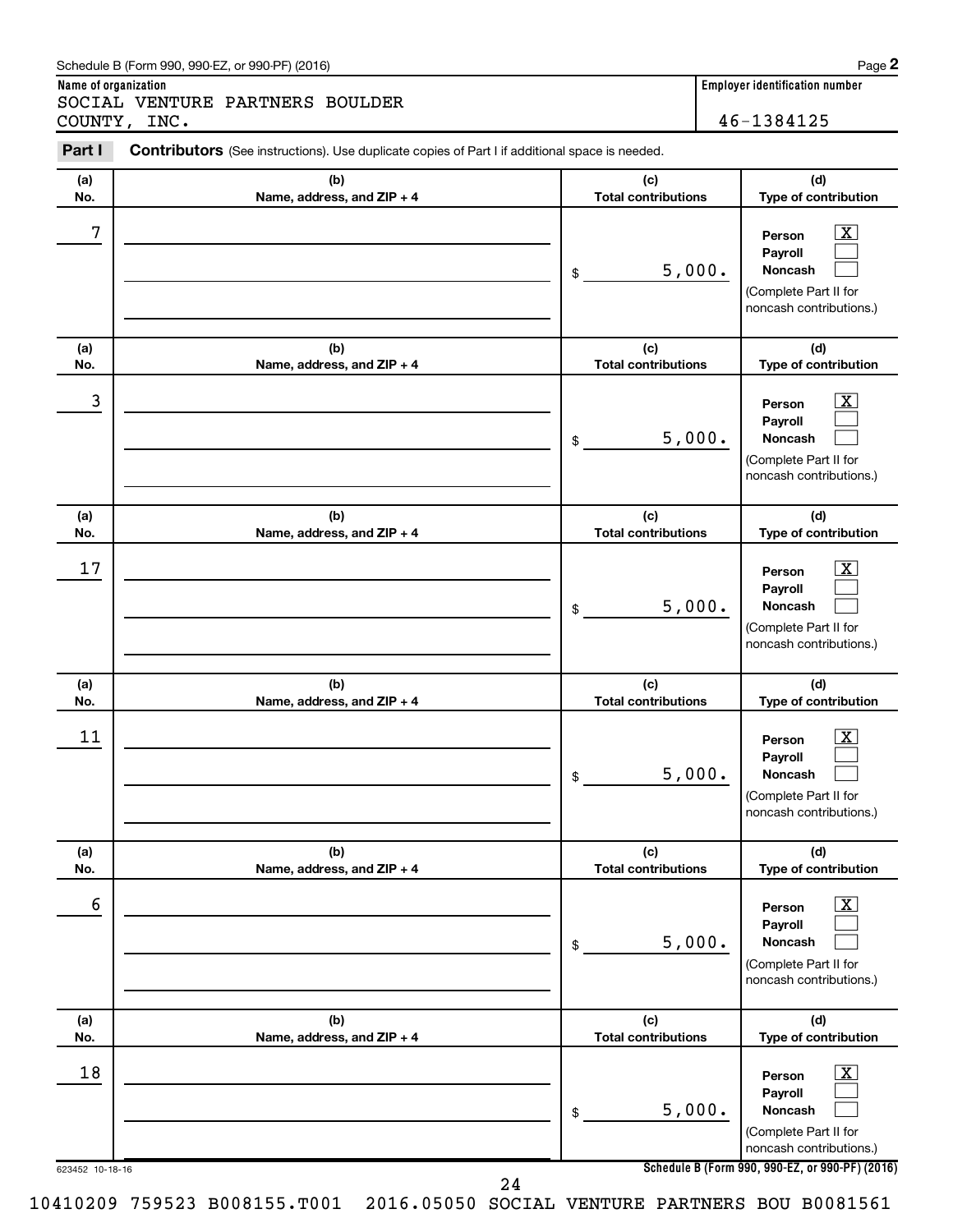Schedule B (Form 990, 990-EZ, or 990-PF) (2016)

**Name of organization**

SOCIAL VENTURE PARTNERS BOULDER COUNTY, INC.

**Employer identification number**

46-1384125

**Part I** **Contributors** (See instructions). Use duplicate copies of Part I if additional space is needed.

| (a) No. | (b) Name, address, and ZIP + 4 | (c) Total contributions | (d) Type of contribution |
|---|---|---|---|
| 7 | | $ 5,000. | Person [X] Payroll [ ] Noncash [ ] (Complete Part II for noncash contributions.) |
| 3 | | $ 5,000. | Person [X] Payroll [ ] Noncash [ ] (Complete Part II for noncash contributions.) |
| 17 | | $ 5,000. | Person [X] Payroll [ ] Noncash [ ] (Complete Part II for noncash contributions.) |
| 11 | | $ 5,000. | Person [X] Payroll [ ] Noncash [ ] (Complete Part II for noncash contributions.) |
| 6 | | $ 5,000. | Person [X] Payroll [ ] Noncash [ ] (Complete Part II for noncash contributions.) |
| 18 | | $ 5,000. | Person [X] Payroll [ ] Noncash [ ] (Complete Part II for noncash contributions.) |

623452 10-18-16

**Schedule B (Form 990, 990-EZ, or 990-PF) (2016)**

10410209 759523 B008155.T001 2016.05050 SOCIAL VENTURE PARTNERS BOU B0081561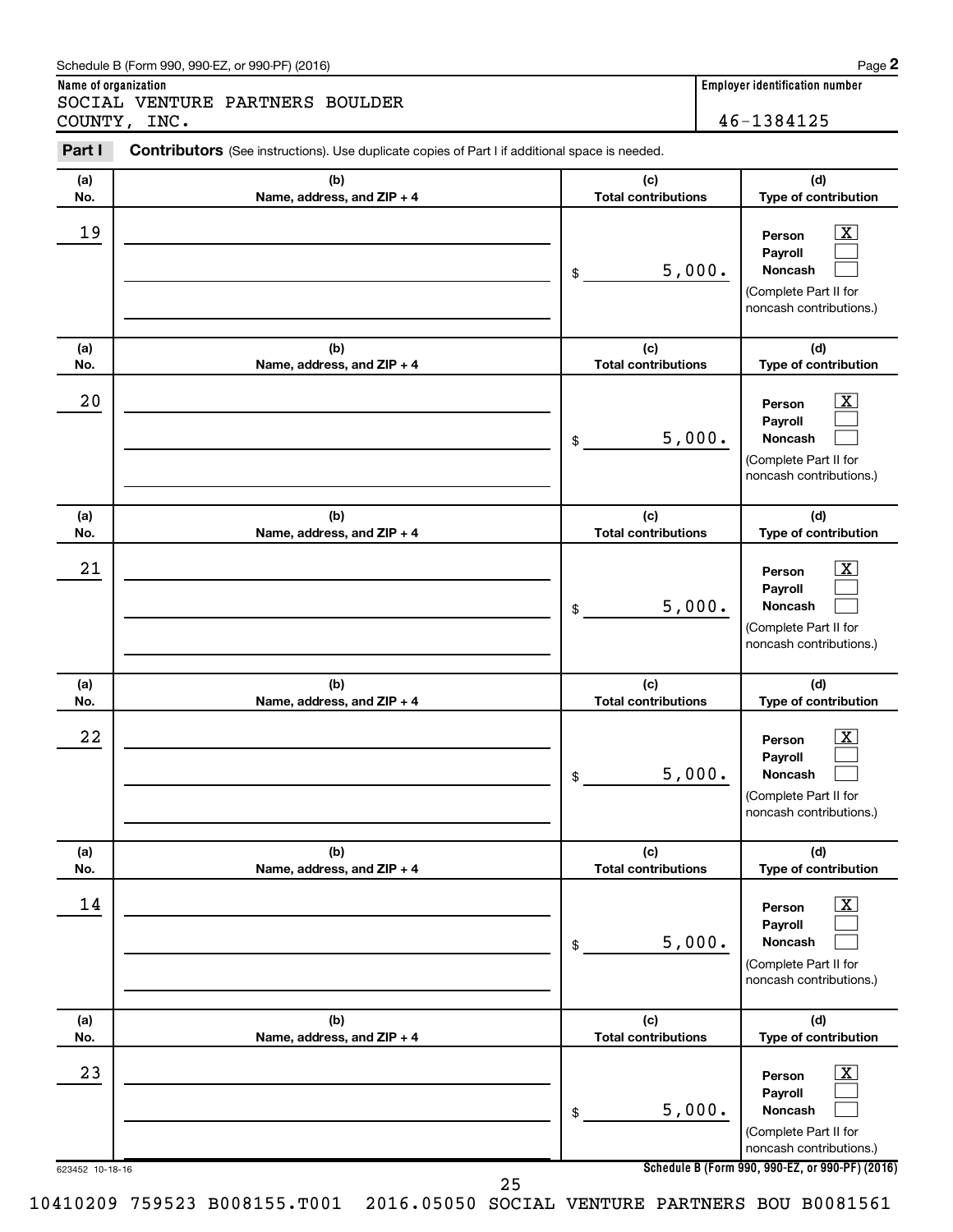Schedule B (Form 990, 990-EZ, or 990-PF) (2016)

**Name of organization**
SOCIAL VENTURE PARTNERS BOULDER COUNTY, INC.

**Employer identification number**
46-1384125

## Part I Contributors (See instructions). Use duplicate copies of Part I if additional space is needed.

| (a) No. | (b) Name, address, and ZIP + 4 | (c) Total contributions | (d) Type of contribution |
|---|---|---|---|
| 19 | | $ 5,000. | Person [X] Payroll [ ] Noncash [ ] (Complete Part II for noncash contributions.) |
| 20 | | $ 5,000. | Person [X] Payroll [ ] Noncash [ ] (Complete Part II for noncash contributions.) |
| 21 | | $ 5,000. | Person [X] Payroll [ ] Noncash [ ] (Complete Part II for noncash contributions.) |
| 22 | | $ 5,000. | Person [X] Payroll [ ] Noncash [ ] (Complete Part II for noncash contributions.) |
| 14 | | $ 5,000. | Person [X] Payroll [ ] Noncash [ ] (Complete Part II for noncash contributions.) |
| 23 | | $ 5,000. | Person [X] Payroll [ ] Noncash [ ] (Complete Part II for noncash contributions.) |

623452 10-18-16

Schedule B (Form 990, 990-EZ, or 990-PF) (2016)

10410209 759523 B008155.T001 2016.05050 SOCIAL VENTURE PARTNERS BOU B0081561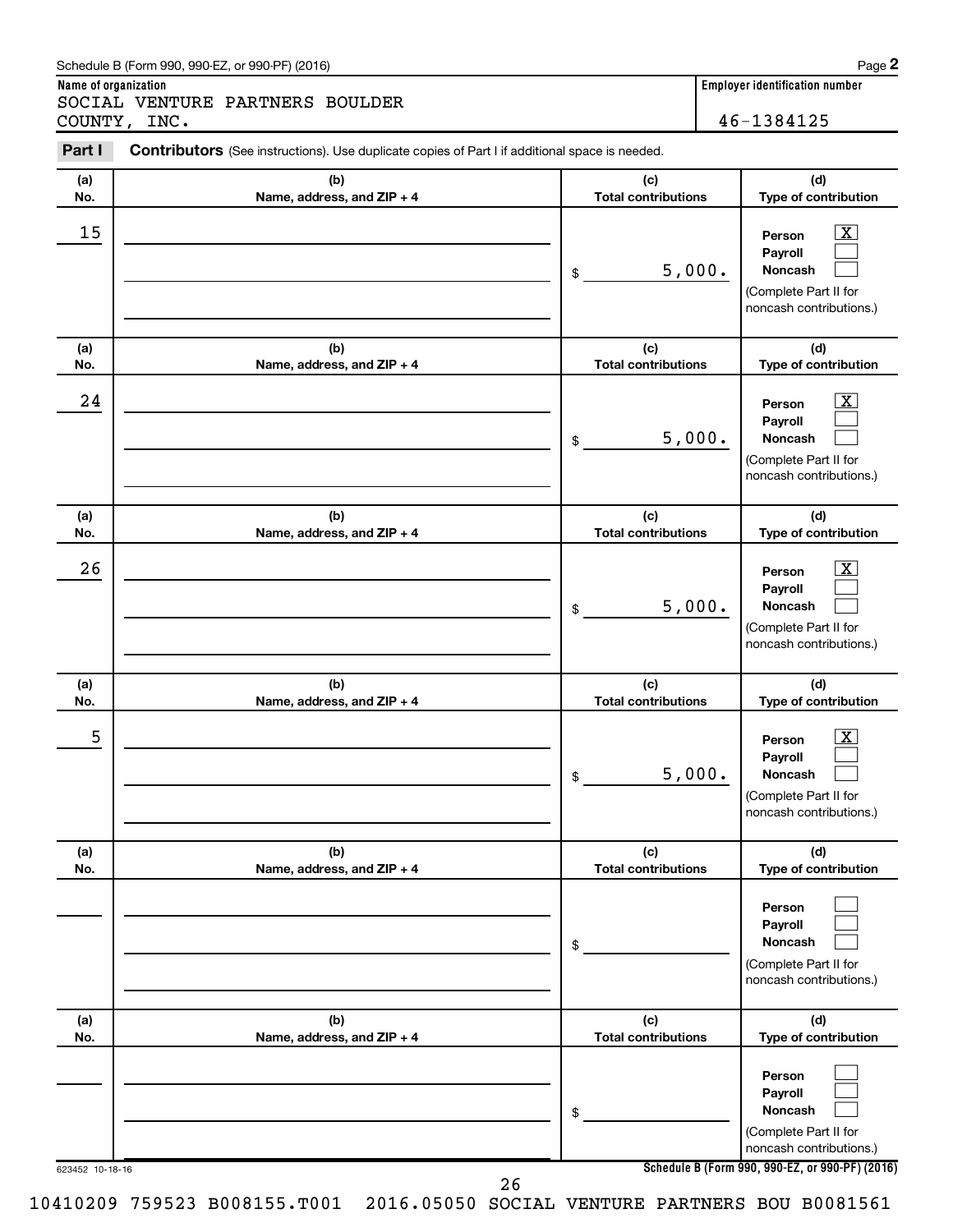Schedule B (Form 990, 990-EZ, or 990-PF) (2016)

**Name of organization**

SOCIAL VENTURE PARTNERS BOULDER COUNTY, INC.

**Employer identification number**

46-1384125

**Part I** **Contributors** (See instructions). Use duplicate copies of Part I if additional space is needed.

| (a) No. | (b) Name, address, and ZIP + 4 | (c) Total contributions | (d) Type of contribution |
|---|---|---|---|
| 15 | | $ 5,000. | Person [X] Payroll [ ] Noncash [ ] (Complete Part II for noncash contributions.) |
| 24 | | $ 5,000. | Person [X] Payroll [ ] Noncash [ ] (Complete Part II for noncash contributions.) |
| 26 | | $ 5,000. | Person [X] Payroll [ ] Noncash [ ] (Complete Part II for noncash contributions.) |
| 5 | | $ 5,000. | Person [X] Payroll [ ] Noncash [ ] (Complete Part II for noncash contributions.) |
| | | $ | Person [ ] Payroll [ ] Noncash [ ] (Complete Part II for noncash contributions.) |
| | | $ | Person [ ] Payroll [ ] Noncash [ ] (Complete Part II for noncash contributions.) |

623452 10-18-16

**Schedule B (Form 990, 990-EZ, or 990-PF) (2016)**

10410209 759523 B008155.T001 2016.05050 SOCIAL VENTURE PARTNERS BOU B0081561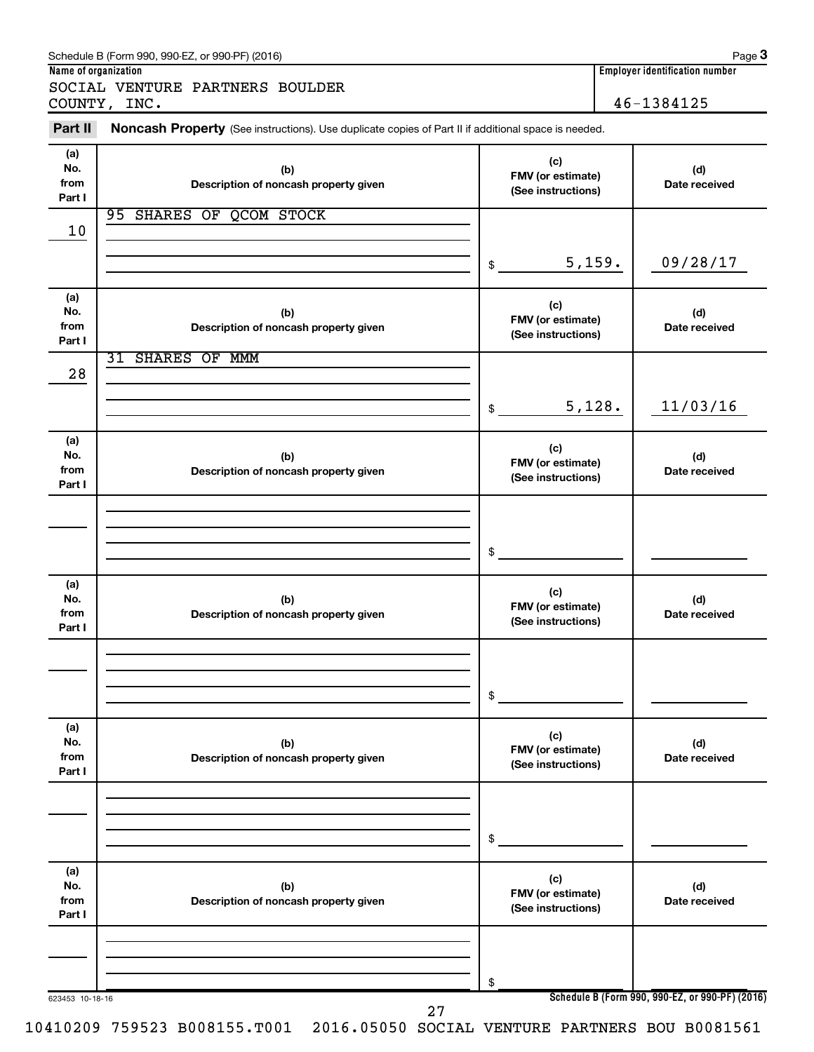Schedule B (Form 990, 990-EZ, or 990-PF) (2016)

**Name of organization**

SOCIAL VENTURE PARTNERS BOULDER COUNTY, INC.

**Employer identification number**

46-1384125

## Part II Noncash Property (See instructions). Use duplicate copies of Part II if additional space is needed.

| (a) No. from Part I | (b) Description of noncash property given | (c) FMV (or estimate) (See instructions) | (d) Date received |
|---|---|---|---|
| 10 | 95 SHARES OF QCOM STOCK | $ 5,159. | 09/28/17 |

| (a) No. from Part I | (b) Description of noncash property given | (c) FMV (or estimate) (See instructions) | (d) Date received |
|---|---|---|---|
| 28 | 31 SHARES OF MMM | $ 5,128. | 11/03/16 |

| (a) No. from Part I | (b) Description of noncash property given | (c) FMV (or estimate) (See instructions) | (d) Date received |
|---|---|---|---|
| | | $ | |

| (a) No. from Part I | (b) Description of noncash property given | (c) FMV (or estimate) (See instructions) | (d) Date received |
|---|---|---|---|
| | | $ | |

| (a) No. from Part I | (b) Description of noncash property given | (c) FMV (or estimate) (See instructions) | (d) Date received |
|---|---|---|---|
| | | $ | |

| (a) No. from Part I | (b) Description of noncash property given | (c) FMV (or estimate) (See instructions) | (d) Date received |
|---|---|---|---|
| | | $ | |

623453 10-18-16

**Schedule B (Form 990, 990-EZ, or 990-PF) (2016)**

10410209 759523 B008155.T001 2016.05050 SOCIAL VENTURE PARTNERS BOU B0081561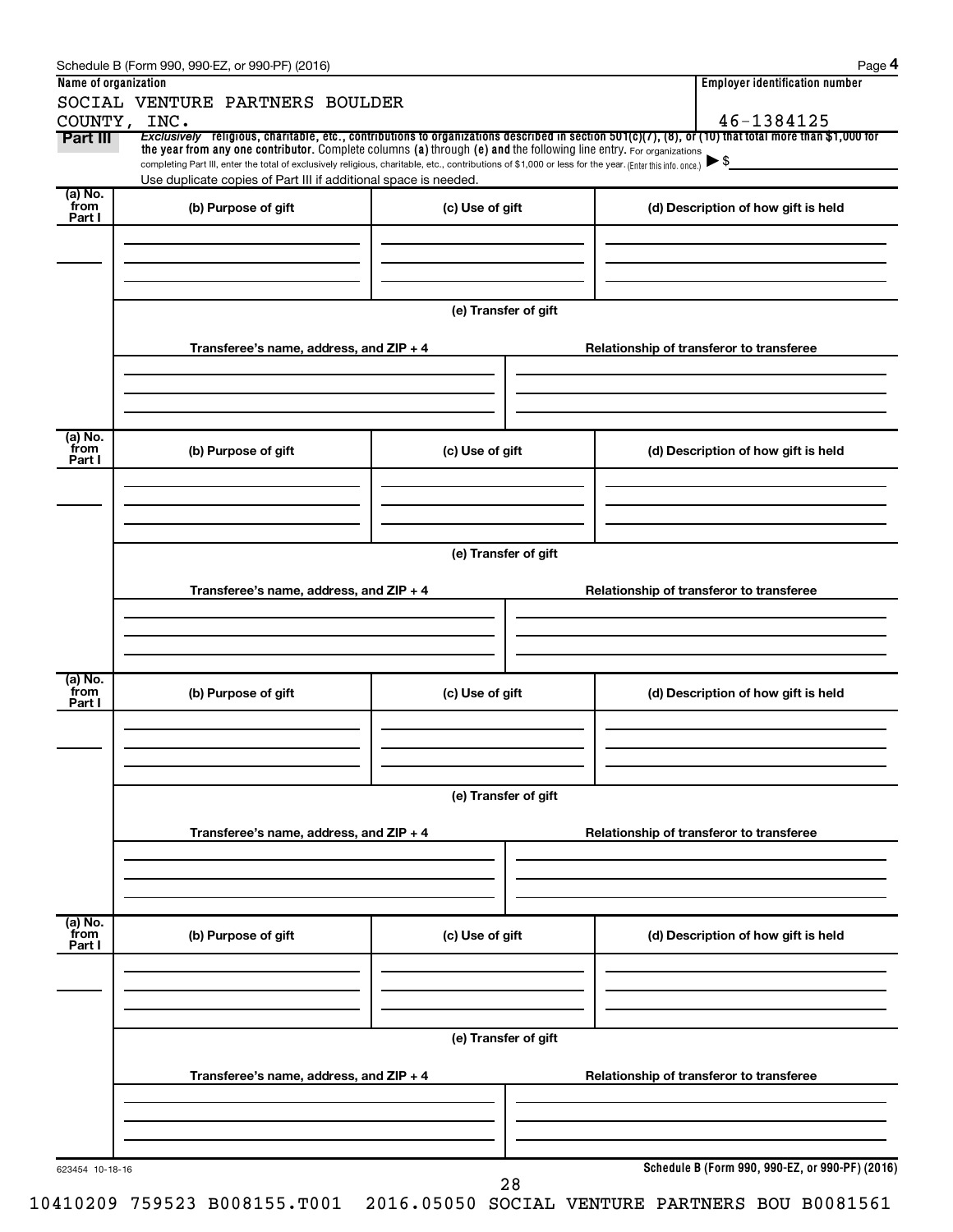Schedule B (Form 990, 990-EZ, or 990-PF) (2016) Page **4**

**Name of organization**

SOCIAL VENTURE PARTNERS BOULDER COUNTY, INC.

**Employer identification number**

46-1384125

**Part III** *Exclusively* religious, charitable, etc., contributions to organizations described in section 501(c)(7), (8), or (10) that total more than $1,000 for the year from any one contributor. Complete columns (a) through (e) and the following line entry. For organizations completing Part III, enter the total of exclusively religious, charitable, etc., contributions of $1,000 or less for the year. (Enter this info. once.) ▶ $

Use duplicate copies of Part III if additional space is needed.

| (a) No. from Part I | (b) Purpose of gift | (c) Use of gift | (d) Description of how gift is held |
|---|---|---|---|
| | | | |

(e) Transfer of gift

| Transferee's name, address, and ZIP + 4 | Relationship of transferor to transferee |
|---|---|
| | |

| (a) No. from Part I | (b) Purpose of gift | (c) Use of gift | (d) Description of how gift is held |
|---|---|---|---|
| | | | |

(e) Transfer of gift

| Transferee's name, address, and ZIP + 4 | Relationship of transferor to transferee |
|---|---|
| | |

| (a) No. from Part I | (b) Purpose of gift | (c) Use of gift | (d) Description of how gift is held |
|---|---|---|---|
| | | | |

(e) Transfer of gift

| Transferee's name, address, and ZIP + 4 | Relationship of transferor to transferee |
|---|---|
| | |

| (a) No. from Part I | (b) Purpose of gift | (c) Use of gift | (d) Description of how gift is held |
|---|---|---|---|
| | | | |

(e) Transfer of gift

| Transferee's name, address, and ZIP + 4 | Relationship of transferor to transferee |
|---|---|
| | |

623454 10-18-16

**Schedule B (Form 990, 990-EZ, or 990-PF) (2016)**

10410209 759523 B008155.T001 2016.05050 SOCIAL VENTURE PARTNERS BOU B0081561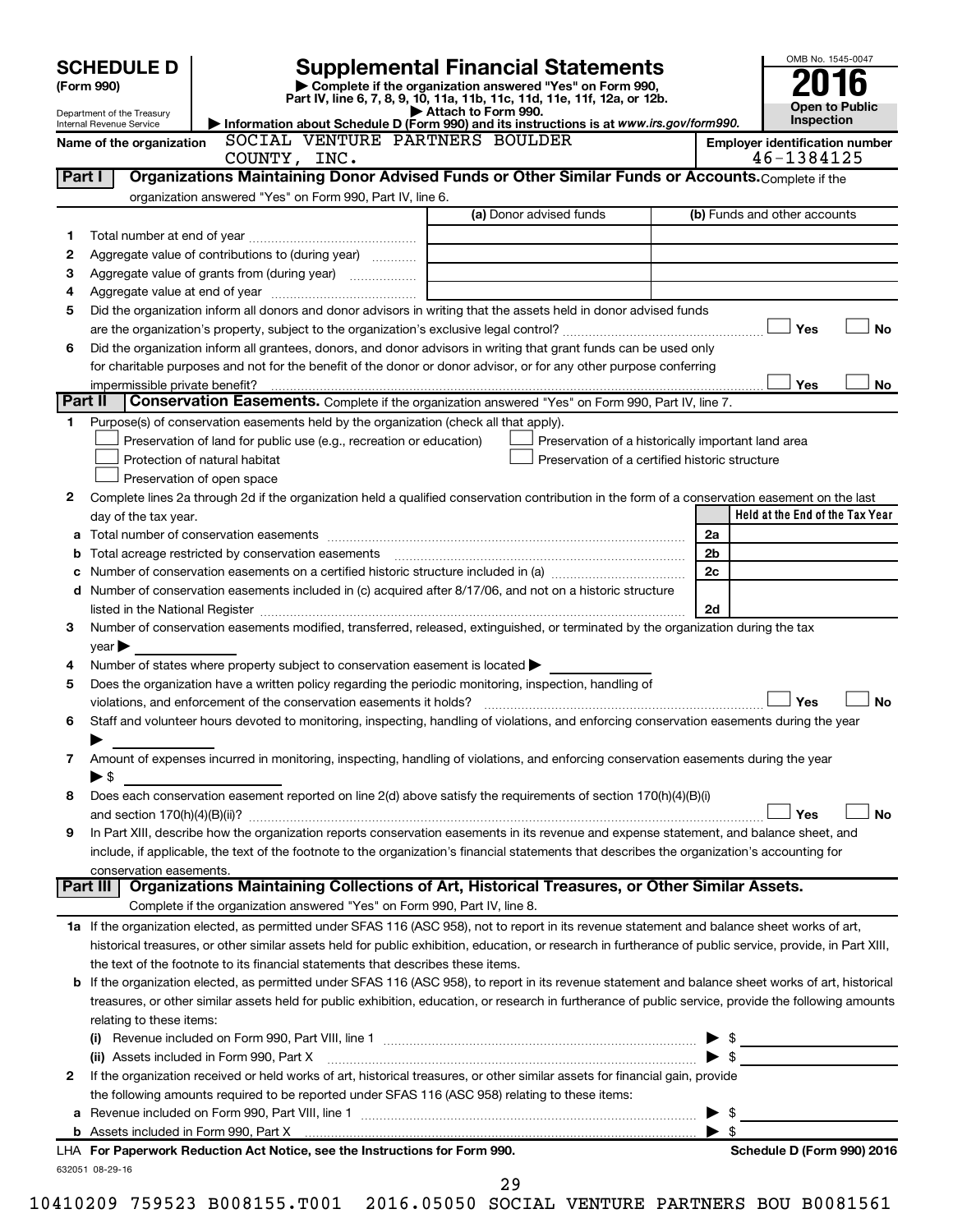# SCHEDULE D (Form 990)

Department of the Treasury
Internal Revenue Service

## Supplemental Financial Statements

▶ Complete if the organization answered "Yes" on Form 990, Part IV, line 6, 7, 8, 9, 10, 11a, 11b, 11c, 11d, 11e, 11f, 12a, or 12b.
▶ Attach to Form 990.
▶ Information about Schedule D (Form 990) and its instructions is at *www.irs.gov/form990*.

OMB No. 1545-0047

**2016**

**Open to Public Inspection**

**Name of the organization:** SOCIAL VENTURE PARTNERS BOULDER COUNTY, INC.

**Employer identification number:** 46-1384125

### Part I — Organizations Maintaining Donor Advised Funds or Other Similar Funds or Accounts. 
Complete if the organization answered "Yes" on Form 990, Part IV, line 6.

| | | (a) Donor advised funds | (b) Funds and other accounts |
|---|---|---|---|
| 1 | Total number at end of year | | |
| 2 | Aggregate value of contributions to (during year) | | |
| 3 | Aggregate value of grants from (during year) | | |
| 4 | Aggregate value at end of year | | |

5 Did the organization inform all donors and donor advisors in writing that the assets held in donor advised funds are the organization's property, subject to the organization's exclusive legal control? ☐ Yes ☐ No

6 Did the organization inform all grantees, donors, and donor advisors in writing that grant funds can be used only for charitable purposes and not for the benefit of the donor or donor advisor, or for any other purpose conferring impermissible private benefit? ☐ Yes ☐ No

### Part II — Conservation Easements. 
Complete if the organization answered "Yes" on Form 990, Part IV, line 7.

1 Purpose(s) of conservation easements held by the organization (check all that apply).

- ☐ Preservation of land for public use (e.g., recreation or education)
- ☐ Protection of natural habitat
- ☐ Preservation of open space
- ☐ Preservation of a historically important land area
- ☐ Preservation of a certified historic structure

2 Complete lines 2a through 2d if the organization held a qualified conservation contribution in the form of a conservation easement on the last day of the tax year.

| | | | Held at the End of the Tax Year |
|---|---|---|---|
| a | Total number of conservation easements | 2a | |
| b | Total acreage restricted by conservation easements | 2b | |
| c | Number of conservation easements on a certified historic structure included in (a) | 2c | |
| d | Number of conservation easements included in (c) acquired after 8/17/06, and not on a historic structure listed in the National Register | 2d | |

3 Number of conservation easements modified, transferred, released, extinguished, or terminated by the organization during the tax year ▶

4 Number of states where property subject to conservation easement is located ▶

5 Does the organization have a written policy regarding the periodic monitoring, inspection, handling of violations, and enforcement of the conservation easements it holds? ☐ Yes ☐ No

6 Staff and volunteer hours devoted to monitoring, inspecting, handling of violations, and enforcing conservation easements during the year ▶

7 Amount of expenses incurred in monitoring, inspecting, handling of violations, and enforcing conservation easements during the year ▶ $

8 Does each conservation easement reported on line 2(d) above satisfy the requirements of section 170(h)(4)(B)(i) and section 170(h)(4)(B)(ii)? ☐ Yes ☐ No

9 In Part XIII, describe how the organization reports conservation easements in its revenue and expense statement, and balance sheet, and include, if applicable, the text of the footnote to the organization's financial statements that describes the organization's accounting for conservation easements.

### Part III — Organizations Maintaining Collections of Art, Historical Treasures, or Other Similar Assets.
Complete if the organization answered "Yes" on Form 990, Part IV, line 8.

1a If the organization elected, as permitted under SFAS 116 (ASC 958), not to report in its revenue statement and balance sheet works of art, historical treasures, or other similar assets held for public exhibition, education, or research in furtherance of public service, provide, in Part XIII, the text of the footnote to its financial statements that describes these items.

b If the organization elected, as permitted under SFAS 116 (ASC 958), to report in its revenue statement and balance sheet works of art, historical treasures, or other similar assets held for public exhibition, education, or research in furtherance of public service, provide the following amounts relating to these items:

(i) Revenue included on Form 990, Part VIII, line 1 ▶ $

(ii) Assets included in Form 990, Part X ▶ $

2 If the organization received or held works of art, historical treasures, or other similar assets for financial gain, provide the following amounts required to be reported under SFAS 116 (ASC 958) relating to these items:

a Revenue included on Form 990, Part VIII, line 1 ▶ $

b Assets included in Form 990, Part X ▶ $

LHA **For Paperwork Reduction Act Notice, see the Instructions for Form 990.** **Schedule D (Form 990) 2016**

632051 08-29-16

10410209 759523 B008155.T001 2016.05050 SOCIAL VENTURE PARTNERS BOU B0081561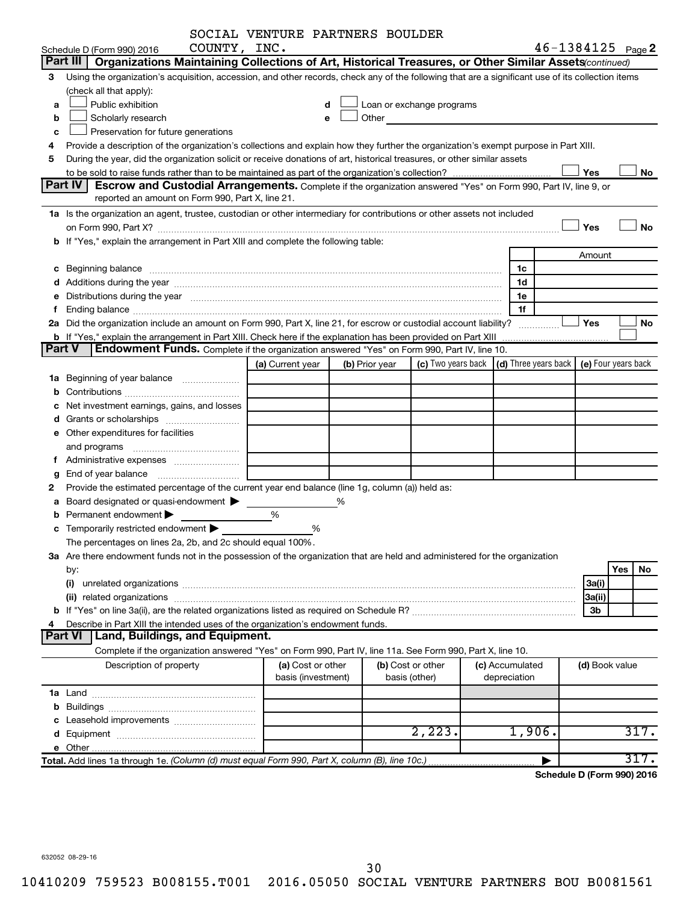SOCIAL VENTURE PARTNERS BOULDER COUNTY, INC. 46-1384125

Schedule D (Form 990) 2016 Page 2

## Part III Organizations Maintaining Collections of Art, Historical Treasures, or Other Similar Assets *(continued)*

3 Using the organization's acquisition, accession, and other records, check any of the following that are a significant use of its collection items (check all that apply):

- a ☐ Public exhibition
- b ☐ Scholarly research
- c ☐ Preservation for future generations
- d ☐ Loan or exchange programs
- e ☐ Other

4 Provide a description of the organization's collections and explain how they further the organization's exempt purpose in Part XIII.

5 During the year, did the organization solicit or receive donations of art, historical treasures, or other similar assets to be sold to raise funds rather than to be maintained as part of the organization's collection? ☐ Yes ☐ No

## Part IV Escrow and Custodial Arrangements.

Complete if the organization answered "Yes" on Form 990, Part IV, line 9, or reported an amount on Form 990, Part X, line 21.

1a Is the organization an agent, trustee, custodian or other intermediary for contributions or other assets not included on Form 990, Part X? ☐ Yes ☐ No

b If "Yes," explain the arrangement in Part XIII and complete the following table:

| | | Amount |
|---|---|---|
| c Beginning balance | 1c | |
| d Additions during the year | 1d | |
| e Distributions during the year | 1e | |
| f Ending balance | 1f | |

2a Did the organization include an amount on Form 990, Part X, line 21, for escrow or custodial account liability? ☐ Yes ☐ No

b If "Yes," explain the arrangement in Part XIII. Check here if the explanation has been provided on Part XIII ☐

## Part V Endowment Funds.

Complete if the organization answered "Yes" on Form 990, Part IV, line 10.

| | (a) Current year | (b) Prior year | (c) Two years back | (d) Three years back | (e) Four years back |
|---|---|---|---|---|---|
| 1a Beginning of year balance | | | | | |
| b Contributions | | | | | |
| c Net investment earnings, gains, and losses | | | | | |
| d Grants or scholarships | | | | | |
| e Other expenditures for facilities and programs | | | | | |
| f Administrative expenses | | | | | |
| g End of year balance | | | | | |

2 Provide the estimated percentage of the current year end balance (line 1g, column (a)) held as:

- a Board designated or quasi-endowment ▶ %
- b Permanent endowment ▶ %
- c Temporarily restricted endowment ▶ %

The percentages on lines 2a, 2b, and 2c should equal 100%.

3a Are there endowment funds not in the possession of the organization that are held and administered for the organization by:

| | | Yes | No |
|---|---|---|---|
| (i) unrelated organizations | 3a(i) | | |
| (ii) related organizations | 3a(ii) | | |
| b If "Yes" on line 3a(ii), are the related organizations listed as required on Schedule R? | 3b | | |

4 Describe in Part XIII the intended uses of the organization's endowment funds.

## Part VI Land, Buildings, and Equipment.

Complete if the organization answered "Yes" on Form 990, Part IV, line 11a. See Form 990, Part X, line 10.

| Description of property | (a) Cost or other basis (investment) | (b) Cost or other basis (other) | (c) Accumulated depreciation | (d) Book value |
|---|---|---|---|---|
| 1a Land | | | | |
| b Buildings | | | | |
| c Leasehold improvements | | | | |
| d Equipment | | 2,223. | 1,906. | 317. |
| e Other | | | | |
| **Total.** Add lines 1a through 1e. *(Column (d) must equal Form 990, Part X, column (B), line 10c.)* | | | ▶ | 317. |

**Schedule D (Form 990) 2016**

632052 08-29-16

10410209 759523 B008155.T001 2016.05050 SOCIAL VENTURE PARTNERS BOU B0081561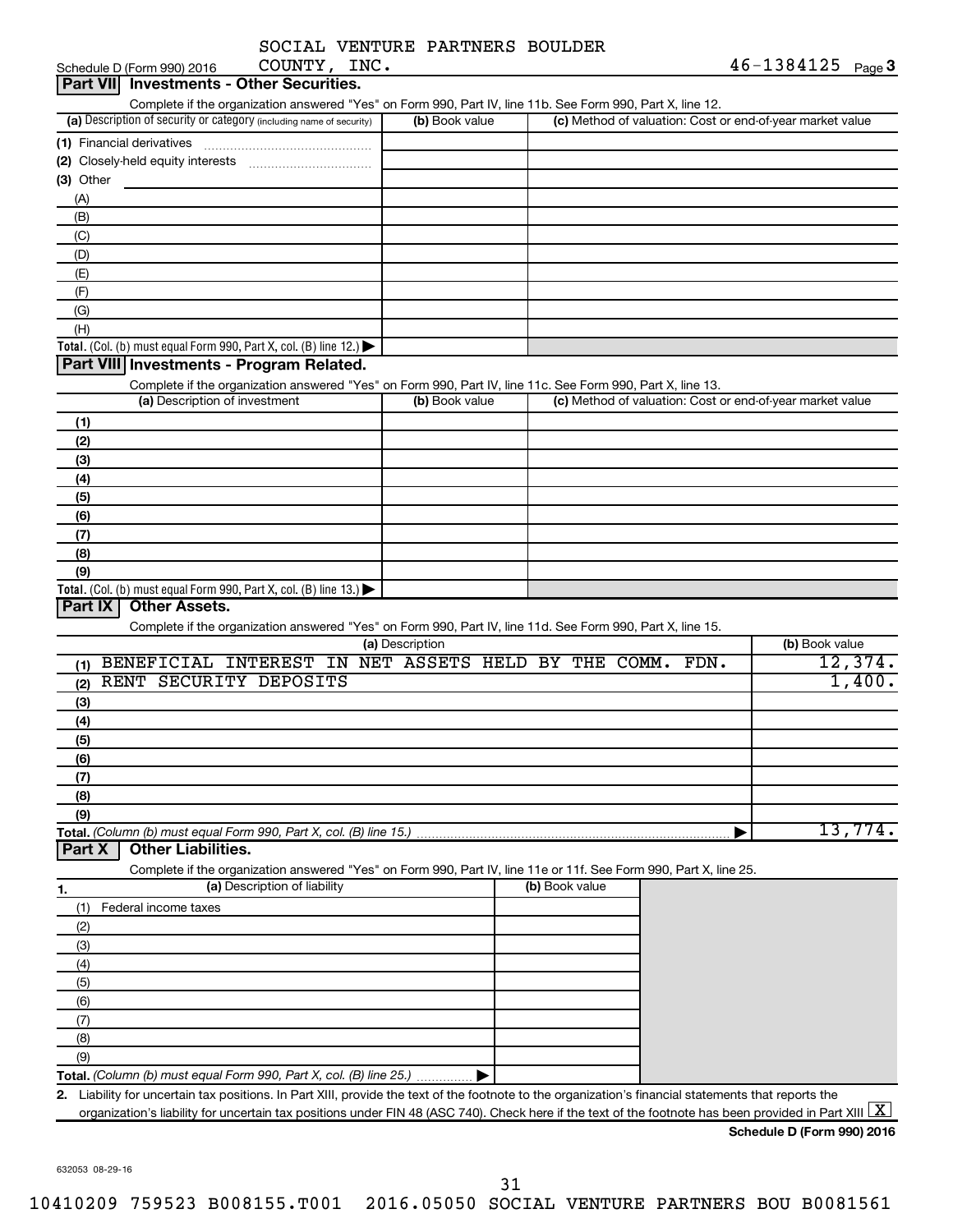SOCIAL VENTURE PARTNERS BOULDER COUNTY, INC. 46-1384125

Schedule D (Form 990) 2016

## Part VII Investments - Other Securities.

Complete if the organization answered "Yes" on Form 990, Part IV, line 11b. See Form 990, Part X, line 12.

| (a) Description of security or category (including name of security) | (b) Book value | (c) Method of valuation: Cost or end-of-year market value |
|---|---|---|
| (1) Financial derivatives | | |
| (2) Closely-held equity interests | | |
| (3) Other | | |
| (A) | | |
| (B) | | |
| (C) | | |
| (D) | | |
| (E) | | |
| (F) | | |
| (G) | | |
| (H) | | |
| **Total.** (Col. (b) must equal Form 990, Part X, col. (B) line 12.) ▶ | | |

## Part VIII Investments - Program Related.

Complete if the organization answered "Yes" on Form 990, Part IV, line 11c. See Form 990, Part X, line 13.

| (a) Description of investment | (b) Book value | (c) Method of valuation: Cost or end-of-year market value |
|---|---|---|
| (1) | | |
| (2) | | |
| (3) | | |
| (4) | | |
| (5) | | |
| (6) | | |
| (7) | | |
| (8) | | |
| (9) | | |
| **Total.** (Col. (b) must equal Form 990, Part X, col. (B) line 13.) ▶ | | |

## Part IX Other Assets.

Complete if the organization answered "Yes" on Form 990, Part IV, line 11d. See Form 990, Part X, line 15.

| (a) Description | (b) Book value |
|---|---|
| (1) BENEFICIAL INTEREST IN NET ASSETS HELD BY THE COMM. FDN. | 12,374. |
| (2) RENT SECURITY DEPOSITS | 1,400. |
| (3) | |
| (4) | |
| (5) | |
| (6) | |
| (7) | |
| (8) | |
| (9) | |
| **Total.** *(Column (b) must equal Form 990, Part X, col. (B) line 15.)* ▶ | 13,774. |

## Part X Other Liabilities.

Complete if the organization answered "Yes" on Form 990, Part IV, line 11e or 11f. See Form 990, Part X, line 25.

| 1. (a) Description of liability | (b) Book value |
|---|---|
| (1) Federal income taxes | |
| (2) | |
| (3) | |
| (4) | |
| (5) | |
| (6) | |
| (7) | |
| (8) | |
| (9) | |
| **Total.** *(Column (b) must equal Form 990, Part X, col. (B) line 25.)* ▶ | |

2. Liability for uncertain tax positions. In Part XIII, provide the text of the footnote to the organization's financial statements that reports the organization's liability for uncertain tax positions under FIN 48 (ASC 740). Check here if the text of the footnote has been provided in Part XIII [X]

**Schedule D (Form 990) 2016**

632053 08-29-16

10410209 759523 B008155.T001 2016.05050 SOCIAL VENTURE PARTNERS BOU B0081561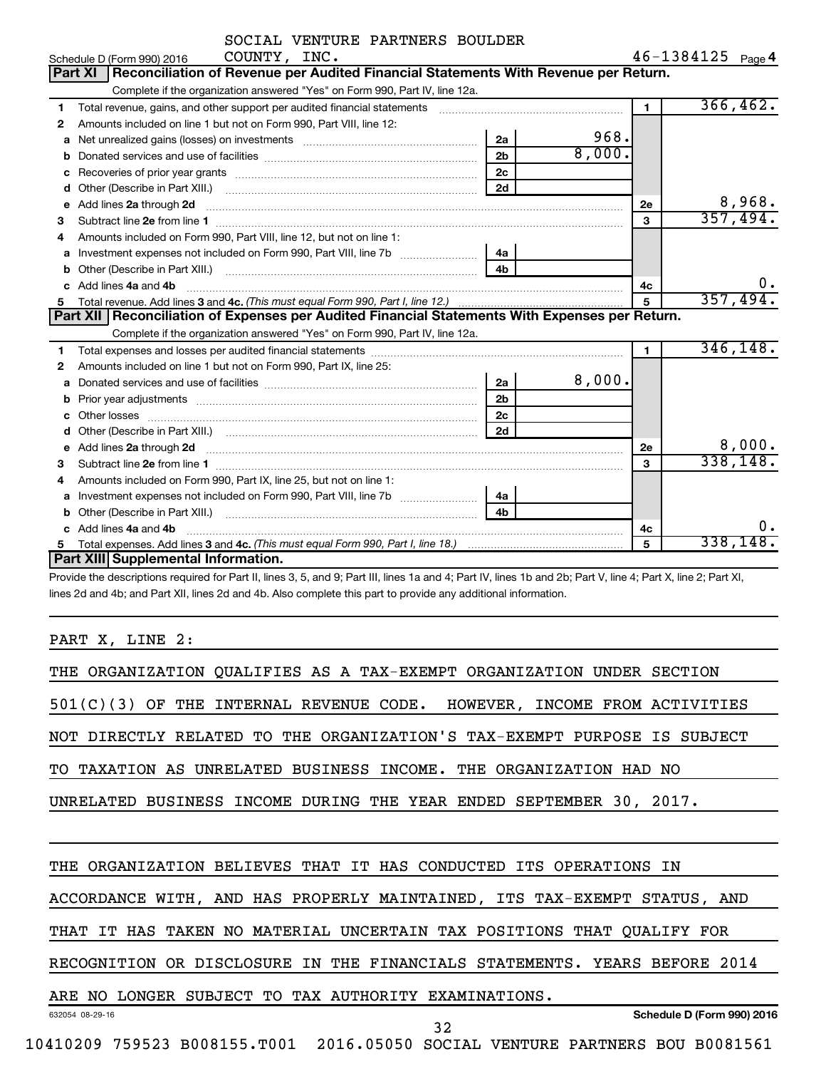SOCIAL VENTURE PARTNERS BOULDER COUNTY, INC.

Schedule D (Form 990) 2016 — 46-1384125 Page 4

## Part XI Reconciliation of Revenue per Audited Financial Statements With Revenue per Return.

Complete if the organization answered "Yes" on Form 990, Part IV, line 12a.

| | | | | | |
|---|---|---|---|---|---|
| 1 | Total revenue, gains, and other support per audited financial statements | | | 1 | 366,462. |
| 2 | Amounts included on line 1 but not on Form 990, Part VIII, line 12: | | | | |
| a | Net unrealized gains (losses) on investments | 2a | 968. | | |
| b | Donated services and use of facilities | 2b | 8,000. | | |
| c | Recoveries of prior year grants | 2c | | | |
| d | Other (Describe in Part XIII.) | 2d | | | |
| e | Add lines 2a through 2d | | | 2e | 8,968. |
| 3 | Subtract line 2e from line 1 | | | 3 | 357,494. |
| 4 | Amounts included on Form 990, Part VIII, line 12, but not on line 1: | | | | |
| a | Investment expenses not included on Form 990, Part VIII, line 7b | 4a | | | |
| b | Other (Describe in Part XIII.) | 4b | | | |
| c | Add lines 4a and 4b | | | 4c | 0. |
| 5 | Total revenue. Add lines 3 and 4c. *(This must equal Form 990, Part I, line 12.)* | | | 5 | 357,494. |

## Part XII Reconciliation of Expenses per Audited Financial Statements With Expenses per Return.

Complete if the organization answered "Yes" on Form 990, Part IV, line 12a.

| | | | | | |
|---|---|---|---|---|---|
| 1 | Total expenses and losses per audited financial statements | | | 1 | 346,148. |
| 2 | Amounts included on line 1 but not on Form 990, Part IX, line 25: | | | | |
| a | Donated services and use of facilities | 2a | 8,000. | | |
| b | Prior year adjustments | 2b | | | |
| c | Other losses | 2c | | | |
| d | Other (Describe in Part XIII.) | 2d | | | |
| e | Add lines 2a through 2d | | | 2e | 8,000. |
| 3 | Subtract line 2e from line 1 | | | 3 | 338,148. |
| 4 | Amounts included on Form 990, Part IX, line 25, but not on line 1: | | | | |
| a | Investment expenses not included on Form 990, Part VIII, line 7b | 4a | | | |
| b | Other (Describe in Part XIII.) | 4b | | | |
| c | Add lines 4a and 4b | | | 4c | 0. |
| 5 | Total expenses. Add lines 3 and 4c. *(This must equal Form 990, Part I, line 18.)* | | | 5 | 338,148. |

## Part XIII Supplemental Information.

Provide the descriptions required for Part II, lines 3, 5, and 9; Part III, lines 1a and 4; Part IV, lines 1b and 2b; Part V, line 4; Part X, line 2; Part XI, lines 2d and 4b; and Part XII, lines 2d and 4b. Also complete this part to provide any additional information.

PART X, LINE 2:

THE ORGANIZATION QUALIFIES AS A TAX-EXEMPT ORGANIZATION UNDER SECTION 501(C)(3) OF THE INTERNAL REVENUE CODE. HOWEVER, INCOME FROM ACTIVITIES NOT DIRECTLY RELATED TO THE ORGANIZATION'S TAX-EXEMPT PURPOSE IS SUBJECT TO TAXATION AS UNRELATED BUSINESS INCOME. THE ORGANIZATION HAD NO UNRELATED BUSINESS INCOME DURING THE YEAR ENDED SEPTEMBER 30, 2017.

THE ORGANIZATION BELIEVES THAT IT HAS CONDUCTED ITS OPERATIONS IN ACCORDANCE WITH, AND HAS PROPERLY MAINTAINED, ITS TAX-EXEMPT STATUS, AND THAT IT HAS TAKEN NO MATERIAL UNCERTAIN TAX POSITIONS THAT QUALIFY FOR RECOGNITION OR DISCLOSURE IN THE FINANCIALS STATEMENTS. YEARS BEFORE 2014 ARE NO LONGER SUBJECT TO TAX AUTHORITY EXAMINATIONS.

632054 08-29-16 — Schedule D (Form 990) 2016

10410209 759523 B008155.T001 2016.05050 SOCIAL VENTURE PARTNERS BOU B0081561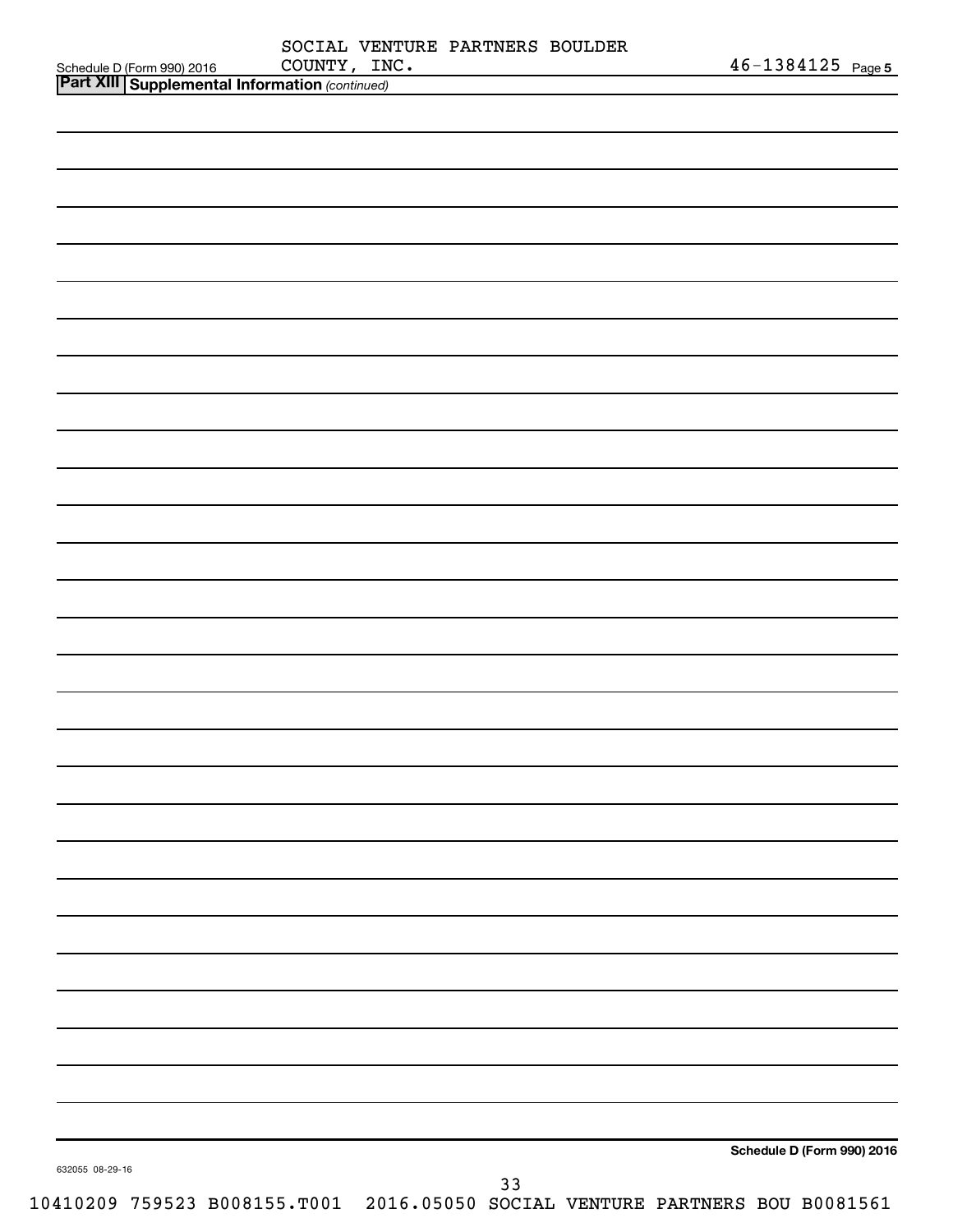Schedule D (Form 990) 2016 SOCIAL VENTURE PARTNERS BOULDER COUNTY, INC. 46-1384125 Page 5

**Part XIII | Supplemental Information** *(continued)*

**Schedule D (Form 990) 2016**

632055 08-29-16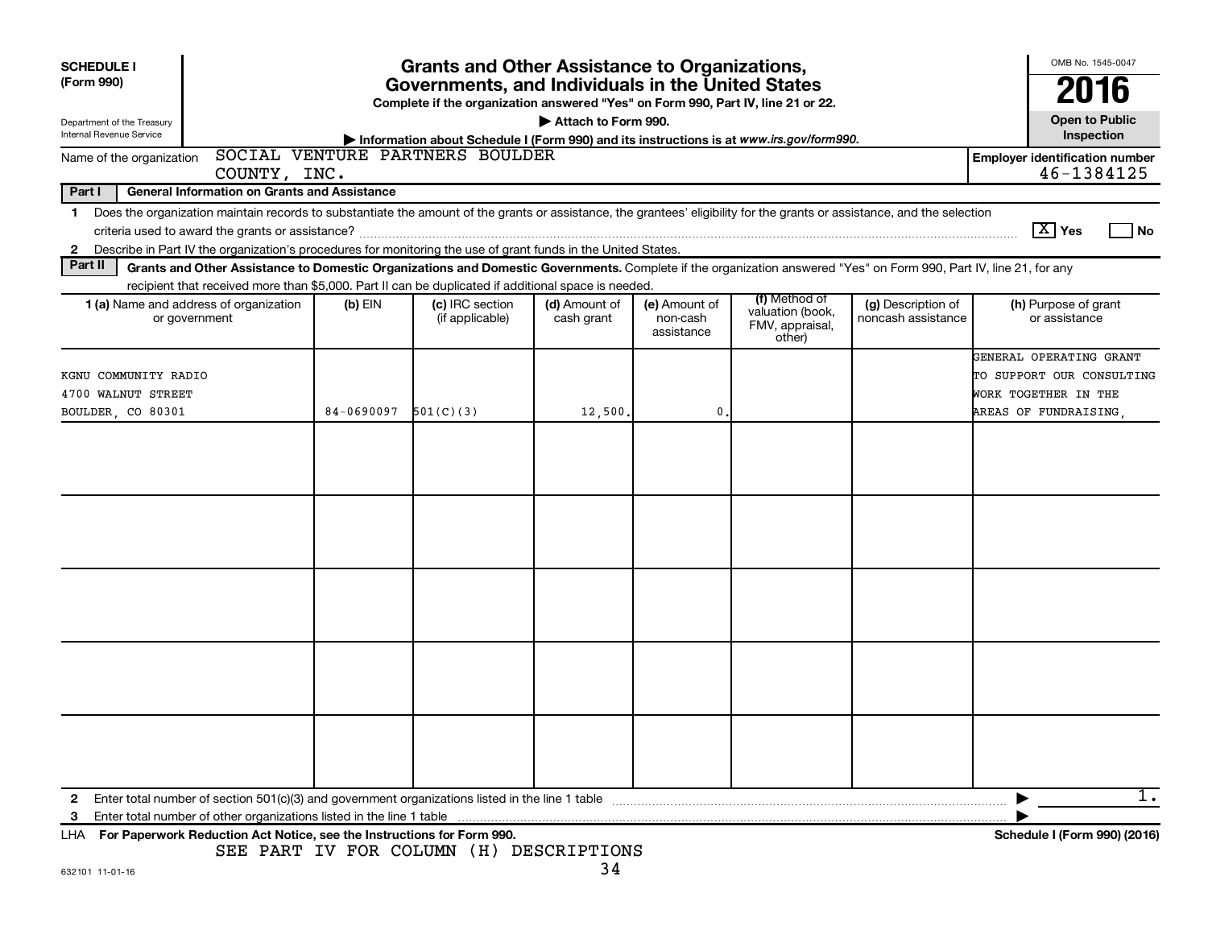**SCHEDULE I (Form 990)**

Department of the Treasury
Internal Revenue Service

# Grants and Other Assistance to Organizations, Governments, and Individuals in the United States

**Complete if the organization answered "Yes" on Form 990, Part IV, line 21 or 22.**

▶ **Attach to Form 990.**

▶ **Information about Schedule I (Form 990) and its instructions is at www.irs.gov/form990.**

OMB No. 1545-0047

**2016**

**Open to Public Inspection**

Name of the organization: SOCIAL VENTURE PARTNERS BOULDER COUNTY, INC.

**Employer identification number:** 46-1384125

## Part I General Information on Grants and Assistance

1 Does the organization maintain records to substantiate the amount of the grants or assistance, the grantees' eligibility for the grants or assistance, and the selection criteria used to award the grants or assistance? [X] Yes [ ] No

2 Describe in Part IV the organization's procedures for monitoring the use of grant funds in the United States.

## Part II Grants and Other Assistance to Domestic Organizations and Domestic Governments.

Complete if the organization answered "Yes" on Form 990, Part IV, line 21, for any recipient that received more than $5,000. Part II can be duplicated if additional space is needed.

| 1 (a) Name and address of organization or government | (b) EIN | (c) IRC section (if applicable) | (d) Amount of cash grant | (e) Amount of non-cash assistance | (f) Method of valuation (book, FMV, appraisal, other) | (g) Description of noncash assistance | (h) Purpose of grant or assistance |
|---|---|---|---|---|---|---|---|
| KGNU COMMUNITY RADIO 4700 WALNUT STREET BOULDER, CO 80301 | 84-0690097 | 501(C)(3) | 12,500. | 0. | | | GENERAL OPERATING GRANT TO SUPPORT OUR CONSULTING WORK TOGETHER IN THE AREAS OF FUNDRAISING, |
| | | | | | | | |
| | | | | | | | |
| | | | | | | | |
| | | | | | | | |
| | | | | | | | |

2 Enter total number of section 501(c)(3) and government organizations listed in the line 1 table ▶ 1.

3 Enter total number of other organizations listed in the line 1 table ▶

LHA **For Paperwork Reduction Act Notice, see the Instructions for Form 990.** **Schedule I (Form 990) (2016)**

SEE PART IV FOR COLUMN (H) DESCRIPTIONS

632101 11-01-16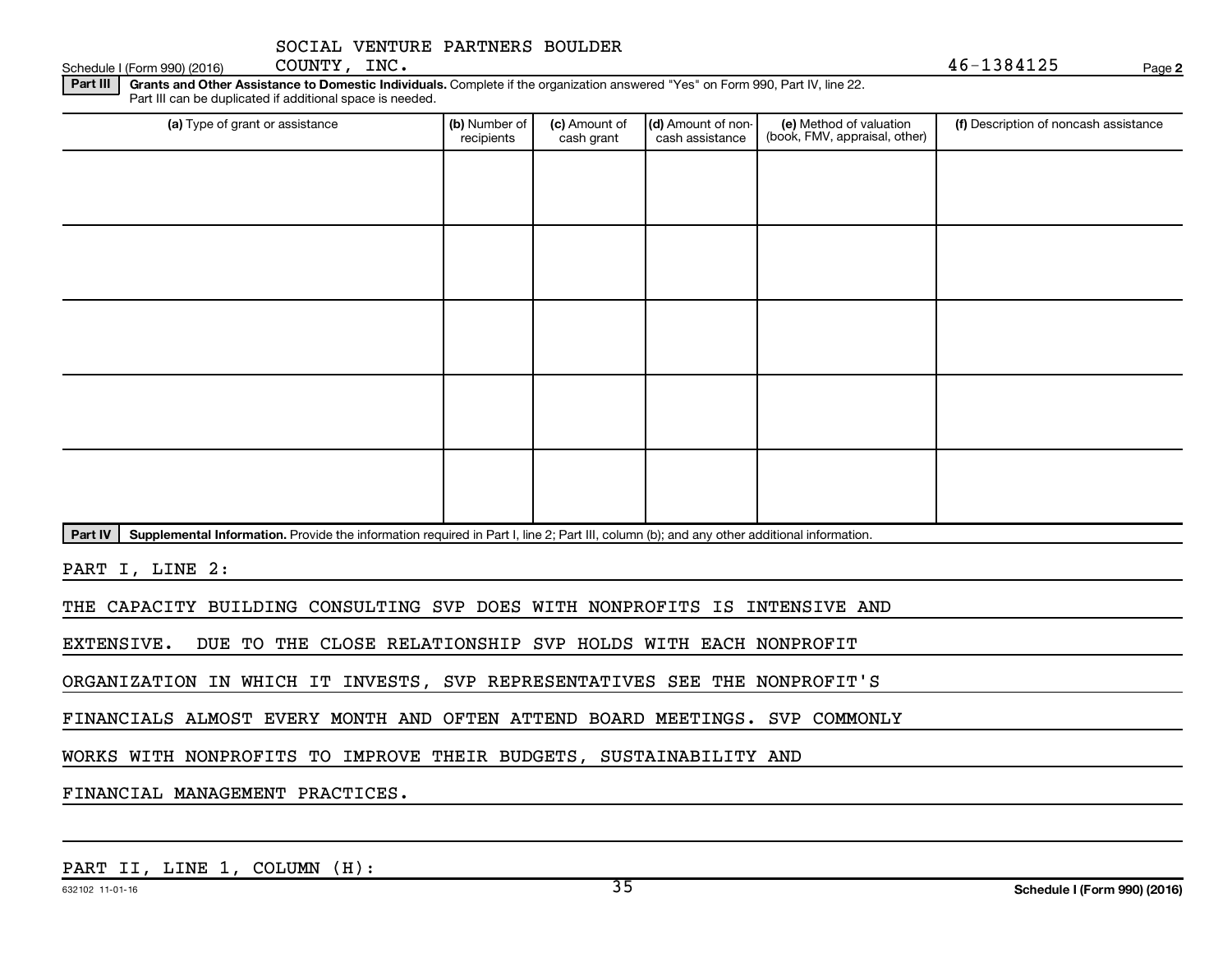SOCIAL VENTURE PARTNERS BOULDER COUNTY, INC. 46-1384125

**Part III** **Grants and Other Assistance to Domestic Individuals.** Complete if the organization answered "Yes" on Form 990, Part IV, line 22. Part III can be duplicated if additional space is needed.

| (a) Type of grant or assistance | (b) Number of recipients | (c) Amount of cash grant | (d) Amount of non-cash assistance | (e) Method of valuation (book, FMV, appraisal, other) | (f) Description of noncash assistance |
|---|---|---|---|---|---|
| | | | | | |
| | | | | | |
| | | | | | |
| | | | | | |
| | | | | | |

**Part IV** **Supplemental Information.** Provide the information required in Part I, line 2; Part III, column (b); and any other additional information.

PART I, LINE 2:

THE CAPACITY BUILDING CONSULTING SVP DOES WITH NONPROFITS IS INTENSIVE AND EXTENSIVE. DUE TO THE CLOSE RELATIONSHIP SVP HOLDS WITH EACH NONPROFIT ORGANIZATION IN WHICH IT INVESTS, SVP REPRESENTATIVES SEE THE NONPROFIT'S FINANCIALS ALMOST EVERY MONTH AND OFTEN ATTEND BOARD MEETINGS. SVP COMMONLY WORKS WITH NONPROFITS TO IMPROVE THEIR BUDGETS, SUSTAINABILITY AND FINANCIAL MANAGEMENT PRACTICES.

PART II, LINE 1, COLUMN (H):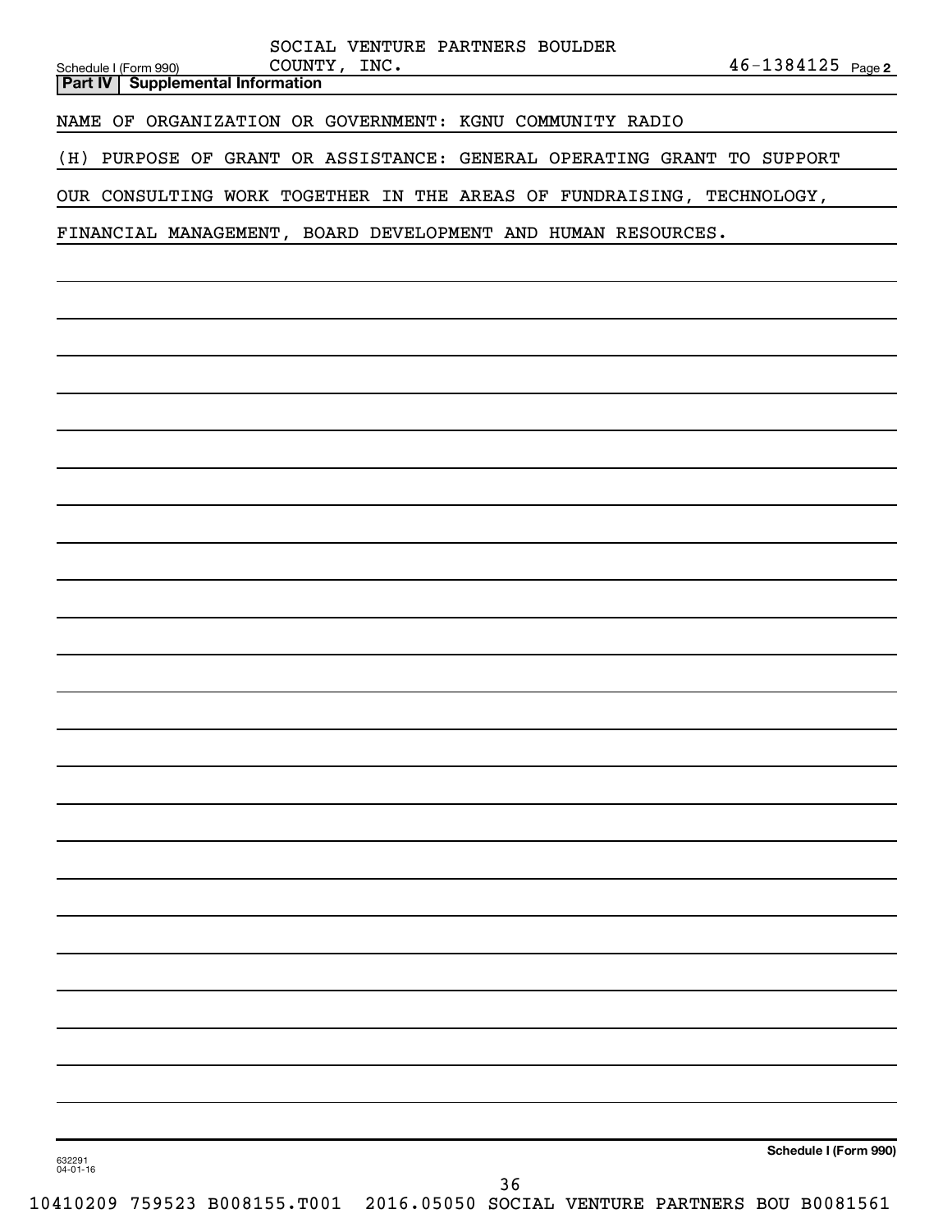Schedule I (Form 990) SOCIAL VENTURE PARTNERS BOULDER COUNTY, INC. 46-1384125 Page 2

**Part IV | Supplemental Information**

NAME OF ORGANIZATION OR GOVERNMENT: KGNU COMMUNITY RADIO

(H) PURPOSE OF GRANT OR ASSISTANCE: GENERAL OPERATING GRANT TO SUPPORT OUR CONSULTING WORK TOGETHER IN THE AREAS OF FUNDRAISING, TECHNOLOGY, FINANCIAL MANAGEMENT, BOARD DEVELOPMENT AND HUMAN RESOURCES.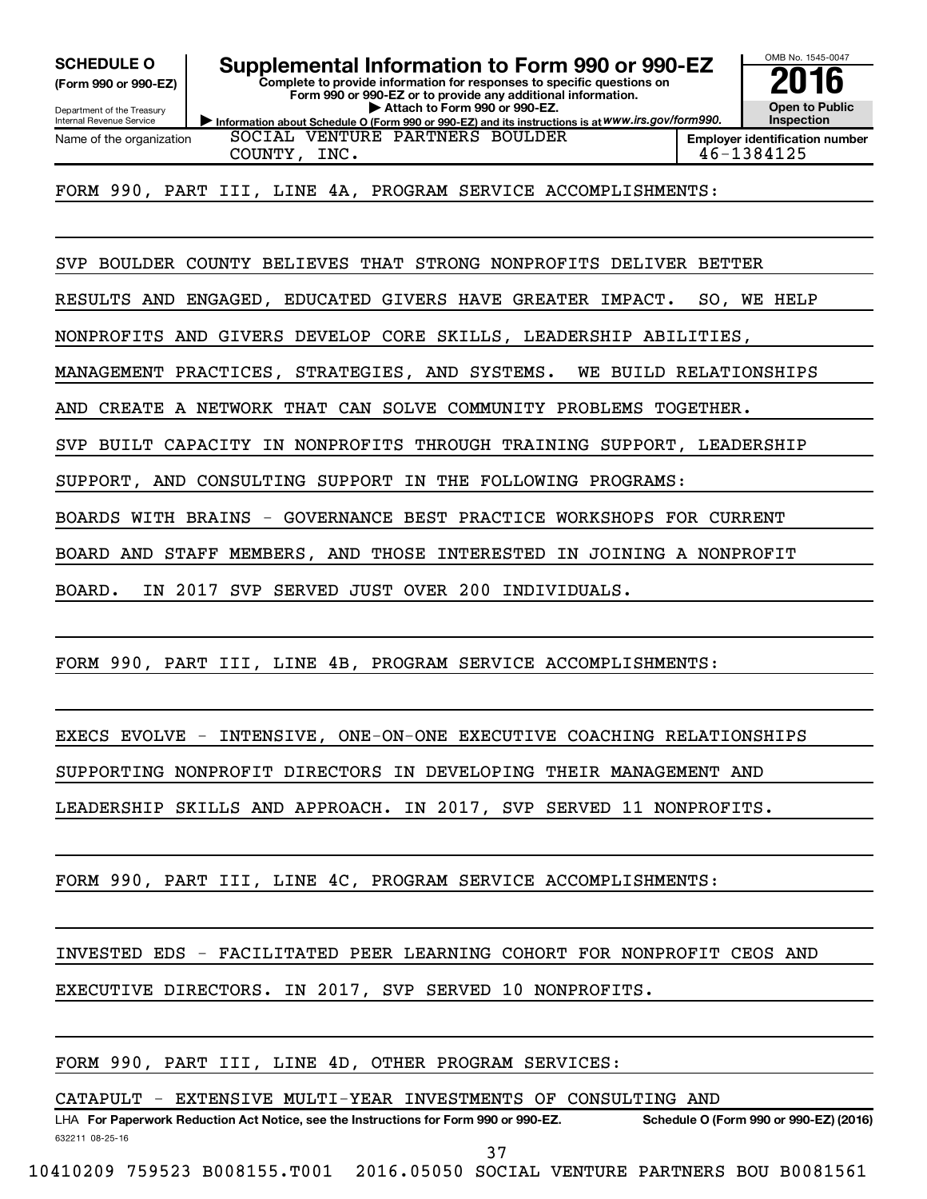**SCHEDULE O**
**(Form 990 or 990-EZ)**

Department of the Treasury
Internal Revenue Service

# Supplemental Information to Form 990 or 990-EZ

**Complete to provide information for responses to specific questions on Form 990 or 990-EZ or to provide any additional information.**
**▶ Attach to Form 990 or 990-EZ.**
**▶ Information about Schedule O (Form 990 or 990-EZ) and its instructions is at** *www.irs.gov/form990.*

OMB No. 1545-0047
**2016**
**Open to Public Inspection**

| Name of the organization | Employer identification number |
|---|---|
| SOCIAL VENTURE PARTNERS BOULDER COUNTY, INC. | 46-1384125 |

FORM 990, PART III, LINE 4A, PROGRAM SERVICE ACCOMPLISHMENTS:

SVP BOULDER COUNTY BELIEVES THAT STRONG NONPROFITS DELIVER BETTER RESULTS AND ENGAGED, EDUCATED GIVERS HAVE GREATER IMPACT. SO, WE HELP NONPROFITS AND GIVERS DEVELOP CORE SKILLS, LEADERSHIP ABILITIES, MANAGEMENT PRACTICES, STRATEGIES, AND SYSTEMS. WE BUILD RELATIONSHIPS AND CREATE A NETWORK THAT CAN SOLVE COMMUNITY PROBLEMS TOGETHER. SVP BUILT CAPACITY IN NONPROFITS THROUGH TRAINING SUPPORT, LEADERSHIP SUPPORT, AND CONSULTING SUPPORT IN THE FOLLOWING PROGRAMS: BOARDS WITH BRAINS - GOVERNANCE BEST PRACTICE WORKSHOPS FOR CURRENT BOARD AND STAFF MEMBERS, AND THOSE INTERESTED IN JOINING A NONPROFIT BOARD. IN 2017 SVP SERVED JUST OVER 200 INDIVIDUALS.

FORM 990, PART III, LINE 4B, PROGRAM SERVICE ACCOMPLISHMENTS:

EXECS EVOLVE - INTENSIVE, ONE-ON-ONE EXECUTIVE COACHING RELATIONSHIPS SUPPORTING NONPROFIT DIRECTORS IN DEVELOPING THEIR MANAGEMENT AND LEADERSHIP SKILLS AND APPROACH. IN 2017, SVP SERVED 11 NONPROFITS.

FORM 990, PART III, LINE 4C, PROGRAM SERVICE ACCOMPLISHMENTS:

INVESTED EDS - FACILITATED PEER LEARNING COHORT FOR NONPROFIT CEOS AND EXECUTIVE DIRECTORS. IN 2017, SVP SERVED 10 NONPROFITS.

FORM 990, PART III, LINE 4D, OTHER PROGRAM SERVICES:

CATAPULT - EXTENSIVE MULTI-YEAR INVESTMENTS OF CONSULTING AND

LHA **For Paperwork Reduction Act Notice, see the Instructions for Form 990 or 990-EZ.** **Schedule O (Form 990 or 990-EZ) (2016)**
632211 08-25-16

10410209 759523 B008155.T001 2016.05050 SOCIAL VENTURE PARTNERS BOU B0081561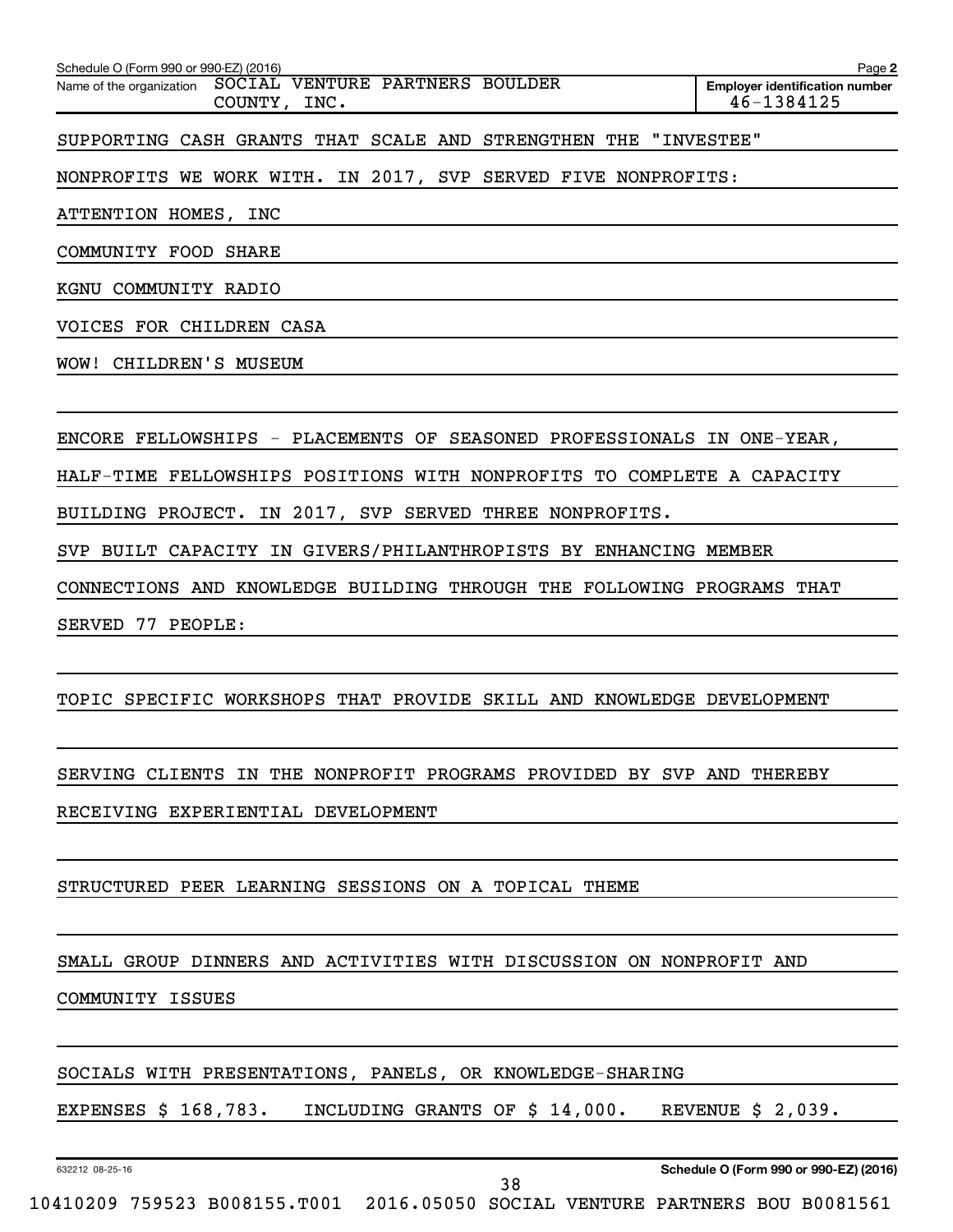Schedule O (Form 990 or 990-EZ) (2016)

Name of the organization: SOCIAL VENTURE PARTNERS BOULDER COUNTY, INC.

Employer identification number: 46-1384125

SUPPORTING CASH GRANTS THAT SCALE AND STRENGTHEN THE "INVESTEE" NONPROFITS WE WORK WITH. IN 2017, SVP SERVED FIVE NONPROFITS:

ATTENTION HOMES, INC

COMMUNITY FOOD SHARE

KGNU COMMUNITY RADIO

VOICES FOR CHILDREN CASA

WOW! CHILDREN'S MUSEUM

ENCORE FELLOWSHIPS - PLACEMENTS OF SEASONED PROFESSIONALS IN ONE-YEAR, HALF-TIME FELLOWSHIPS POSITIONS WITH NONPROFITS TO COMPLETE A CAPACITY BUILDING PROJECT. IN 2017, SVP SERVED THREE NONPROFITS.

SVP BUILT CAPACITY IN GIVERS/PHILANTHROPISTS BY ENHANCING MEMBER CONNECTIONS AND KNOWLEDGE BUILDING THROUGH THE FOLLOWING PROGRAMS THAT SERVED 77 PEOPLE:

TOPIC SPECIFIC WORKSHOPS THAT PROVIDE SKILL AND KNOWLEDGE DEVELOPMENT

SERVING CLIENTS IN THE NONPROFIT PROGRAMS PROVIDED BY SVP AND THEREBY RECEIVING EXPERIENTIAL DEVELOPMENT

STRUCTURED PEER LEARNING SESSIONS ON A TOPICAL THEME

SMALL GROUP DINNERS AND ACTIVITIES WITH DISCUSSION ON NONPROFIT AND COMMUNITY ISSUES

SOCIALS WITH PRESENTATIONS, PANELS, OR KNOWLEDGE-SHARING

EXPENSES $ 168,783. INCLUDING GRANTS OF $ 14,000. REVENUE $ 2,039.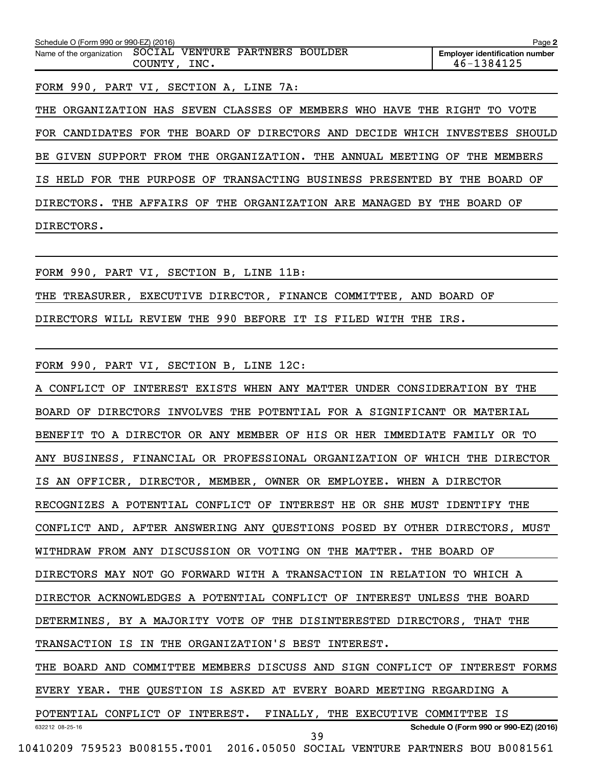Schedule O (Form 990 or 990-EZ) (2016)

Name of the organization: SOCIAL VENTURE PARTNERS BOULDER COUNTY, INC.

Employer identification number: 46-1384125

FORM 990, PART VI, SECTION A, LINE 7A:

THE ORGANIZATION HAS SEVEN CLASSES OF MEMBERS WHO HAVE THE RIGHT TO VOTE FOR CANDIDATES FOR THE BOARD OF DIRECTORS AND DECIDE WHICH INVESTEES SHOULD BE GIVEN SUPPORT FROM THE ORGANIZATION. THE ANNUAL MEETING OF THE MEMBERS IS HELD FOR THE PURPOSE OF TRANSACTING BUSINESS PRESENTED BY THE BOARD OF DIRECTORS. THE AFFAIRS OF THE ORGANIZATION ARE MANAGED BY THE BOARD OF DIRECTORS.

FORM 990, PART VI, SECTION B, LINE 11B:

THE TREASURER, EXECUTIVE DIRECTOR, FINANCE COMMITTEE, AND BOARD OF DIRECTORS WILL REVIEW THE 990 BEFORE IT IS FILED WITH THE IRS.

FORM 990, PART VI, SECTION B, LINE 12C:

A CONFLICT OF INTEREST EXISTS WHEN ANY MATTER UNDER CONSIDERATION BY THE BOARD OF DIRECTORS INVOLVES THE POTENTIAL FOR A SIGNIFICANT OR MATERIAL BENEFIT TO A DIRECTOR OR ANY MEMBER OF HIS OR HER IMMEDIATE FAMILY OR TO ANY BUSINESS, FINANCIAL OR PROFESSIONAL ORGANIZATION OF WHICH THE DIRECTOR IS AN OFFICER, DIRECTOR, MEMBER, OWNER OR EMPLOYEE. WHEN A DIRECTOR RECOGNIZES A POTENTIAL CONFLICT OF INTEREST HE OR SHE MUST IDENTIFY THE CONFLICT AND, AFTER ANSWERING ANY QUESTIONS POSED BY OTHER DIRECTORS, MUST WITHDRAW FROM ANY DISCUSSION OR VOTING ON THE MATTER. THE BOARD OF DIRECTORS MAY NOT GO FORWARD WITH A TRANSACTION IN RELATION TO WHICH A DIRECTOR ACKNOWLEDGES A POTENTIAL CONFLICT OF INTEREST UNLESS THE BOARD DETERMINES, BY A MAJORITY VOTE OF THE DISINTERESTED DIRECTORS, THAT THE TRANSACTION IS IN THE ORGANIZATION'S BEST INTEREST.

THE BOARD AND COMMITTEE MEMBERS DISCUSS AND SIGN CONFLICT OF INTEREST FORMS EVERY YEAR. THE QUESTION IS ASKED AT EVERY BOARD MEETING REGARDING A POTENTIAL CONFLICT OF INTEREST. FINALLY, THE EXECUTIVE COMMITTEE IS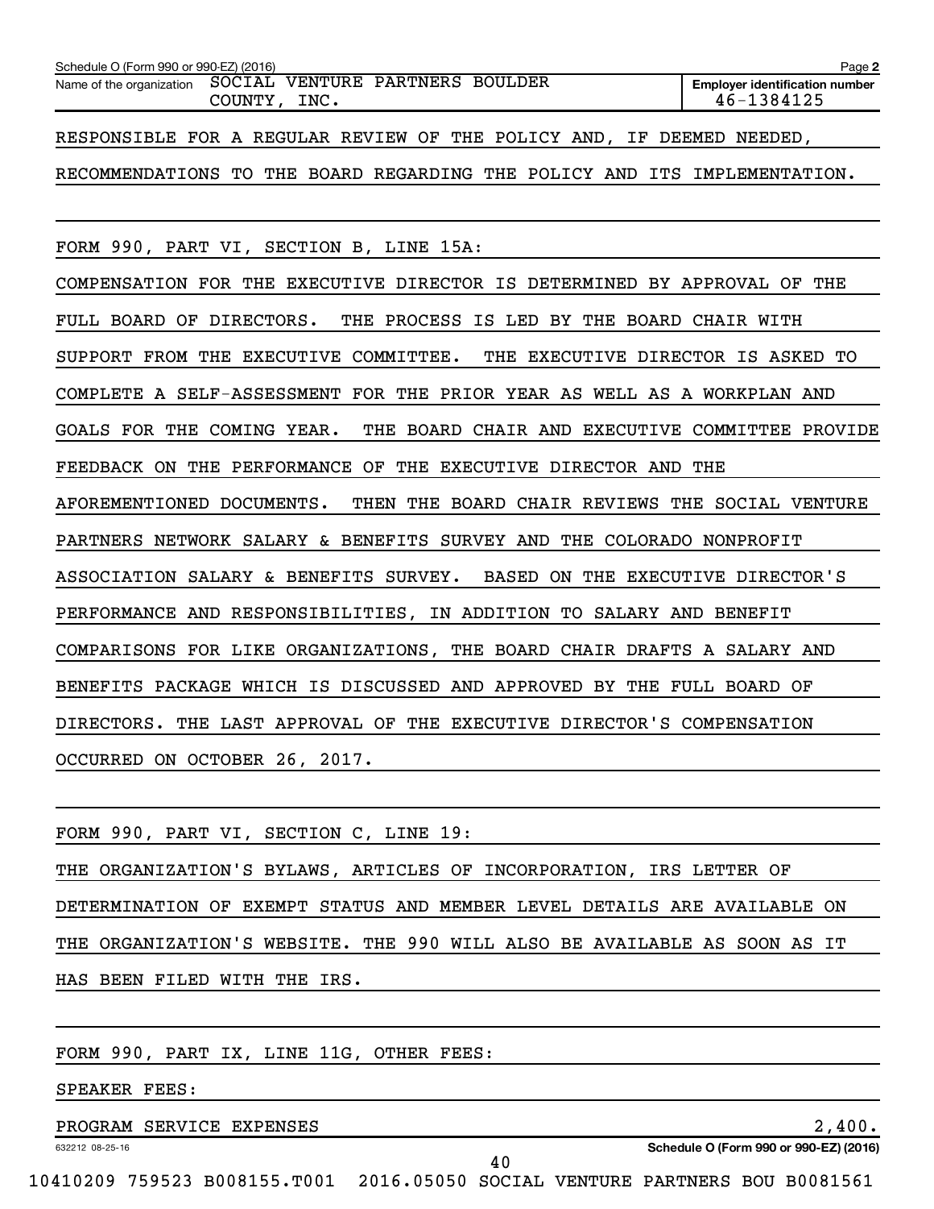Schedule O (Form 990 or 990-EZ) (2016) Page **2**

Name of the organization SOCIAL VENTURE PARTNERS BOULDER COUNTY, INC.

**Employer identification number** 46-1384125

RESPONSIBLE FOR A REGULAR REVIEW OF THE POLICY AND, IF DEEMED NEEDED, RECOMMENDATIONS TO THE BOARD REGARDING THE POLICY AND ITS IMPLEMENTATION.

FORM 990, PART VI, SECTION B, LINE 15A:

COMPENSATION FOR THE EXECUTIVE DIRECTOR IS DETERMINED BY APPROVAL OF THE FULL BOARD OF DIRECTORS. THE PROCESS IS LED BY THE BOARD CHAIR WITH SUPPORT FROM THE EXECUTIVE COMMITTEE. THE EXECUTIVE DIRECTOR IS ASKED TO COMPLETE A SELF-ASSESSMENT FOR THE PRIOR YEAR AS WELL AS A WORKPLAN AND GOALS FOR THE COMING YEAR. THE BOARD CHAIR AND EXECUTIVE COMMITTEE PROVIDE FEEDBACK ON THE PERFORMANCE OF THE EXECUTIVE DIRECTOR AND THE AFOREMENTIONED DOCUMENTS. THEN THE BOARD CHAIR REVIEWS THE SOCIAL VENTURE PARTNERS NETWORK SALARY & BENEFITS SURVEY AND THE COLORADO NONPROFIT ASSOCIATION SALARY & BENEFITS SURVEY. BASED ON THE EXECUTIVE DIRECTOR'S PERFORMANCE AND RESPONSIBILITIES, IN ADDITION TO SALARY AND BENEFIT COMPARISONS FOR LIKE ORGANIZATIONS, THE BOARD CHAIR DRAFTS A SALARY AND BENEFITS PACKAGE WHICH IS DISCUSSED AND APPROVED BY THE FULL BOARD OF DIRECTORS. THE LAST APPROVAL OF THE EXECUTIVE DIRECTOR'S COMPENSATION OCCURRED ON OCTOBER 26, 2017.

FORM 990, PART VI, SECTION C, LINE 19:

THE ORGANIZATION'S BYLAWS, ARTICLES OF INCORPORATION, IRS LETTER OF DETERMINATION OF EXEMPT STATUS AND MEMBER LEVEL DETAILS ARE AVAILABLE ON THE ORGANIZATION'S WEBSITE. THE 990 WILL ALSO BE AVAILABLE AS SOON AS IT HAS BEEN FILED WITH THE IRS.

FORM 990, PART IX, LINE 11G, OTHER FEES:

SPEAKER FEES:

| | |
|---|---|
| PROGRAM SERVICE EXPENSES | 2,400. |

632212 08-25-16

**Schedule O (Form 990 or 990-EZ) (2016)**

10410209 759523 B008155.T001 2016.05050 SOCIAL VENTURE PARTNERS BOU B0081561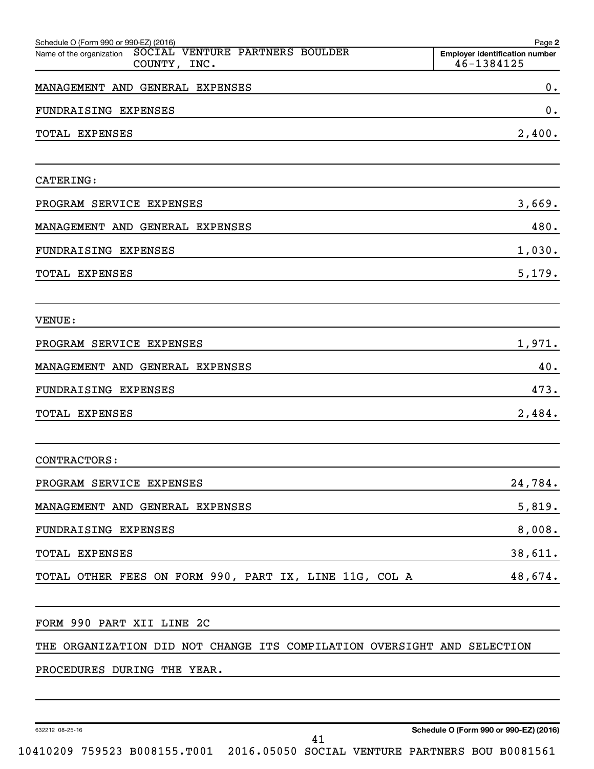Schedule O (Form 990 or 990-EZ) (2016)

Name of the organization: SOCIAL VENTURE PARTNERS BOULDER COUNTY, INC.

Employer identification number: 46-1384125

| | |
|---|---|
| MANAGEMENT AND GENERAL EXPENSES | 0. |
| FUNDRAISING EXPENSES | 0. |
| TOTAL EXPENSES | 2,400. |
| | |
| CATERING: | |
| PROGRAM SERVICE EXPENSES | 3,669. |
| MANAGEMENT AND GENERAL EXPENSES | 480. |
| FUNDRAISING EXPENSES | 1,030. |
| TOTAL EXPENSES | 5,179. |
| | |
| VENUE: | |
| PROGRAM SERVICE EXPENSES | 1,971. |
| MANAGEMENT AND GENERAL EXPENSES | 40. |
| FUNDRAISING EXPENSES | 473. |
| TOTAL EXPENSES | 2,484. |
| | |
| CONTRACTORS: | |
| PROGRAM SERVICE EXPENSES | 24,784. |
| MANAGEMENT AND GENERAL EXPENSES | 5,819. |
| FUNDRAISING EXPENSES | 8,008. |
| TOTAL EXPENSES | 38,611. |
| TOTAL OTHER FEES ON FORM 990, PART IX, LINE 11G, COL A | 48,674. |

FORM 990 PART XII LINE 2C

THE ORGANIZATION DID NOT CHANGE ITS COMPILATION OVERSIGHT AND SELECTION PROCEDURES DURING THE YEAR.

632212 08-25-16

Schedule O (Form 990 or 990-EZ) (2016)

10410209 759523 B008155.T001 2016.05050 SOCIAL VENTURE PARTNERS BOU B0081561